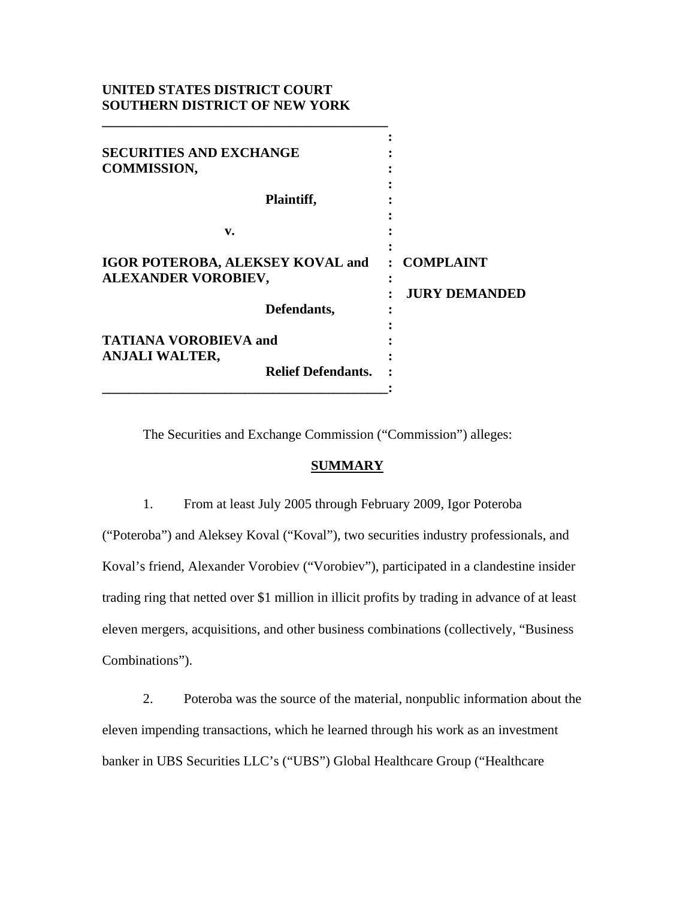**UNITED STATES DISTRICT COURT**
**SOUTHERN DISTRICT OF NEW YORK**

| | |
|---|---|
| **SECURITIES AND EXCHANGE COMMISSION,** | |
| **Plaintiff,** | |
| **v.** | |
| **IGOR POTEROBA, ALEKSEY KOVAL and ALEXANDER VOROBIEV,** | **COMPLAINT** |
| | **JURY DEMANDED** |
| **Defendants,** | |
| **TATIANA VOROBIEVA and ANJALI WALTER,** | |
| **Relief Defendants.** | |

The Securities and Exchange Commission ("Commission") alleges:

## SUMMARY

1. From at least July 2005 through February 2009, Igor Poteroba ("Poteroba") and Aleksey Koval ("Koval"), two securities industry professionals, and Koval's friend, Alexander Vorobiev ("Vorobiev"), participated in a clandestine insider trading ring that netted over $1 million in illicit profits by trading in advance of at least eleven mergers, acquisitions, and other business combinations (collectively, "Business Combinations").

2. Poteroba was the source of the material, nonpublic information about the eleven impending transactions, which he learned through his work as an investment banker in UBS Securities LLC's ("UBS") Global Healthcare Group ("Healthcare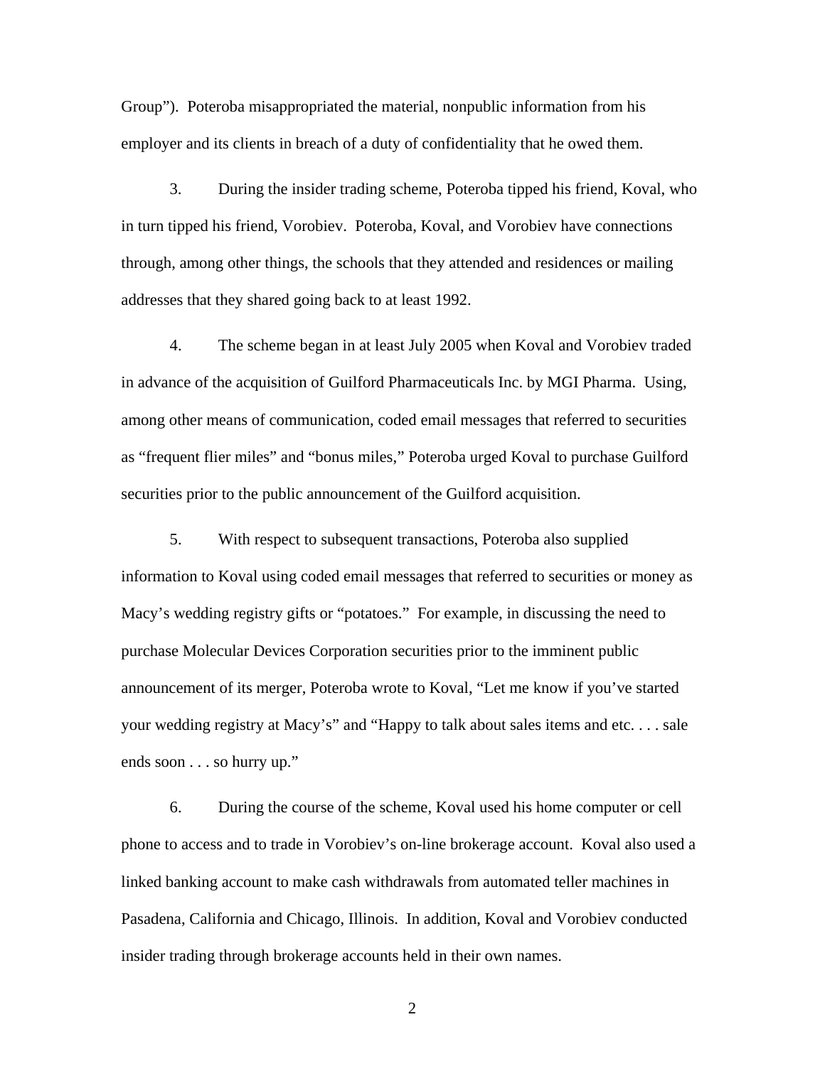Group"). Poteroba misappropriated the material, nonpublic information from his employer and its clients in breach of a duty of confidentiality that he owed them.

3. During the insider trading scheme, Poteroba tipped his friend, Koval, who in turn tipped his friend, Vorobiev. Poteroba, Koval, and Vorobiev have connections through, among other things, the schools that they attended and residences or mailing addresses that they shared going back to at least 1992.

4. The scheme began in at least July 2005 when Koval and Vorobiev traded in advance of the acquisition of Guilford Pharmaceuticals Inc. by MGI Pharma. Using, among other means of communication, coded email messages that referred to securities as "frequent flier miles" and "bonus miles," Poteroba urged Koval to purchase Guilford securities prior to the public announcement of the Guilford acquisition.

5. With respect to subsequent transactions, Poteroba also supplied information to Koval using coded email messages that referred to securities or money as Macy's wedding registry gifts or "potatoes." For example, in discussing the need to purchase Molecular Devices Corporation securities prior to the imminent public announcement of its merger, Poteroba wrote to Koval, "Let me know if you've started your wedding registry at Macy's" and "Happy to talk about sales items and etc. . . . sale ends soon . . . so hurry up."

6. During the course of the scheme, Koval used his home computer or cell phone to access and to trade in Vorobiev's on-line brokerage account. Koval also used a linked banking account to make cash withdrawals from automated teller machines in Pasadena, California and Chicago, Illinois. In addition, Koval and Vorobiev conducted insider trading through brokerage accounts held in their own names.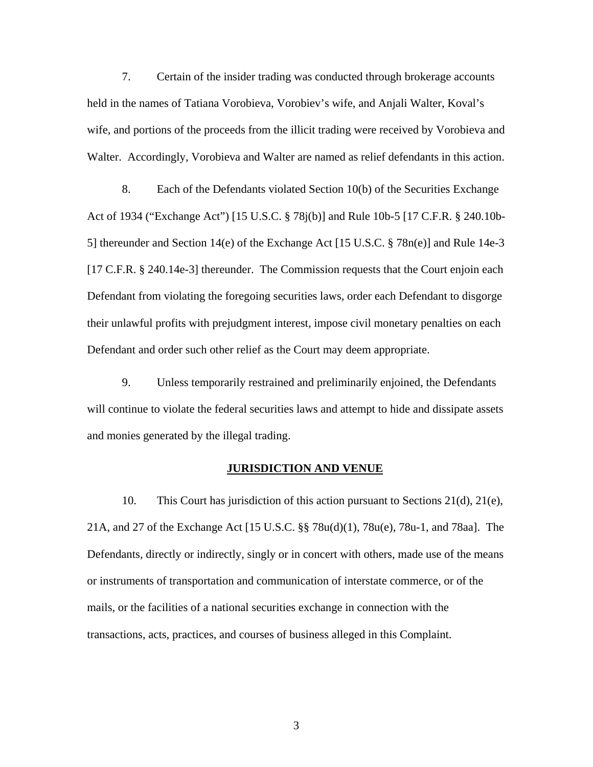7. Certain of the insider trading was conducted through brokerage accounts held in the names of Tatiana Vorobieva, Vorobiev's wife, and Anjali Walter, Koval's wife, and portions of the proceeds from the illicit trading were received by Vorobieva and Walter. Accordingly, Vorobieva and Walter are named as relief defendants in this action.

8. Each of the Defendants violated Section 10(b) of the Securities Exchange Act of 1934 ("Exchange Act") [15 U.S.C. § 78j(b)] and Rule 10b-5 [17 C.F.R. § 240.10b-5] thereunder and Section 14(e) of the Exchange Act [15 U.S.C. § 78n(e)] and Rule 14e-3 [17 C.F.R. § 240.14e-3] thereunder. The Commission requests that the Court enjoin each Defendant from violating the foregoing securities laws, order each Defendant to disgorge their unlawful profits with prejudgment interest, impose civil monetary penalties on each Defendant and order such other relief as the Court may deem appropriate.

9. Unless temporarily restrained and preliminarily enjoined, the Defendants will continue to violate the federal securities laws and attempt to hide and dissipate assets and monies generated by the illegal trading.

## JURISDICTION AND VENUE

10. This Court has jurisdiction of this action pursuant to Sections 21(d), 21(e), 21A, and 27 of the Exchange Act [15 U.S.C. §§ 78u(d)(1), 78u(e), 78u-1, and 78aa]. The Defendants, directly or indirectly, singly or in concert with others, made use of the means or instruments of transportation and communication of interstate commerce, or of the mails, or the facilities of a national securities exchange in connection with the transactions, acts, practices, and courses of business alleged in this Complaint.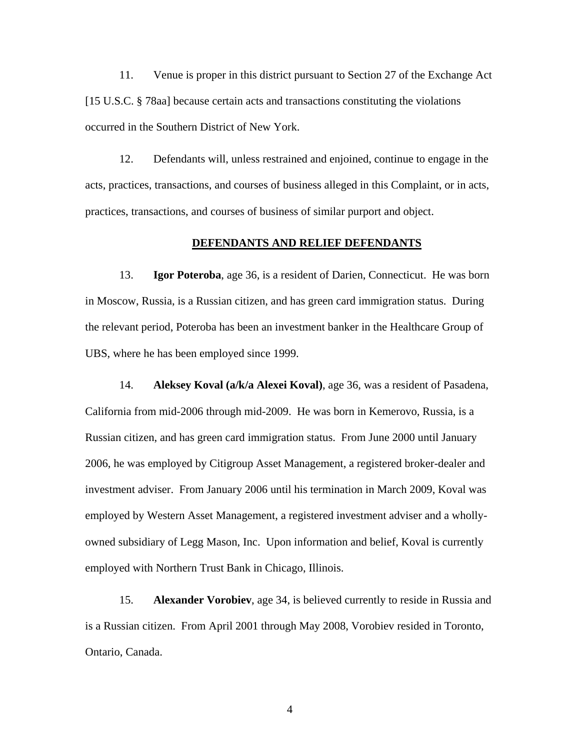11. Venue is proper in this district pursuant to Section 27 of the Exchange Act [15 U.S.C. § 78aa] because certain acts and transactions constituting the violations occurred in the Southern District of New York.

12. Defendants will, unless restrained and enjoined, continue to engage in the acts, practices, transactions, and courses of business alleged in this Complaint, or in acts, practices, transactions, and courses of business of similar purport and object.

## DEFENDANTS AND RELIEF DEFENDANTS

13. **Igor Poteroba**, age 36, is a resident of Darien, Connecticut. He was born in Moscow, Russia, is a Russian citizen, and has green card immigration status. During the relevant period, Poteroba has been an investment banker in the Healthcare Group of UBS, where he has been employed since 1999.

14. **Aleksey Koval (a/k/a Alexei Koval)**, age 36, was a resident of Pasadena, California from mid-2006 through mid-2009. He was born in Kemerovo, Russia, is a Russian citizen, and has green card immigration status. From June 2000 until January 2006, he was employed by Citigroup Asset Management, a registered broker-dealer and investment adviser. From January 2006 until his termination in March 2009, Koval was employed by Western Asset Management, a registered investment adviser and a wholly-owned subsidiary of Legg Mason, Inc. Upon information and belief, Koval is currently employed with Northern Trust Bank in Chicago, Illinois.

15. **Alexander Vorobiev**, age 34, is believed currently to reside in Russia and is a Russian citizen. From April 2001 through May 2008, Vorobiev resided in Toronto, Ontario, Canada.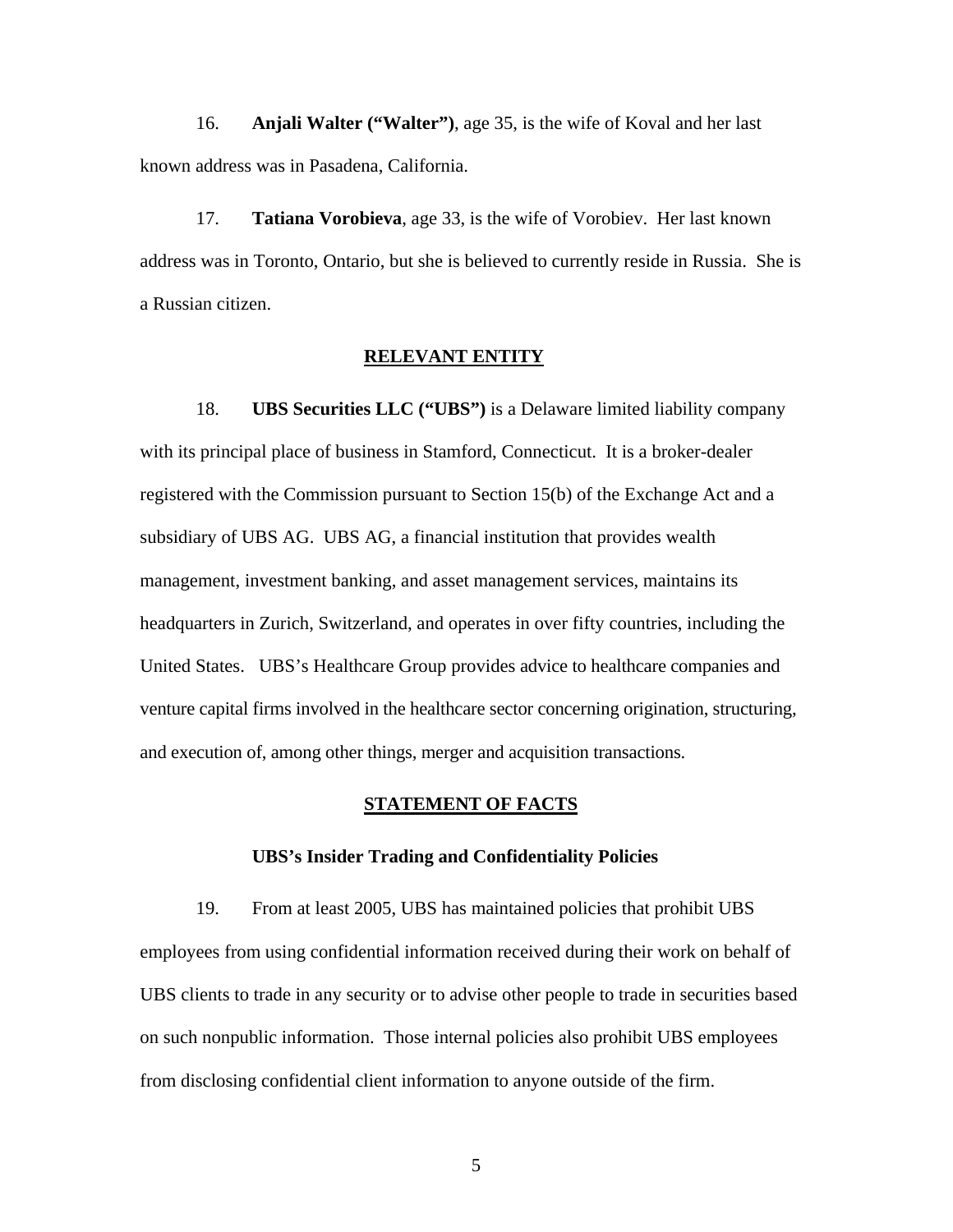16. **Anjali Walter ("Walter")**, age 35, is the wife of Koval and her last known address was in Pasadena, California.

17. **Tatiana Vorobieva**, age 33, is the wife of Vorobiev. Her last known address was in Toronto, Ontario, but she is believed to currently reside in Russia. She is a Russian citizen.

## RELEVANT ENTITY

18. **UBS Securities LLC ("UBS")** is a Delaware limited liability company with its principal place of business in Stamford, Connecticut. It is a broker-dealer registered with the Commission pursuant to Section 15(b) of the Exchange Act and a subsidiary of UBS AG. UBS AG, a financial institution that provides wealth management, investment banking, and asset management services, maintains its headquarters in Zurich, Switzerland, and operates in over fifty countries, including the United States. UBS's Healthcare Group provides advice to healthcare companies and venture capital firms involved in the healthcare sector concerning origination, structuring, and execution of, among other things, merger and acquisition transactions.

## STATEMENT OF FACTS

### UBS's Insider Trading and Confidentiality Policies

19. From at least 2005, UBS has maintained policies that prohibit UBS employees from using confidential information received during their work on behalf of UBS clients to trade in any security or to advise other people to trade in securities based on such nonpublic information. Those internal policies also prohibit UBS employees from disclosing confidential client information to anyone outside of the firm.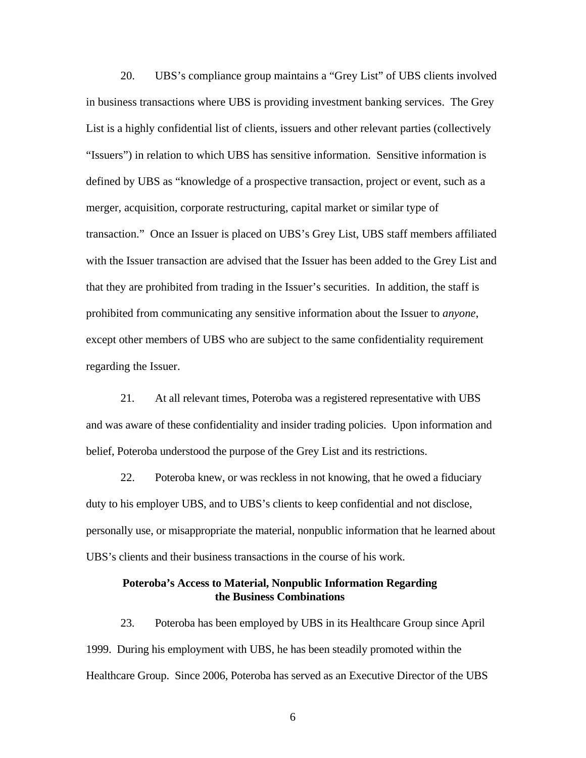20. UBS's compliance group maintains a "Grey List" of UBS clients involved in business transactions where UBS is providing investment banking services. The Grey List is a highly confidential list of clients, issuers and other relevant parties (collectively "Issuers") in relation to which UBS has sensitive information. Sensitive information is defined by UBS as "knowledge of a prospective transaction, project or event, such as a merger, acquisition, corporate restructuring, capital market or similar type of transaction." Once an Issuer is placed on UBS's Grey List, UBS staff members affiliated with the Issuer transaction are advised that the Issuer has been added to the Grey List and that they are prohibited from trading in the Issuer's securities. In addition, the staff is prohibited from communicating any sensitive information about the Issuer to *anyone*, except other members of UBS who are subject to the same confidentiality requirement regarding the Issuer.

21. At all relevant times, Poteroba was a registered representative with UBS and was aware of these confidentiality and insider trading policies. Upon information and belief, Poteroba understood the purpose of the Grey List and its restrictions.

22. Poteroba knew, or was reckless in not knowing, that he owed a fiduciary duty to his employer UBS, and to UBS's clients to keep confidential and not disclose, personally use, or misappropriate the material, nonpublic information that he learned about UBS's clients and their business transactions in the course of his work.

**Poteroba's Access to Material, Nonpublic Information Regarding the Business Combinations**

23. Poteroba has been employed by UBS in its Healthcare Group since April 1999. During his employment with UBS, he has been steadily promoted within the Healthcare Group. Since 2006, Poteroba has served as an Executive Director of the UBS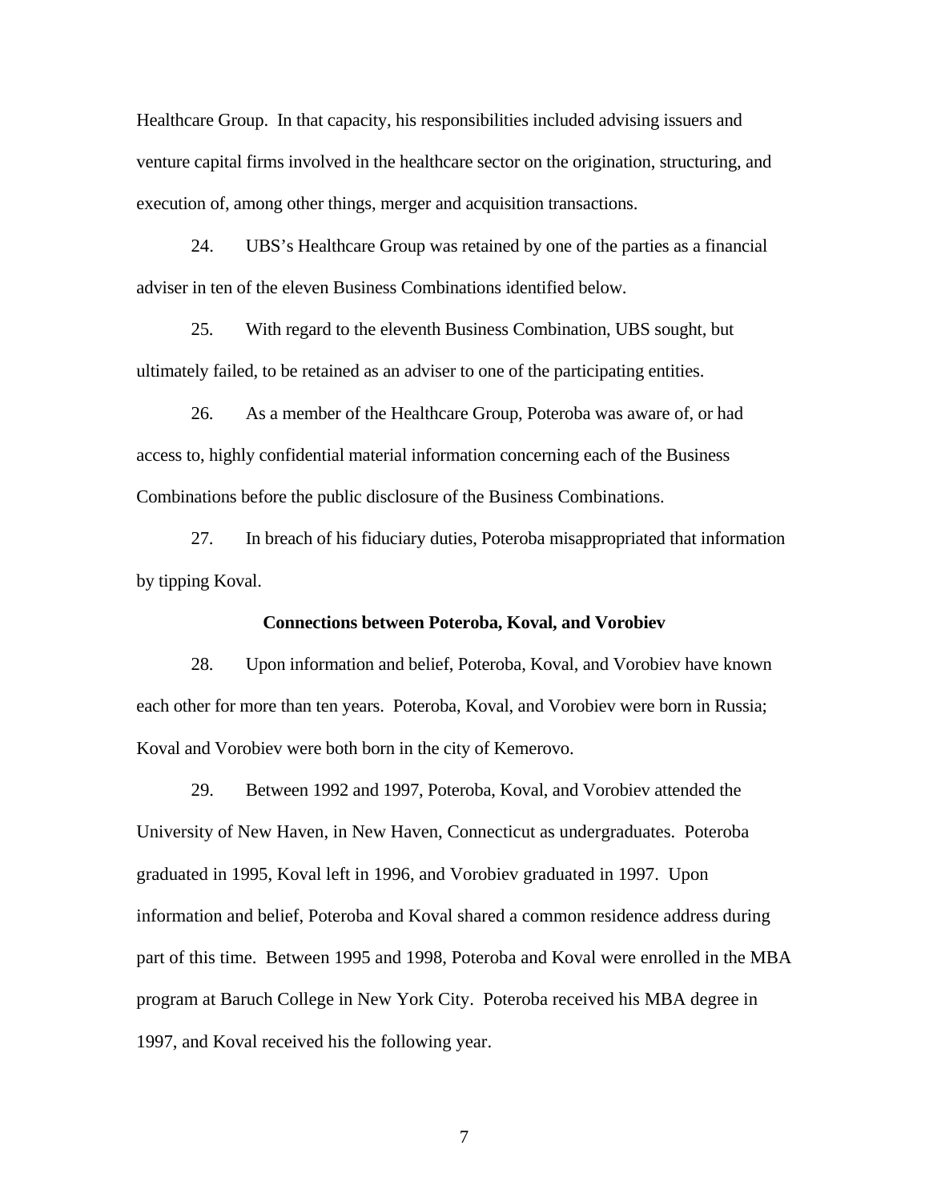Healthcare Group. In that capacity, his responsibilities included advising issuers and venture capital firms involved in the healthcare sector on the origination, structuring, and execution of, among other things, merger and acquisition transactions.

24. UBS's Healthcare Group was retained by one of the parties as a financial adviser in ten of the eleven Business Combinations identified below.

25. With regard to the eleventh Business Combination, UBS sought, but ultimately failed, to be retained as an adviser to one of the participating entities.

26. As a member of the Healthcare Group, Poteroba was aware of, or had access to, highly confidential material information concerning each of the Business Combinations before the public disclosure of the Business Combinations.

27. In breach of his fiduciary duties, Poteroba misappropriated that information by tipping Koval.

**Connections between Poteroba, Koval, and Vorobiev**

28. Upon information and belief, Poteroba, Koval, and Vorobiev have known each other for more than ten years. Poteroba, Koval, and Vorobiev were born in Russia; Koval and Vorobiev were both born in the city of Kemerovo.

29. Between 1992 and 1997, Poteroba, Koval, and Vorobiev attended the University of New Haven, in New Haven, Connecticut as undergraduates. Poteroba graduated in 1995, Koval left in 1996, and Vorobiev graduated in 1997. Upon information and belief, Poteroba and Koval shared a common residence address during part of this time. Between 1995 and 1998, Poteroba and Koval were enrolled in the MBA program at Baruch College in New York City. Poteroba received his MBA degree in 1997, and Koval received his the following year.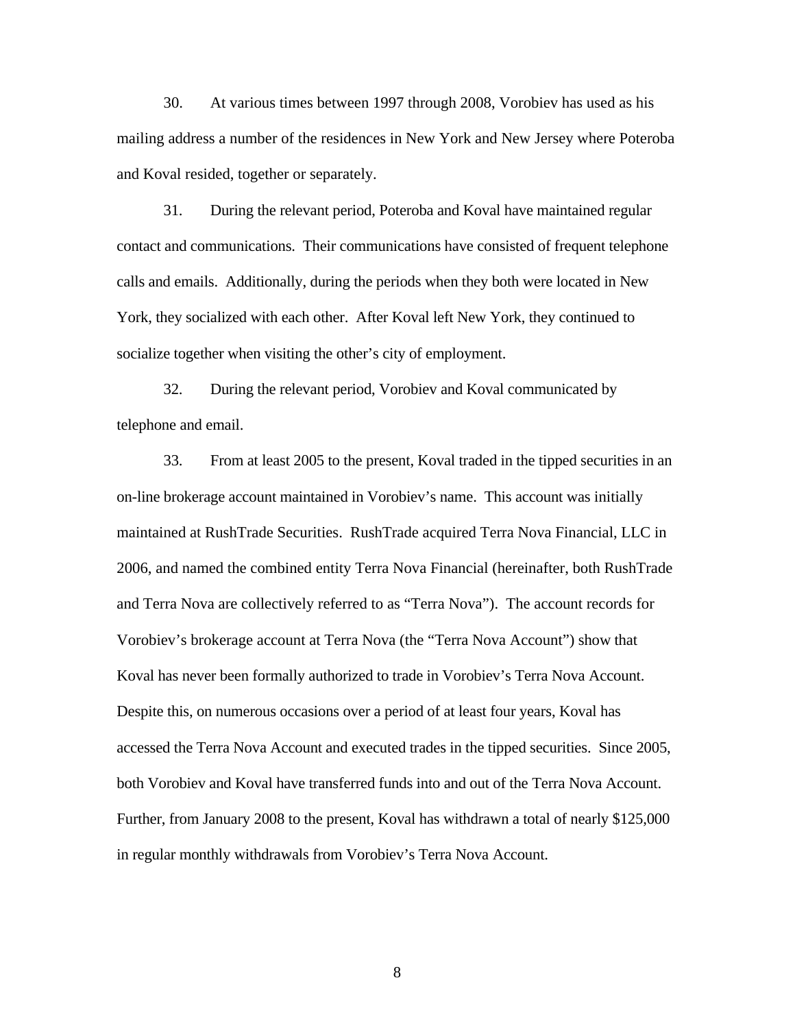30. At various times between 1997 through 2008, Vorobiev has used as his mailing address a number of the residences in New York and New Jersey where Poteroba and Koval resided, together or separately.

31. During the relevant period, Poteroba and Koval have maintained regular contact and communications. Their communications have consisted of frequent telephone calls and emails. Additionally, during the periods when they both were located in New York, they socialized with each other. After Koval left New York, they continued to socialize together when visiting the other's city of employment.

32. During the relevant period, Vorobiev and Koval communicated by telephone and email.

33. From at least 2005 to the present, Koval traded in the tipped securities in an on-line brokerage account maintained in Vorobiev's name. This account was initially maintained at RushTrade Securities. RushTrade acquired Terra Nova Financial, LLC in 2006, and named the combined entity Terra Nova Financial (hereinafter, both RushTrade and Terra Nova are collectively referred to as "Terra Nova"). The account records for Vorobiev's brokerage account at Terra Nova (the "Terra Nova Account") show that Koval has never been formally authorized to trade in Vorobiev's Terra Nova Account. Despite this, on numerous occasions over a period of at least four years, Koval has accessed the Terra Nova Account and executed trades in the tipped securities. Since 2005, both Vorobiev and Koval have transferred funds into and out of the Terra Nova Account. Further, from January 2008 to the present, Koval has withdrawn a total of nearly $125,000 in regular monthly withdrawals from Vorobiev's Terra Nova Account.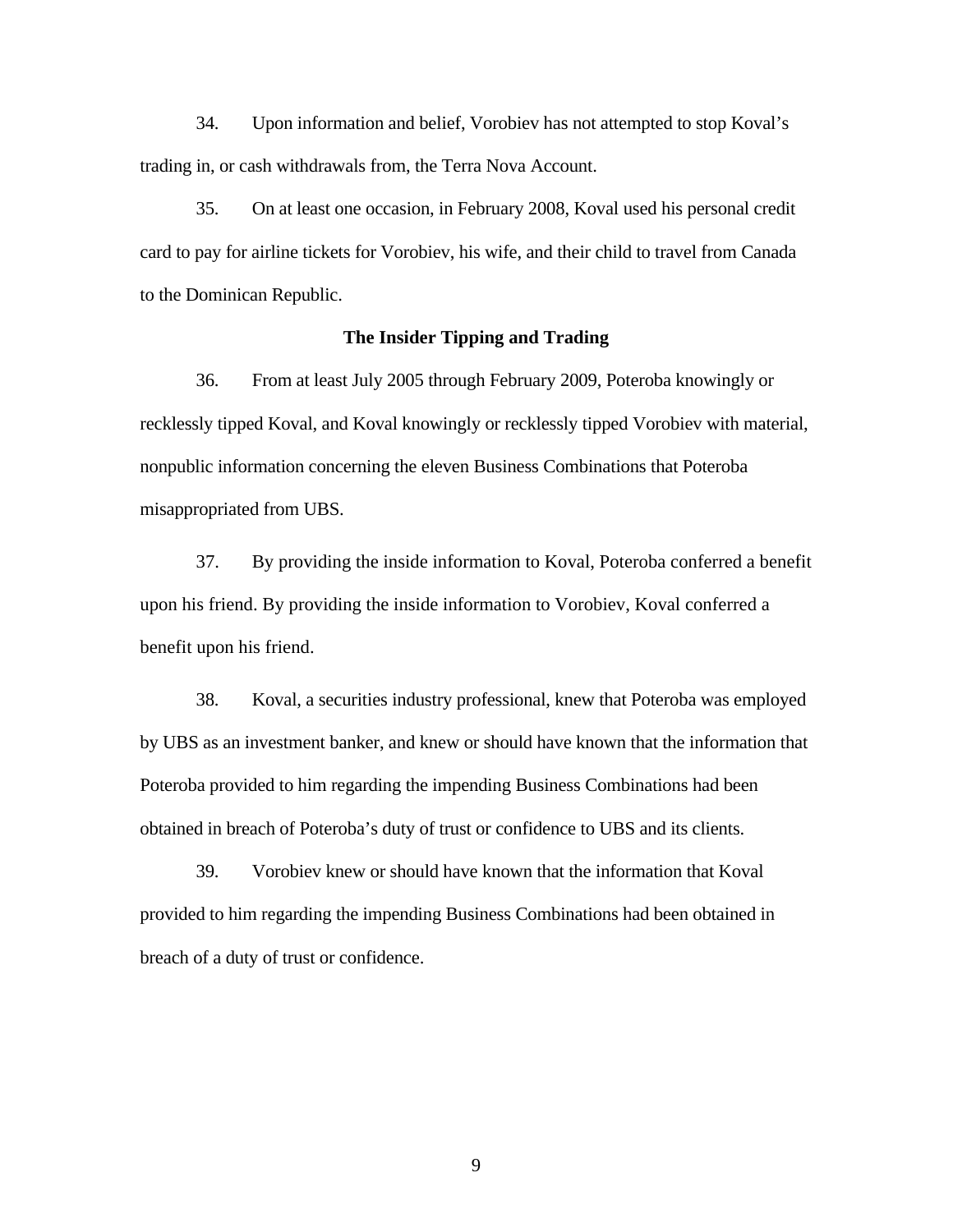34. Upon information and belief, Vorobiev has not attempted to stop Koval's trading in, or cash withdrawals from, the Terra Nova Account.

35. On at least one occasion, in February 2008, Koval used his personal credit card to pay for airline tickets for Vorobiev, his wife, and their child to travel from Canada to the Dominican Republic.

**The Insider Tipping and Trading**

36. From at least July 2005 through February 2009, Poteroba knowingly or recklessly tipped Koval, and Koval knowingly or recklessly tipped Vorobiev with material, nonpublic information concerning the eleven Business Combinations that Poteroba misappropriated from UBS.

37. By providing the inside information to Koval, Poteroba conferred a benefit upon his friend. By providing the inside information to Vorobiev, Koval conferred a benefit upon his friend.

38. Koval, a securities industry professional, knew that Poteroba was employed by UBS as an investment banker, and knew or should have known that the information that Poteroba provided to him regarding the impending Business Combinations had been obtained in breach of Poteroba's duty of trust or confidence to UBS and its clients.

39. Vorobiev knew or should have known that the information that Koval provided to him regarding the impending Business Combinations had been obtained in breach of a duty of trust or confidence.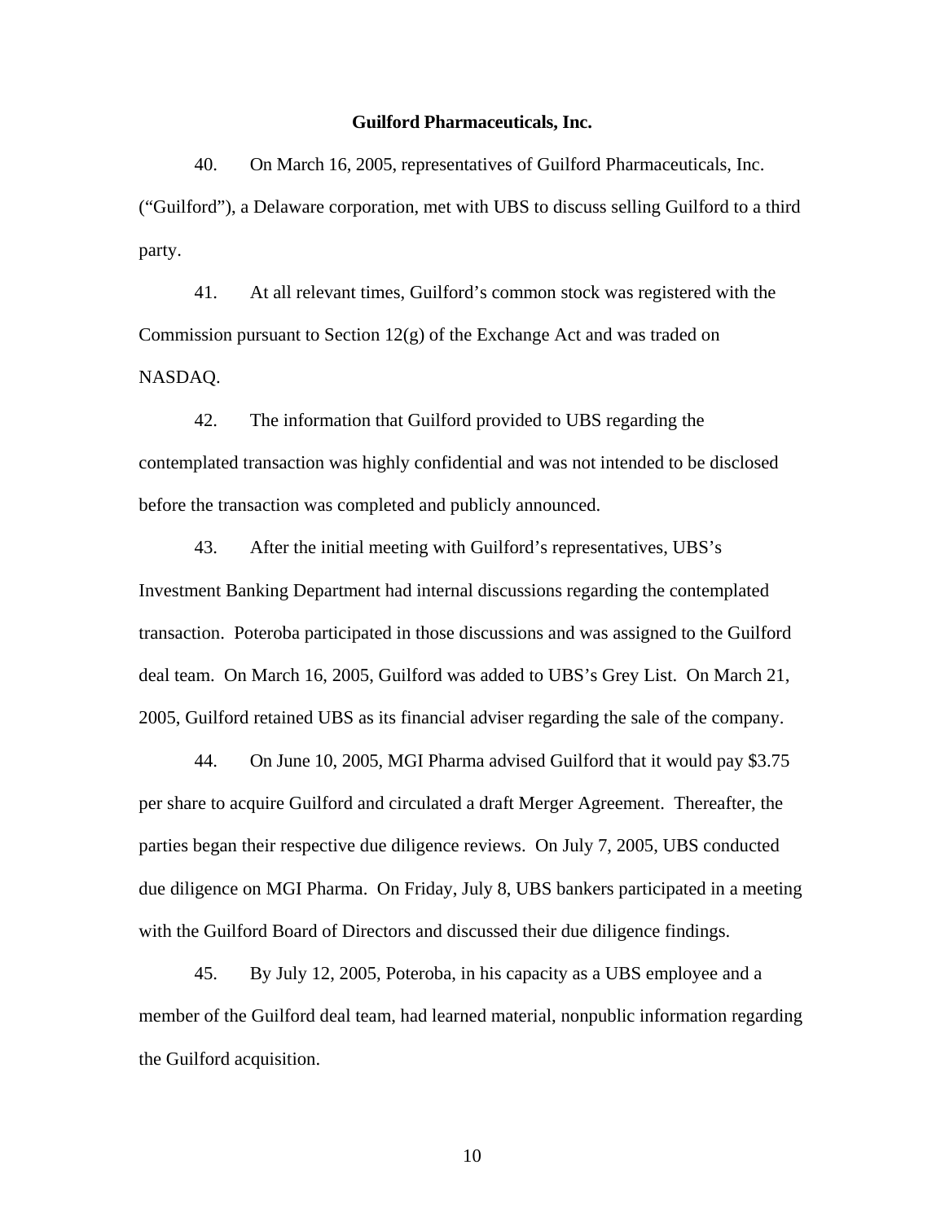**Guilford Pharmaceuticals, Inc.**

40. On March 16, 2005, representatives of Guilford Pharmaceuticals, Inc. ("Guilford"), a Delaware corporation, met with UBS to discuss selling Guilford to a third party.

41. At all relevant times, Guilford's common stock was registered with the Commission pursuant to Section 12(g) of the Exchange Act and was traded on NASDAQ.

42. The information that Guilford provided to UBS regarding the contemplated transaction was highly confidential and was not intended to be disclosed before the transaction was completed and publicly announced.

43. After the initial meeting with Guilford's representatives, UBS's Investment Banking Department had internal discussions regarding the contemplated transaction. Poteroba participated in those discussions and was assigned to the Guilford deal team. On March 16, 2005, Guilford was added to UBS's Grey List. On March 21, 2005, Guilford retained UBS as its financial adviser regarding the sale of the company.

44. On June 10, 2005, MGI Pharma advised Guilford that it would pay $3.75 per share to acquire Guilford and circulated a draft Merger Agreement. Thereafter, the parties began their respective due diligence reviews. On July 7, 2005, UBS conducted due diligence on MGI Pharma. On Friday, July 8, UBS bankers participated in a meeting with the Guilford Board of Directors and discussed their due diligence findings.

45. By July 12, 2005, Poteroba, in his capacity as a UBS employee and a member of the Guilford deal team, had learned material, nonpublic information regarding the Guilford acquisition.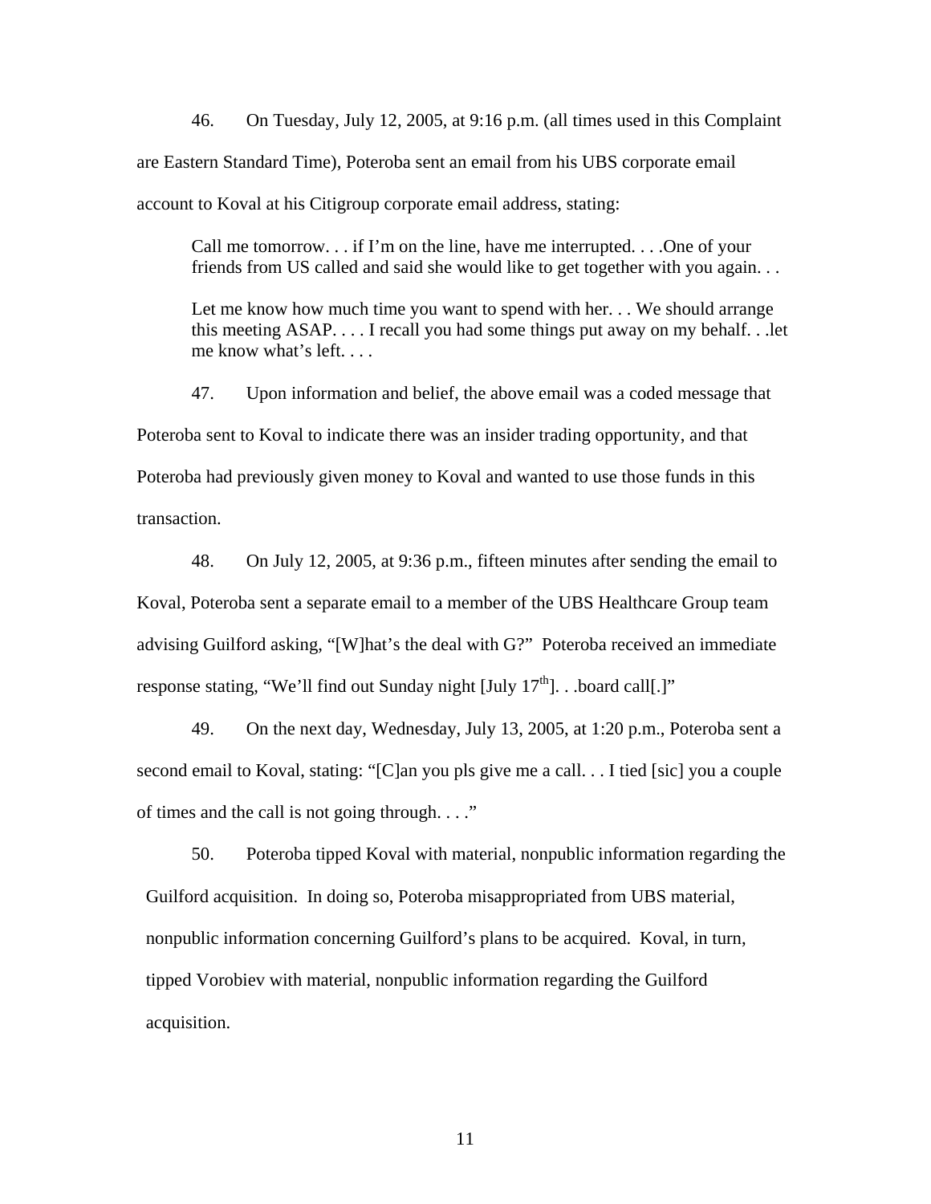46. On Tuesday, July 12, 2005, at 9:16 p.m. (all times used in this Complaint are Eastern Standard Time), Poteroba sent an email from his UBS corporate email account to Koval at his Citigroup corporate email address, stating:

> Call me tomorrow. . . if I'm on the line, have me interrupted. . . .One of your friends from US called and said she would like to get together with you again. . .
>
> Let me know how much time you want to spend with her. . . We should arrange this meeting ASAP. . . . I recall you had some things put away on my behalf. . .let me know what's left. . . .

47. Upon information and belief, the above email was a coded message that Poteroba sent to Koval to indicate there was an insider trading opportunity, and that Poteroba had previously given money to Koval and wanted to use those funds in this transaction.

48. On July 12, 2005, at 9:36 p.m., fifteen minutes after sending the email to Koval, Poteroba sent a separate email to a member of the UBS Healthcare Group team advising Guilford asking, "[W]hat's the deal with G?" Poteroba received an immediate response stating, "We'll find out Sunday night [July 17th]. . .board call[.]"

49. On the next day, Wednesday, July 13, 2005, at 1:20 p.m., Poteroba sent a second email to Koval, stating: "[C]an you pls give me a call. . . I tied [sic] you a couple of times and the call is not going through. . . ."

50. Poteroba tipped Koval with material, nonpublic information regarding the Guilford acquisition. In doing so, Poteroba misappropriated from UBS material, nonpublic information concerning Guilford's plans to be acquired. Koval, in turn, tipped Vorobiev with material, nonpublic information regarding the Guilford acquisition.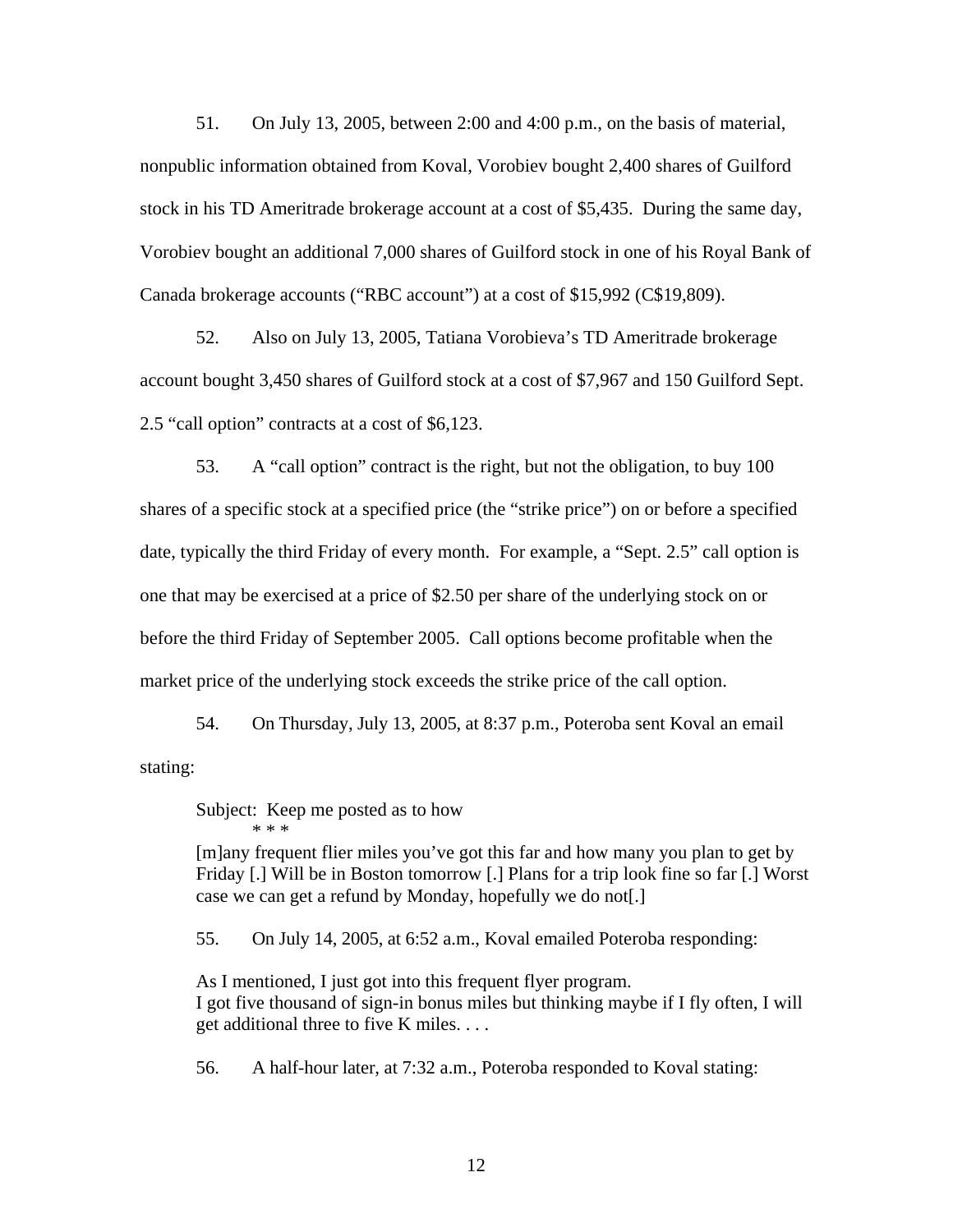51. On July 13, 2005, between 2:00 and 4:00 p.m., on the basis of material, nonpublic information obtained from Koval, Vorobiev bought 2,400 shares of Guilford stock in his TD Ameritrade brokerage account at a cost of $5,435. During the same day, Vorobiev bought an additional 7,000 shares of Guilford stock in one of his Royal Bank of Canada brokerage accounts ("RBC account") at a cost of $15,992 (C$19,809).

52. Also on July 13, 2005, Tatiana Vorobieva's TD Ameritrade brokerage account bought 3,450 shares of Guilford stock at a cost of $7,967 and 150 Guilford Sept. 2.5 "call option" contracts at a cost of $6,123.

53. A "call option" contract is the right, but not the obligation, to buy 100 shares of a specific stock at a specified price (the "strike price") on or before a specified date, typically the third Friday of every month. For example, a "Sept. 2.5" call option is one that may be exercised at a price of $2.50 per share of the underlying stock on or before the third Friday of September 2005. Call options become profitable when the market price of the underlying stock exceeds the strike price of the call option.

54. On Thursday, July 13, 2005, at 8:37 p.m., Poteroba sent Koval an email stating:

> Subject: Keep me posted as to how
> \* \* \*
> [m]any frequent flier miles you've got this far and how many you plan to get by Friday [.] Will be in Boston tomorrow [.] Plans for a trip look fine so far [.] Worst case we can get a refund by Monday, hopefully we do not[.]

55. On July 14, 2005, at 6:52 a.m., Koval emailed Poteroba responding:

> As I mentioned, I just got into this frequent flyer program.
> I got five thousand of sign-in bonus miles but thinking maybe if I fly often, I will get additional three to five K miles. . . .

56. A half-hour later, at 7:32 a.m., Poteroba responded to Koval stating: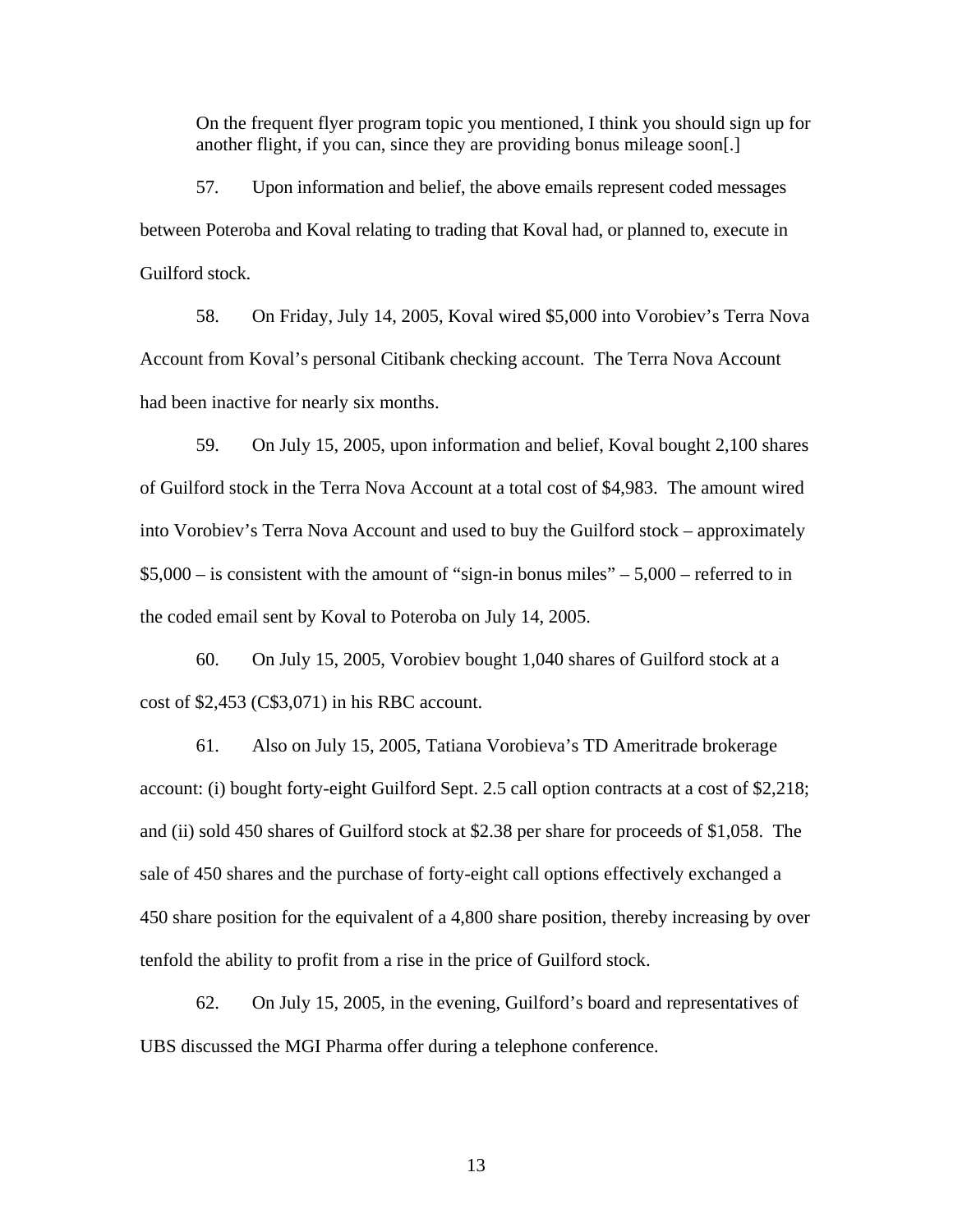> On the frequent flyer program topic you mentioned, I think you should sign up for another flight, if you can, since they are providing bonus mileage soon[.]

57. Upon information and belief, the above emails represent coded messages between Poteroba and Koval relating to trading that Koval had, or planned to, execute in Guilford stock.

58. On Friday, July 14, 2005, Koval wired $5,000 into Vorobiev's Terra Nova Account from Koval's personal Citibank checking account. The Terra Nova Account had been inactive for nearly six months.

59. On July 15, 2005, upon information and belief, Koval bought 2,100 shares of Guilford stock in the Terra Nova Account at a total cost of $4,983. The amount wired into Vorobiev's Terra Nova Account and used to buy the Guilford stock – approximately $5,000 – is consistent with the amount of "sign-in bonus miles" – 5,000 – referred to in the coded email sent by Koval to Poteroba on July 14, 2005.

60. On July 15, 2005, Vorobiev bought 1,040 shares of Guilford stock at a cost of $2,453 (C$3,071) in his RBC account.

61. Also on July 15, 2005, Tatiana Vorobieva's TD Ameritrade brokerage account: (i) bought forty-eight Guilford Sept. 2.5 call option contracts at a cost of $2,218; and (ii) sold 450 shares of Guilford stock at $2.38 per share for proceeds of $1,058. The sale of 450 shares and the purchase of forty-eight call options effectively exchanged a 450 share position for the equivalent of a 4,800 share position, thereby increasing by over tenfold the ability to profit from a rise in the price of Guilford stock.

62. On July 15, 2005, in the evening, Guilford's board and representatives of UBS discussed the MGI Pharma offer during a telephone conference.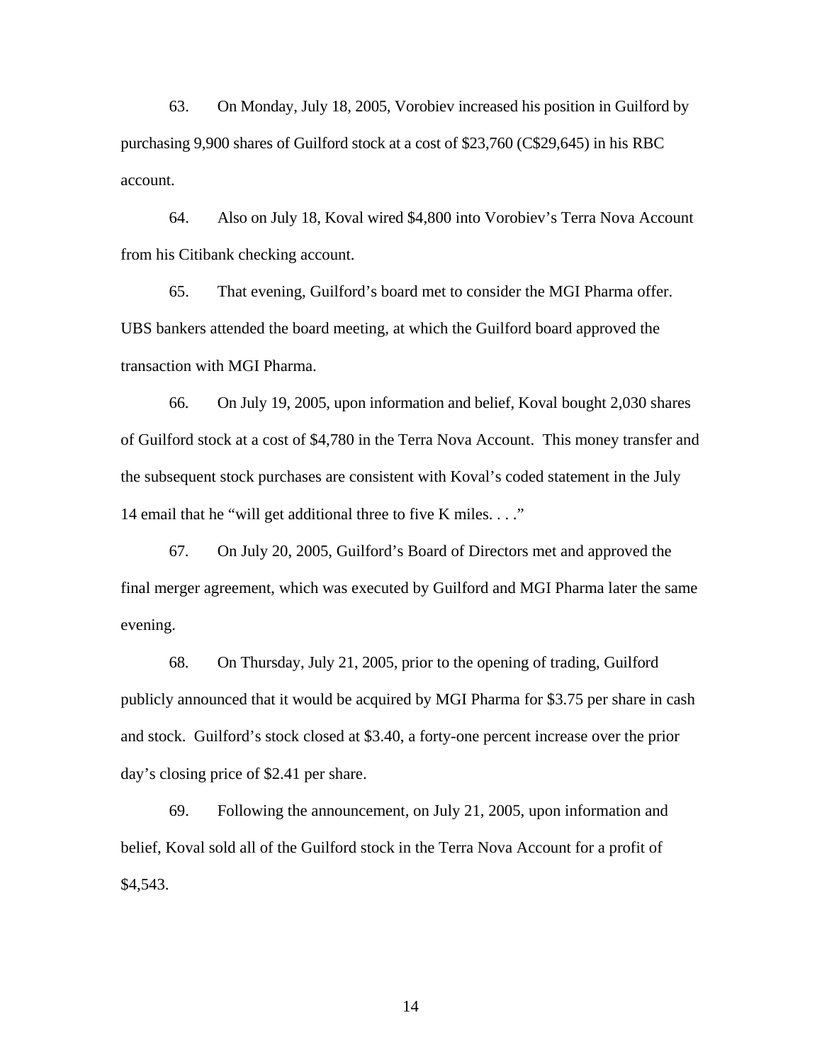63. On Monday, July 18, 2005, Vorobiev increased his position in Guilford by purchasing 9,900 shares of Guilford stock at a cost of $23,760 (C$29,645) in his RBC account.

64. Also on July 18, Koval wired $4,800 into Vorobiev's Terra Nova Account from his Citibank checking account.

65. That evening, Guilford's board met to consider the MGI Pharma offer. UBS bankers attended the board meeting, at which the Guilford board approved the transaction with MGI Pharma.

66. On July 19, 2005, upon information and belief, Koval bought 2,030 shares of Guilford stock at a cost of $4,780 in the Terra Nova Account. This money transfer and the subsequent stock purchases are consistent with Koval's coded statement in the July 14 email that he "will get additional three to five K miles. . . ."

67. On July 20, 2005, Guilford's Board of Directors met and approved the final merger agreement, which was executed by Guilford and MGI Pharma later the same evening.

68. On Thursday, July 21, 2005, prior to the opening of trading, Guilford publicly announced that it would be acquired by MGI Pharma for $3.75 per share in cash and stock. Guilford's stock closed at $3.40, a forty-one percent increase over the prior day's closing price of $2.41 per share.

69. Following the announcement, on July 21, 2005, upon information and belief, Koval sold all of the Guilford stock in the Terra Nova Account for a profit of $4,543.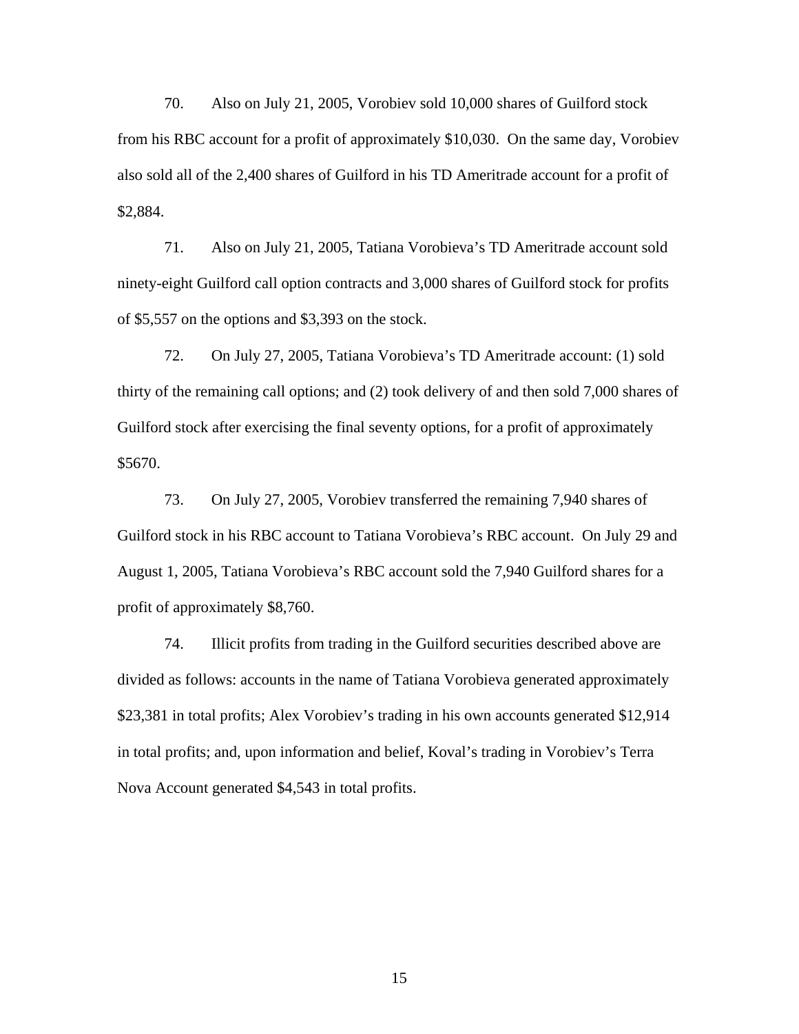70. Also on July 21, 2005, Vorobiev sold 10,000 shares of Guilford stock from his RBC account for a profit of approximately $10,030. On the same day, Vorobiev also sold all of the 2,400 shares of Guilford in his TD Ameritrade account for a profit of $2,884.

71. Also on July 21, 2005, Tatiana Vorobieva's TD Ameritrade account sold ninety-eight Guilford call option contracts and 3,000 shares of Guilford stock for profits of $5,557 on the options and $3,393 on the stock.

72. On July 27, 2005, Tatiana Vorobieva's TD Ameritrade account: (1) sold thirty of the remaining call options; and (2) took delivery of and then sold 7,000 shares of Guilford stock after exercising the final seventy options, for a profit of approximately $5670.

73. On July 27, 2005, Vorobiev transferred the remaining 7,940 shares of Guilford stock in his RBC account to Tatiana Vorobieva's RBC account. On July 29 and August 1, 2005, Tatiana Vorobieva's RBC account sold the 7,940 Guilford shares for a profit of approximately $8,760.

74. Illicit profits from trading in the Guilford securities described above are divided as follows: accounts in the name of Tatiana Vorobieva generated approximately $23,381 in total profits; Alex Vorobiev's trading in his own accounts generated $12,914 in total profits; and, upon information and belief, Koval's trading in Vorobiev's Terra Nova Account generated $4,543 in total profits.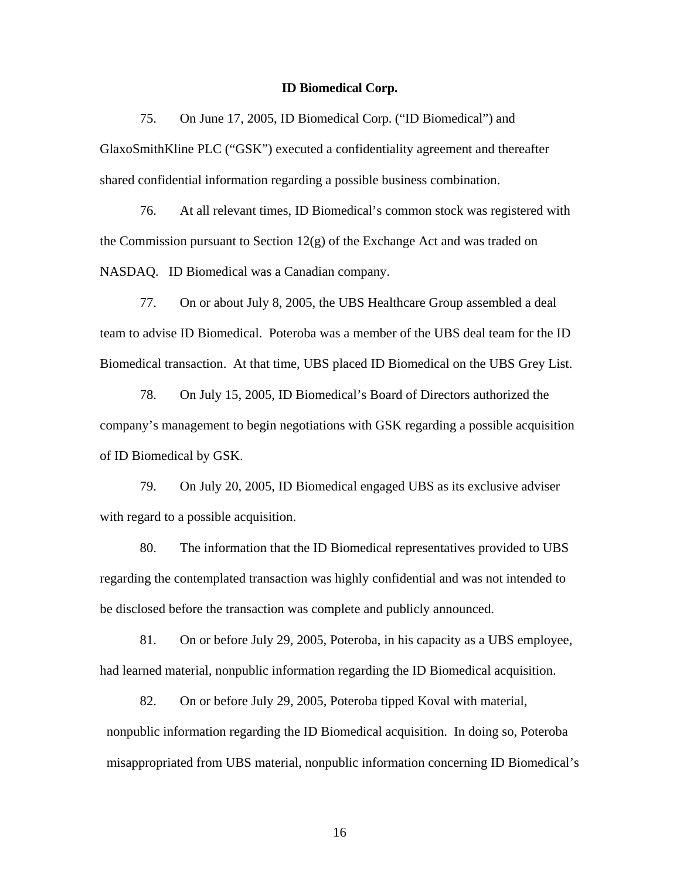**ID Biomedical Corp.**

75. On June 17, 2005, ID Biomedical Corp. ("ID Biomedical") and GlaxoSmithKline PLC ("GSK") executed a confidentiality agreement and thereafter shared confidential information regarding a possible business combination.

76. At all relevant times, ID Biomedical's common stock was registered with the Commission pursuant to Section 12(g) of the Exchange Act and was traded on NASDAQ. ID Biomedical was a Canadian company.

77. On or about July 8, 2005, the UBS Healthcare Group assembled a deal team to advise ID Biomedical. Poteroba was a member of the UBS deal team for the ID Biomedical transaction. At that time, UBS placed ID Biomedical on the UBS Grey List.

78. On July 15, 2005, ID Biomedical's Board of Directors authorized the company's management to begin negotiations with GSK regarding a possible acquisition of ID Biomedical by GSK.

79. On July 20, 2005, ID Biomedical engaged UBS as its exclusive adviser with regard to a possible acquisition.

80. The information that the ID Biomedical representatives provided to UBS regarding the contemplated transaction was highly confidential and was not intended to be disclosed before the transaction was complete and publicly announced.

81. On or before July 29, 2005, Poteroba, in his capacity as a UBS employee, had learned material, nonpublic information regarding the ID Biomedical acquisition.

82. On or before July 29, 2005, Poteroba tipped Koval with material, nonpublic information regarding the ID Biomedical acquisition. In doing so, Poteroba misappropriated from UBS material, nonpublic information concerning ID Biomedical's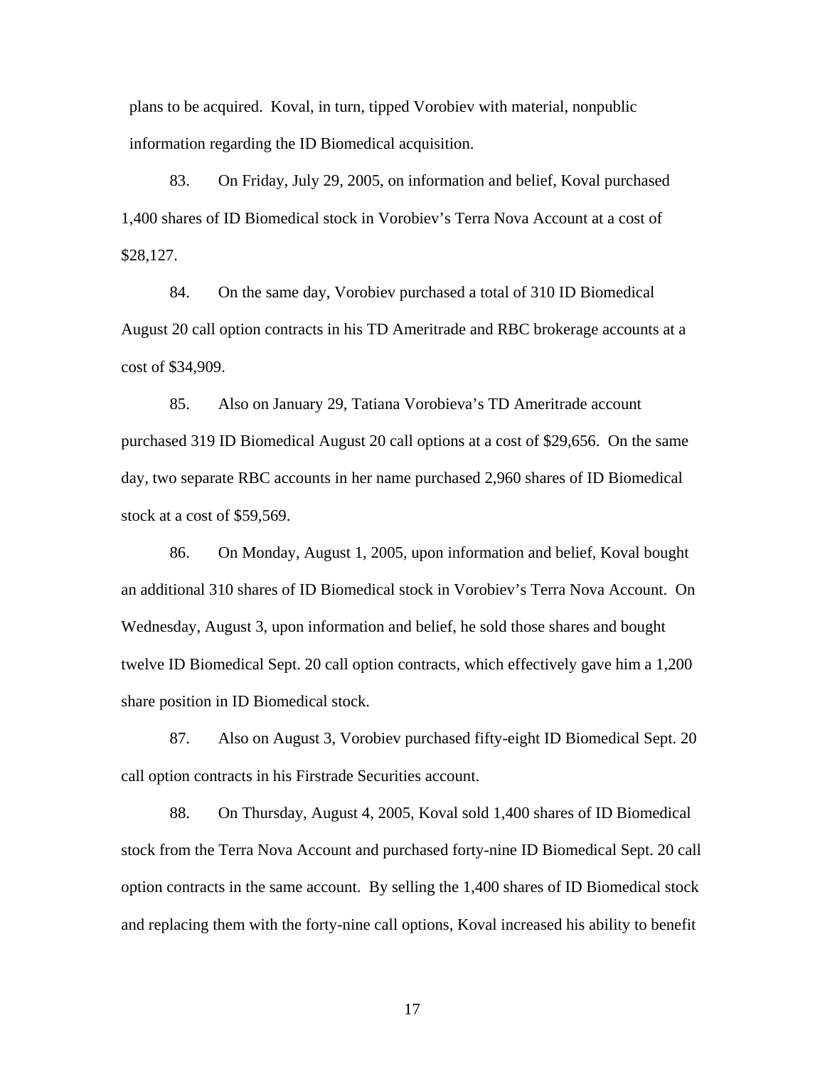plans to be acquired. Koval, in turn, tipped Vorobiev with material, nonpublic information regarding the ID Biomedical acquisition.

83. On Friday, July 29, 2005, on information and belief, Koval purchased 1,400 shares of ID Biomedical stock in Vorobiev's Terra Nova Account at a cost of $28,127.

84. On the same day, Vorobiev purchased a total of 310 ID Biomedical August 20 call option contracts in his TD Ameritrade and RBC brokerage accounts at a cost of $34,909.

85. Also on January 29, Tatiana Vorobieva's TD Ameritrade account purchased 319 ID Biomedical August 20 call options at a cost of $29,656. On the same day, two separate RBC accounts in her name purchased 2,960 shares of ID Biomedical stock at a cost of $59,569.

86. On Monday, August 1, 2005, upon information and belief, Koval bought an additional 310 shares of ID Biomedical stock in Vorobiev's Terra Nova Account. On Wednesday, August 3, upon information and belief, he sold those shares and bought twelve ID Biomedical Sept. 20 call option contracts, which effectively gave him a 1,200 share position in ID Biomedical stock.

87. Also on August 3, Vorobiev purchased fifty-eight ID Biomedical Sept. 20 call option contracts in his Firstrade Securities account.

88. On Thursday, August 4, 2005, Koval sold 1,400 shares of ID Biomedical stock from the Terra Nova Account and purchased forty-nine ID Biomedical Sept. 20 call option contracts in the same account. By selling the 1,400 shares of ID Biomedical stock and replacing them with the forty-nine call options, Koval increased his ability to benefit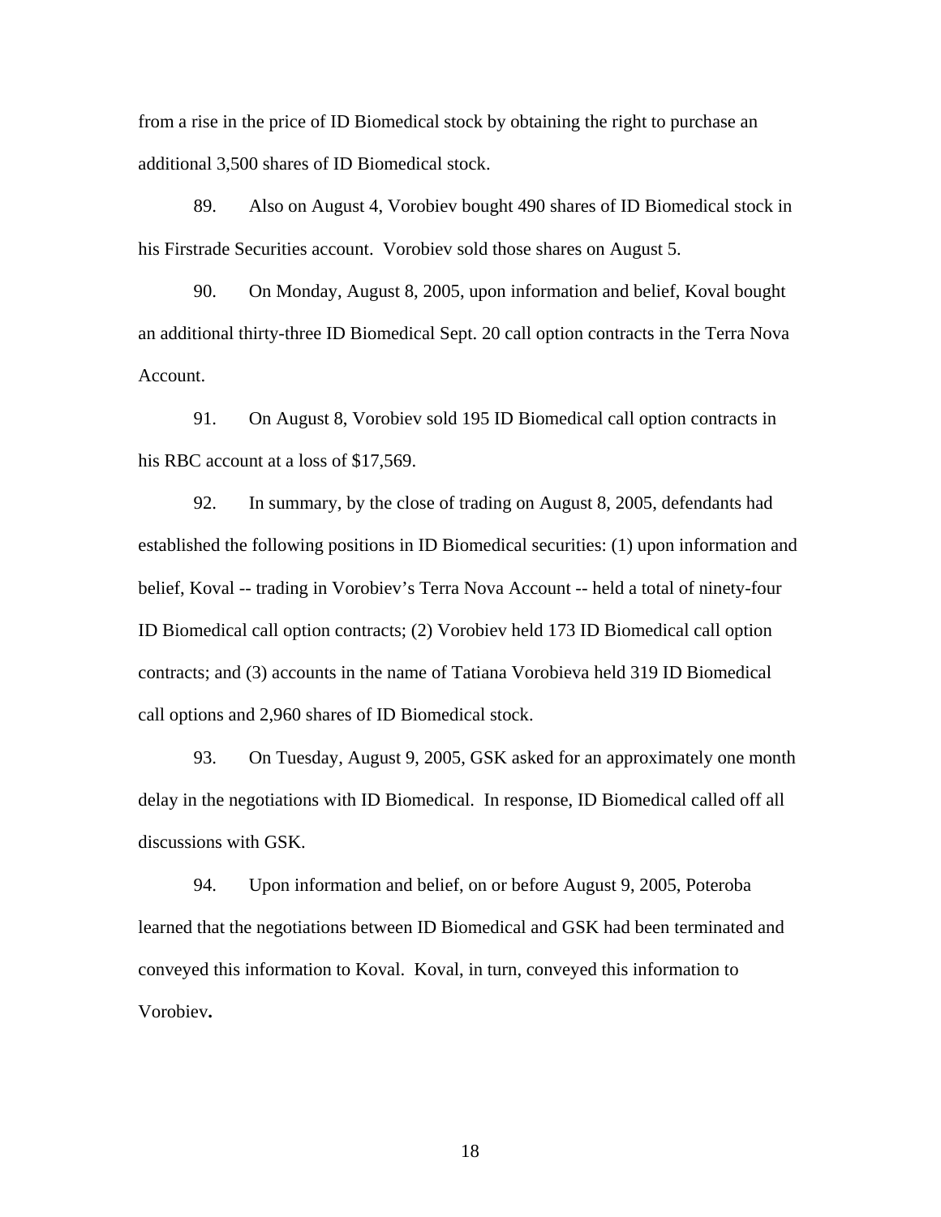from a rise in the price of ID Biomedical stock by obtaining the right to purchase an additional 3,500 shares of ID Biomedical stock.

89. Also on August 4, Vorobiev bought 490 shares of ID Biomedical stock in his Firstrade Securities account. Vorobiev sold those shares on August 5.

90. On Monday, August 8, 2005, upon information and belief, Koval bought an additional thirty-three ID Biomedical Sept. 20 call option contracts in the Terra Nova Account.

91. On August 8, Vorobiev sold 195 ID Biomedical call option contracts in his RBC account at a loss of $17,569.

92. In summary, by the close of trading on August 8, 2005, defendants had established the following positions in ID Biomedical securities: (1) upon information and belief, Koval -- trading in Vorobiev's Terra Nova Account -- held a total of ninety-four ID Biomedical call option contracts; (2) Vorobiev held 173 ID Biomedical call option contracts; and (3) accounts in the name of Tatiana Vorobieva held 319 ID Biomedical call options and 2,960 shares of ID Biomedical stock.

93. On Tuesday, August 9, 2005, GSK asked for an approximately one month delay in the negotiations with ID Biomedical. In response, ID Biomedical called off all discussions with GSK.

94. Upon information and belief, on or before August 9, 2005, Poteroba learned that the negotiations between ID Biomedical and GSK had been terminated and conveyed this information to Koval. Koval, in turn, conveyed this information to Vorobiev**.**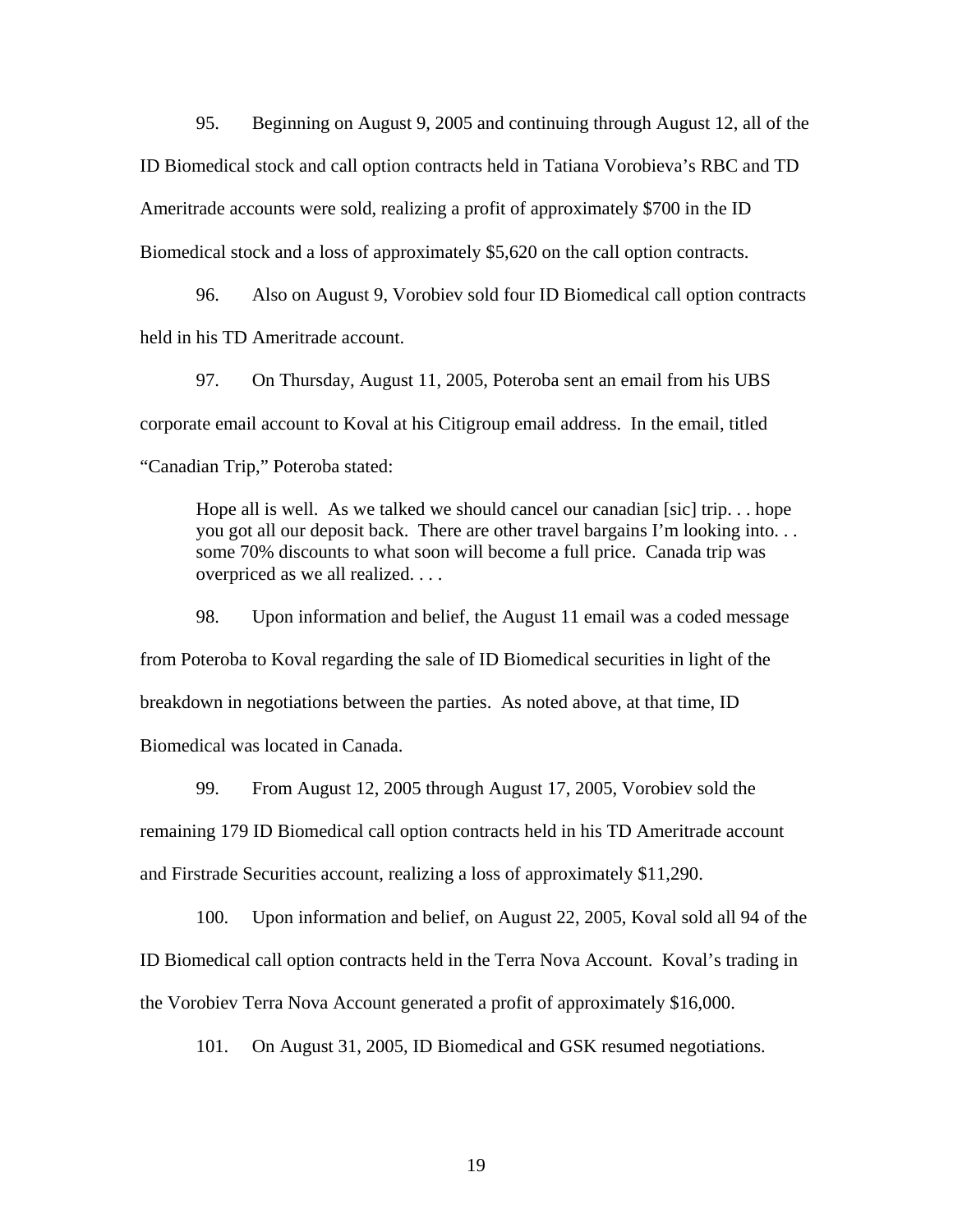95. Beginning on August 9, 2005 and continuing through August 12, all of the ID Biomedical stock and call option contracts held in Tatiana Vorobieva's RBC and TD Ameritrade accounts were sold, realizing a profit of approximately $700 in the ID Biomedical stock and a loss of approximately $5,620 on the call option contracts.

96. Also on August 9, Vorobiev sold four ID Biomedical call option contracts held in his TD Ameritrade account.

97. On Thursday, August 11, 2005, Poteroba sent an email from his UBS corporate email account to Koval at his Citigroup email address. In the email, titled "Canadian Trip," Poteroba stated:

> Hope all is well. As we talked we should cancel our canadian [sic] trip. . . hope you got all our deposit back. There are other travel bargains I'm looking into. . . some 70% discounts to what soon will become a full price. Canada trip was overpriced as we all realized. . . .

98. Upon information and belief, the August 11 email was a coded message from Poteroba to Koval regarding the sale of ID Biomedical securities in light of the breakdown in negotiations between the parties. As noted above, at that time, ID Biomedical was located in Canada.

99. From August 12, 2005 through August 17, 2005, Vorobiev sold the remaining 179 ID Biomedical call option contracts held in his TD Ameritrade account and Firstrade Securities account, realizing a loss of approximately $11,290.

100. Upon information and belief, on August 22, 2005, Koval sold all 94 of the ID Biomedical call option contracts held in the Terra Nova Account. Koval's trading in the Vorobiev Terra Nova Account generated a profit of approximately $16,000.

101. On August 31, 2005, ID Biomedical and GSK resumed negotiations.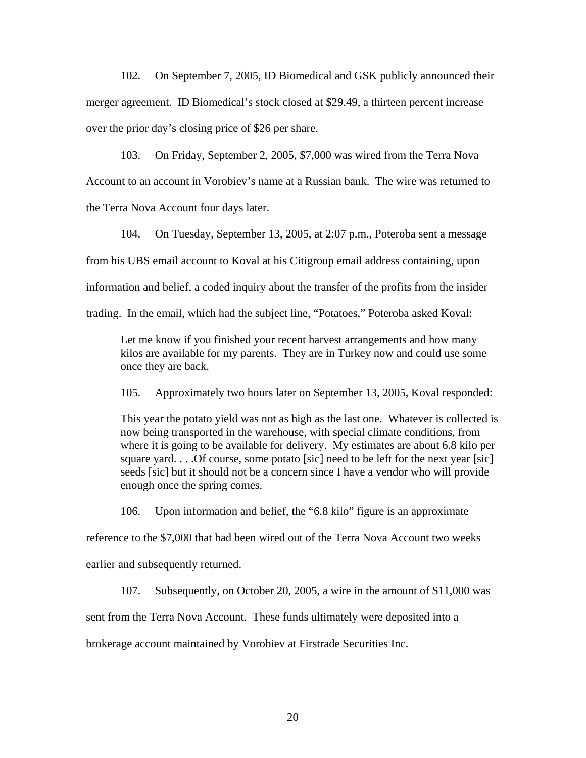102. On September 7, 2005, ID Biomedical and GSK publicly announced their merger agreement. ID Biomedical's stock closed at $29.49, a thirteen percent increase over the prior day's closing price of $26 per share.

103. On Friday, September 2, 2005, $7,000 was wired from the Terra Nova Account to an account in Vorobiev's name at a Russian bank. The wire was returned to the Terra Nova Account four days later.

104. On Tuesday, September 13, 2005, at 2:07 p.m., Poteroba sent a message from his UBS email account to Koval at his Citigroup email address containing, upon information and belief, a coded inquiry about the transfer of the profits from the insider trading. In the email, which had the subject line, "Potatoes," Poteroba asked Koval:

> Let me know if you finished your recent harvest arrangements and how many kilos are available for my parents. They are in Turkey now and could use some once they are back.

105. Approximately two hours later on September 13, 2005, Koval responded:

> This year the potato yield was not as high as the last one. Whatever is collected is now being transported in the warehouse, with special climate conditions, from where it is going to be available for delivery. My estimates are about 6.8 kilo per square yard. . . .Of course, some potato [sic] need to be left for the next year [sic] seeds [sic] but it should not be a concern since I have a vendor who will provide enough once the spring comes.

106. Upon information and belief, the "6.8 kilo" figure is an approximate reference to the $7,000 that had been wired out of the Terra Nova Account two weeks earlier and subsequently returned.

107. Subsequently, on October 20, 2005, a wire in the amount of $11,000 was sent from the Terra Nova Account. These funds ultimately were deposited into a brokerage account maintained by Vorobiev at Firstrade Securities Inc.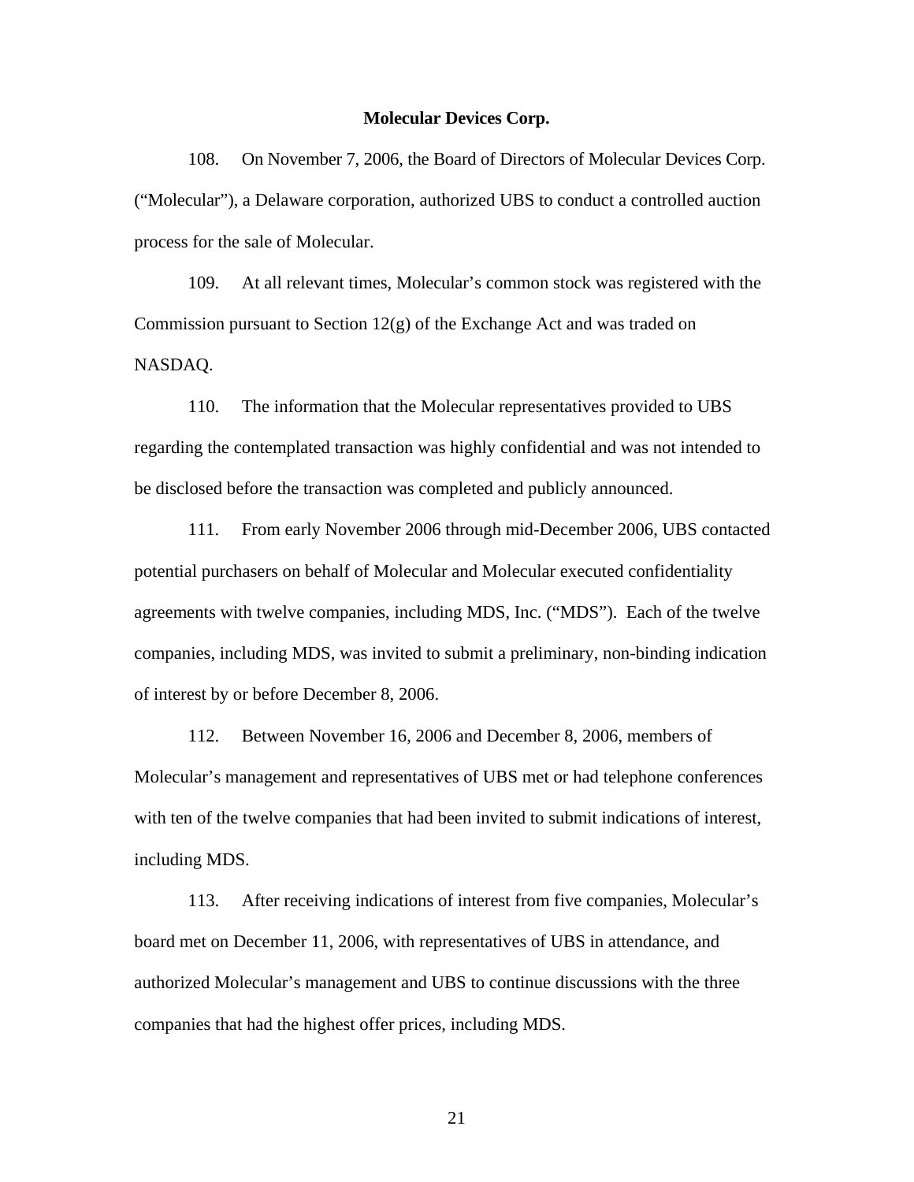**Molecular Devices Corp.**

108. On November 7, 2006, the Board of Directors of Molecular Devices Corp. ("Molecular"), a Delaware corporation, authorized UBS to conduct a controlled auction process for the sale of Molecular.

109. At all relevant times, Molecular's common stock was registered with the Commission pursuant to Section 12(g) of the Exchange Act and was traded on NASDAQ.

110. The information that the Molecular representatives provided to UBS regarding the contemplated transaction was highly confidential and was not intended to be disclosed before the transaction was completed and publicly announced.

111. From early November 2006 through mid-December 2006, UBS contacted potential purchasers on behalf of Molecular and Molecular executed confidentiality agreements with twelve companies, including MDS, Inc. ("MDS"). Each of the twelve companies, including MDS, was invited to submit a preliminary, non-binding indication of interest by or before December 8, 2006.

112. Between November 16, 2006 and December 8, 2006, members of Molecular's management and representatives of UBS met or had telephone conferences with ten of the twelve companies that had been invited to submit indications of interest, including MDS.

113. After receiving indications of interest from five companies, Molecular's board met on December 11, 2006, with representatives of UBS in attendance, and authorized Molecular's management and UBS to continue discussions with the three companies that had the highest offer prices, including MDS.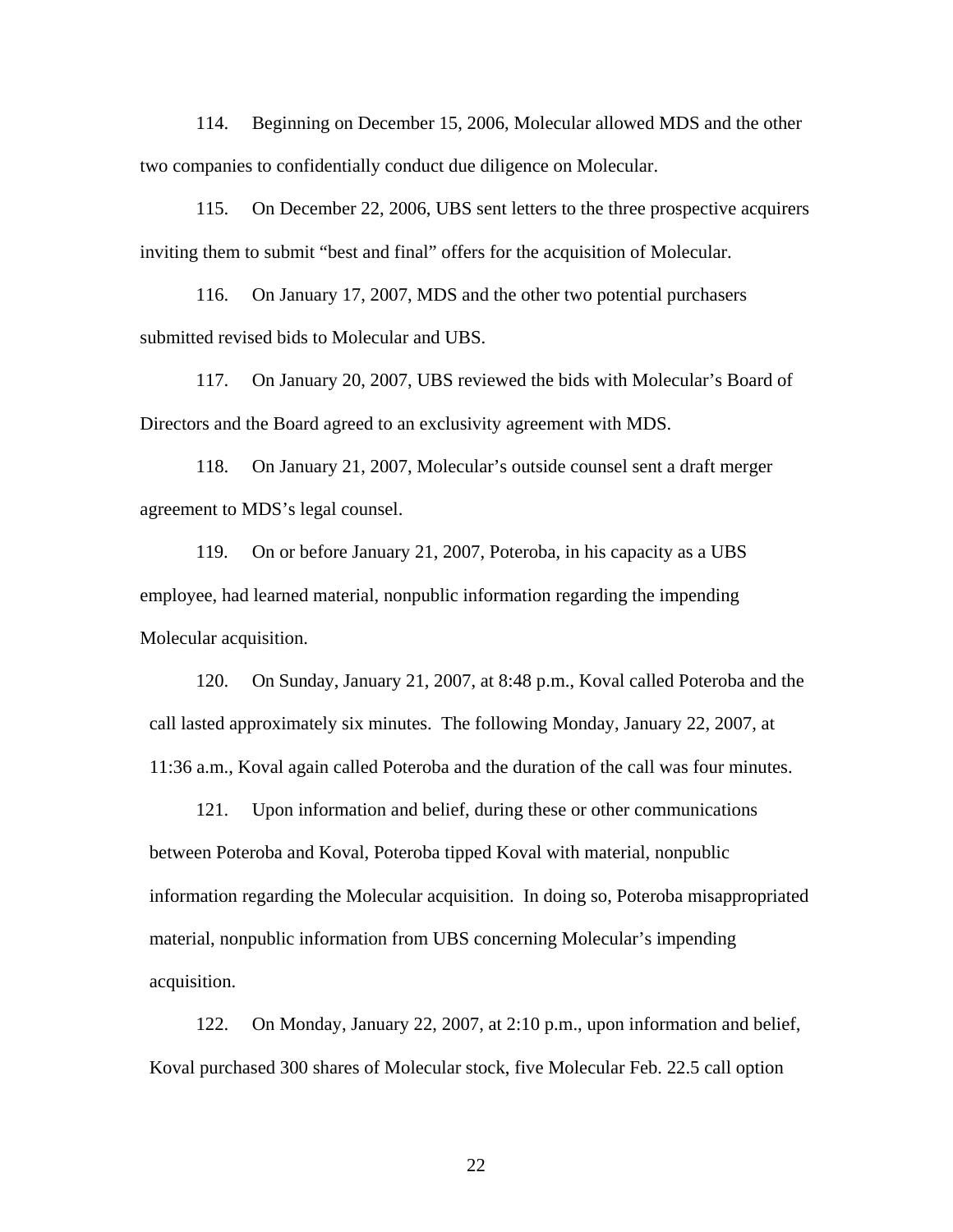114. Beginning on December 15, 2006, Molecular allowed MDS and the other two companies to confidentially conduct due diligence on Molecular.

115. On December 22, 2006, UBS sent letters to the three prospective acquirers inviting them to submit "best and final" offers for the acquisition of Molecular.

116. On January 17, 2007, MDS and the other two potential purchasers submitted revised bids to Molecular and UBS.

117. On January 20, 2007, UBS reviewed the bids with Molecular's Board of Directors and the Board agreed to an exclusivity agreement with MDS.

118. On January 21, 2007, Molecular's outside counsel sent a draft merger agreement to MDS's legal counsel.

119. On or before January 21, 2007, Poteroba, in his capacity as a UBS employee, had learned material, nonpublic information regarding the impending Molecular acquisition.

120. On Sunday, January 21, 2007, at 8:48 p.m., Koval called Poteroba and the call lasted approximately six minutes. The following Monday, January 22, 2007, at 11:36 a.m., Koval again called Poteroba and the duration of the call was four minutes.

121. Upon information and belief, during these or other communications between Poteroba and Koval, Poteroba tipped Koval with material, nonpublic information regarding the Molecular acquisition. In doing so, Poteroba misappropriated material, nonpublic information from UBS concerning Molecular's impending acquisition.

122. On Monday, January 22, 2007, at 2:10 p.m., upon information and belief, Koval purchased 300 shares of Molecular stock, five Molecular Feb. 22.5 call option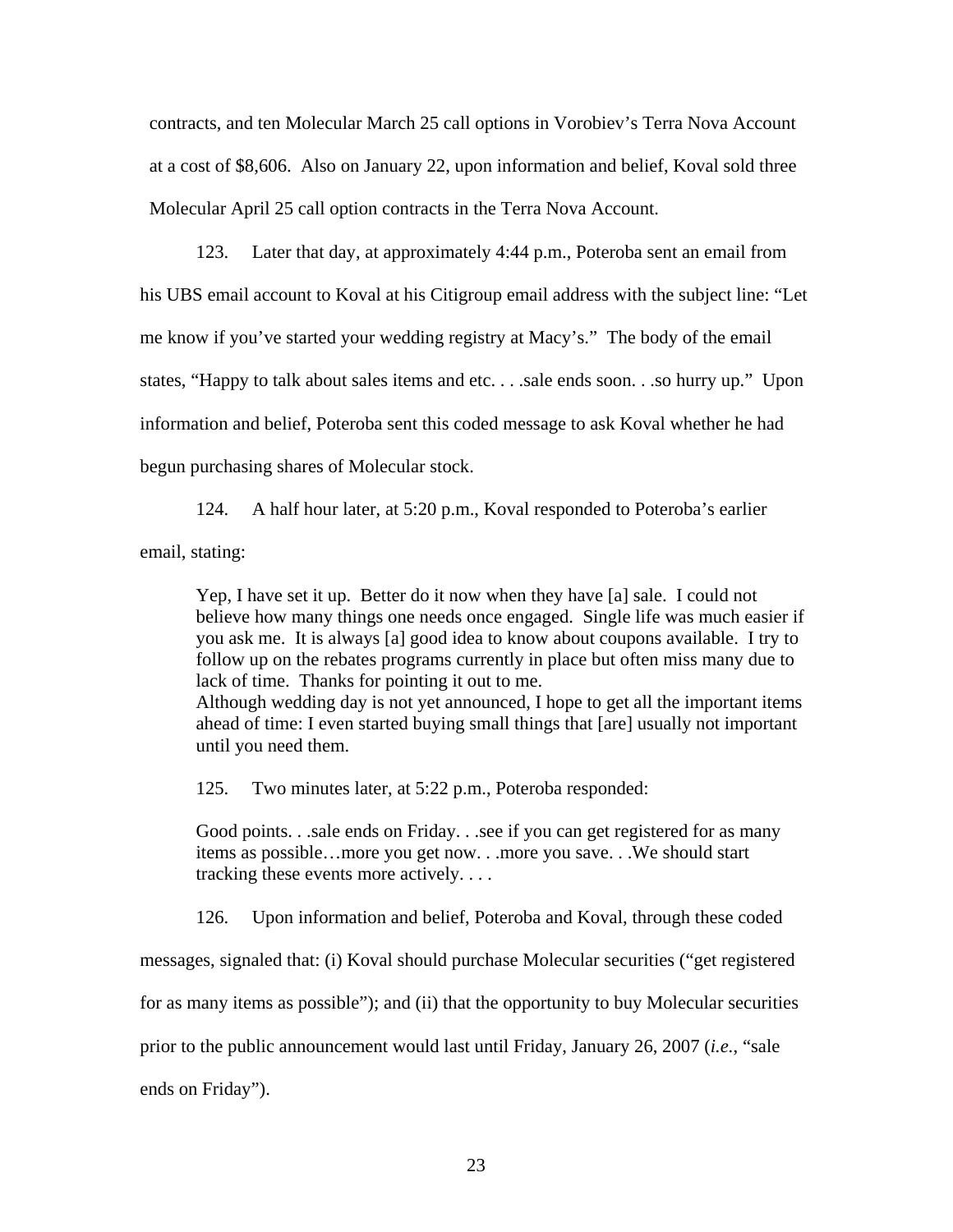contracts, and ten Molecular March 25 call options in Vorobiev's Terra Nova Account at a cost of $8,606. Also on January 22, upon information and belief, Koval sold three Molecular April 25 call option contracts in the Terra Nova Account.

123. Later that day, at approximately 4:44 p.m., Poteroba sent an email from his UBS email account to Koval at his Citigroup email address with the subject line: "Let me know if you've started your wedding registry at Macy's." The body of the email states, "Happy to talk about sales items and etc. . . .sale ends soon. . .so hurry up." Upon information and belief, Poteroba sent this coded message to ask Koval whether he had begun purchasing shares of Molecular stock.

124. A half hour later, at 5:20 p.m., Koval responded to Poteroba's earlier email, stating:

> Yep, I have set it up. Better do it now when they have [a] sale. I could not believe how many things one needs once engaged. Single life was much easier if you ask me. It is always [a] good idea to know about coupons available. I try to follow up on the rebates programs currently in place but often miss many due to lack of time. Thanks for pointing it out to me.
> Although wedding day is not yet announced, I hope to get all the important items ahead of time: I even started buying small things that [are] usually not important until you need them.

125. Two minutes later, at 5:22 p.m., Poteroba responded:

> Good points. . .sale ends on Friday. . .see if you can get registered for as many items as possible…more you get now. . .more you save. . .We should start tracking these events more actively. . . .

126. Upon information and belief, Poteroba and Koval, through these coded messages, signaled that: (i) Koval should purchase Molecular securities ("get registered for as many items as possible"); and (ii) that the opportunity to buy Molecular securities prior to the public announcement would last until Friday, January 26, 2007 (*i.e.*, "sale ends on Friday").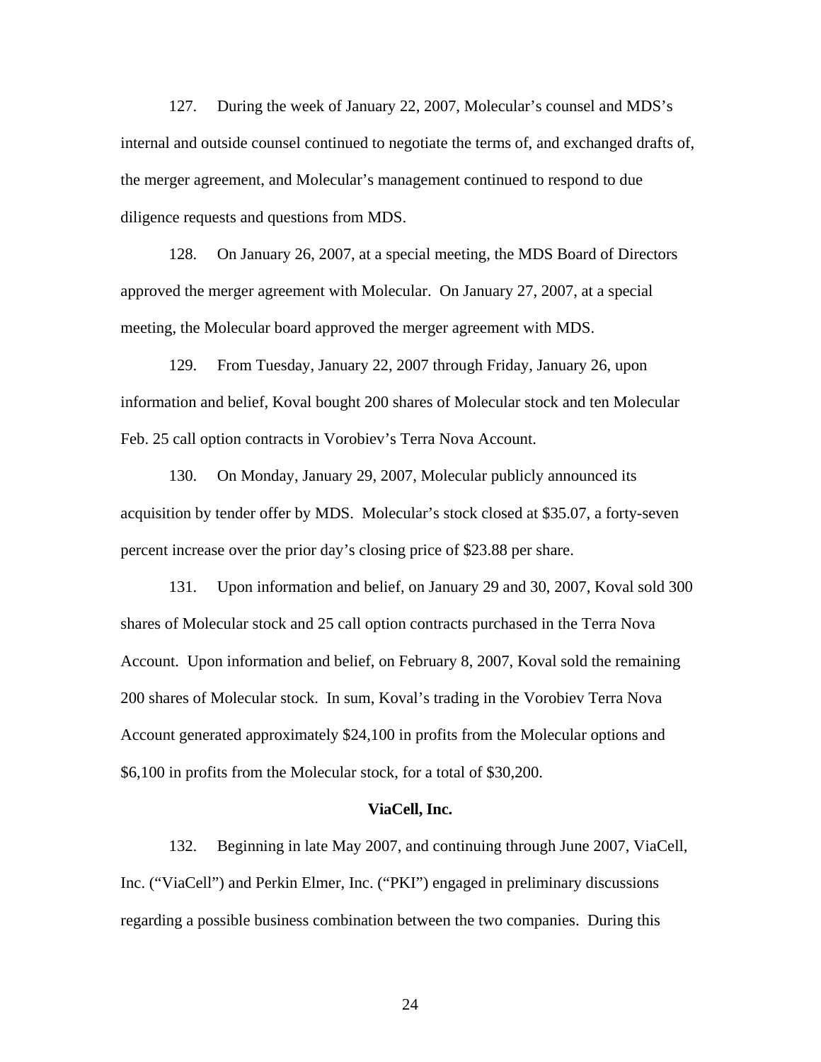127. During the week of January 22, 2007, Molecular's counsel and MDS's internal and outside counsel continued to negotiate the terms of, and exchanged drafts of, the merger agreement, and Molecular's management continued to respond to due diligence requests and questions from MDS.

128. On January 26, 2007, at a special meeting, the MDS Board of Directors approved the merger agreement with Molecular. On January 27, 2007, at a special meeting, the Molecular board approved the merger agreement with MDS.

129. From Tuesday, January 22, 2007 through Friday, January 26, upon information and belief, Koval bought 200 shares of Molecular stock and ten Molecular Feb. 25 call option contracts in Vorobiev's Terra Nova Account.

130. On Monday, January 29, 2007, Molecular publicly announced its acquisition by tender offer by MDS. Molecular's stock closed at $35.07, a forty-seven percent increase over the prior day's closing price of $23.88 per share.

131. Upon information and belief, on January 29 and 30, 2007, Koval sold 300 shares of Molecular stock and 25 call option contracts purchased in the Terra Nova Account. Upon information and belief, on February 8, 2007, Koval sold the remaining 200 shares of Molecular stock. In sum, Koval's trading in the Vorobiev Terra Nova Account generated approximately $24,100 in profits from the Molecular options and $6,100 in profits from the Molecular stock, for a total of $30,200.

**ViaCell, Inc.**

132. Beginning in late May 2007, and continuing through June 2007, ViaCell, Inc. ("ViaCell") and Perkin Elmer, Inc. ("PKI") engaged in preliminary discussions regarding a possible business combination between the two companies. During this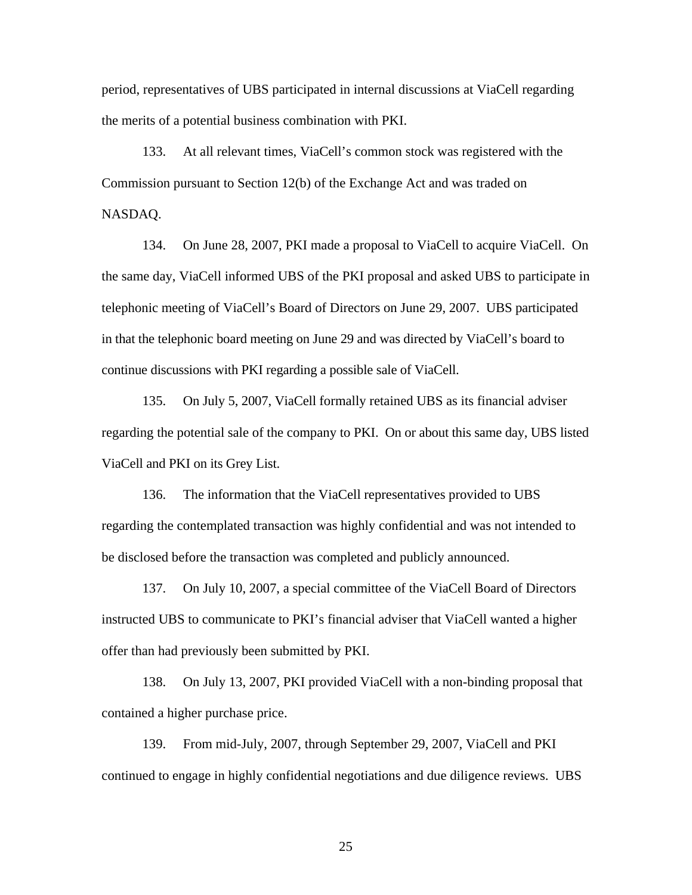period, representatives of UBS participated in internal discussions at ViaCell regarding the merits of a potential business combination with PKI.

133. At all relevant times, ViaCell's common stock was registered with the Commission pursuant to Section 12(b) of the Exchange Act and was traded on NASDAQ.

134. On June 28, 2007, PKI made a proposal to ViaCell to acquire ViaCell. On the same day, ViaCell informed UBS of the PKI proposal and asked UBS to participate in telephonic meeting of ViaCell's Board of Directors on June 29, 2007. UBS participated in that the telephonic board meeting on June 29 and was directed by ViaCell's board to continue discussions with PKI regarding a possible sale of ViaCell.

135. On July 5, 2007, ViaCell formally retained UBS as its financial adviser regarding the potential sale of the company to PKI. On or about this same day, UBS listed ViaCell and PKI on its Grey List.

136. The information that the ViaCell representatives provided to UBS regarding the contemplated transaction was highly confidential and was not intended to be disclosed before the transaction was completed and publicly announced.

137. On July 10, 2007, a special committee of the ViaCell Board of Directors instructed UBS to communicate to PKI's financial adviser that ViaCell wanted a higher offer than had previously been submitted by PKI.

138. On July 13, 2007, PKI provided ViaCell with a non-binding proposal that contained a higher purchase price.

139. From mid-July, 2007, through September 29, 2007, ViaCell and PKI continued to engage in highly confidential negotiations and due diligence reviews. UBS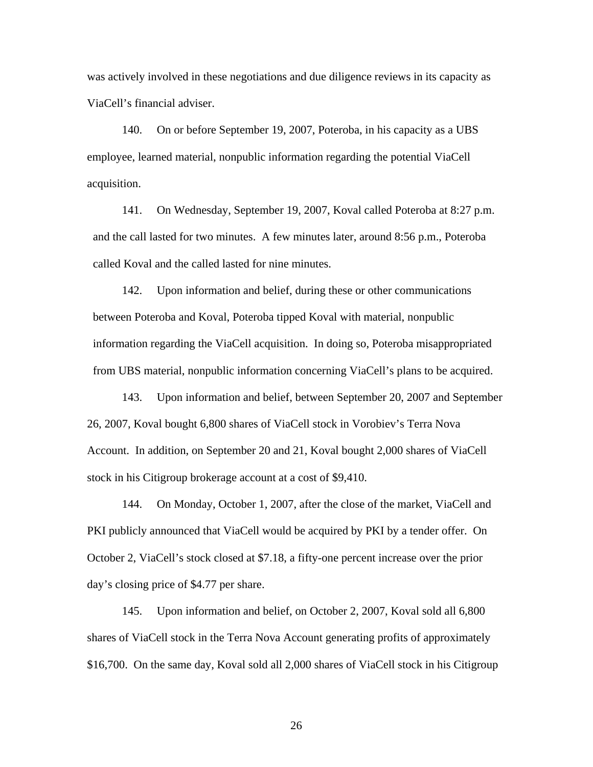was actively involved in these negotiations and due diligence reviews in its capacity as ViaCell's financial adviser.

140. On or before September 19, 2007, Poteroba, in his capacity as a UBS employee, learned material, nonpublic information regarding the potential ViaCell acquisition.

141. On Wednesday, September 19, 2007, Koval called Poteroba at 8:27 p.m. and the call lasted for two minutes. A few minutes later, around 8:56 p.m., Poteroba called Koval and the called lasted for nine minutes.

142. Upon information and belief, during these or other communications between Poteroba and Koval, Poteroba tipped Koval with material, nonpublic information regarding the ViaCell acquisition. In doing so, Poteroba misappropriated from UBS material, nonpublic information concerning ViaCell's plans to be acquired.

143. Upon information and belief, between September 20, 2007 and September 26, 2007, Koval bought 6,800 shares of ViaCell stock in Vorobiev's Terra Nova Account. In addition, on September 20 and 21, Koval bought 2,000 shares of ViaCell stock in his Citigroup brokerage account at a cost of $9,410.

144. On Monday, October 1, 2007, after the close of the market, ViaCell and PKI publicly announced that ViaCell would be acquired by PKI by a tender offer. On October 2, ViaCell's stock closed at $7.18, a fifty-one percent increase over the prior day's closing price of $4.77 per share.

145. Upon information and belief, on October 2, 2007, Koval sold all 6,800 shares of ViaCell stock in the Terra Nova Account generating profits of approximately $16,700. On the same day, Koval sold all 2,000 shares of ViaCell stock in his Citigroup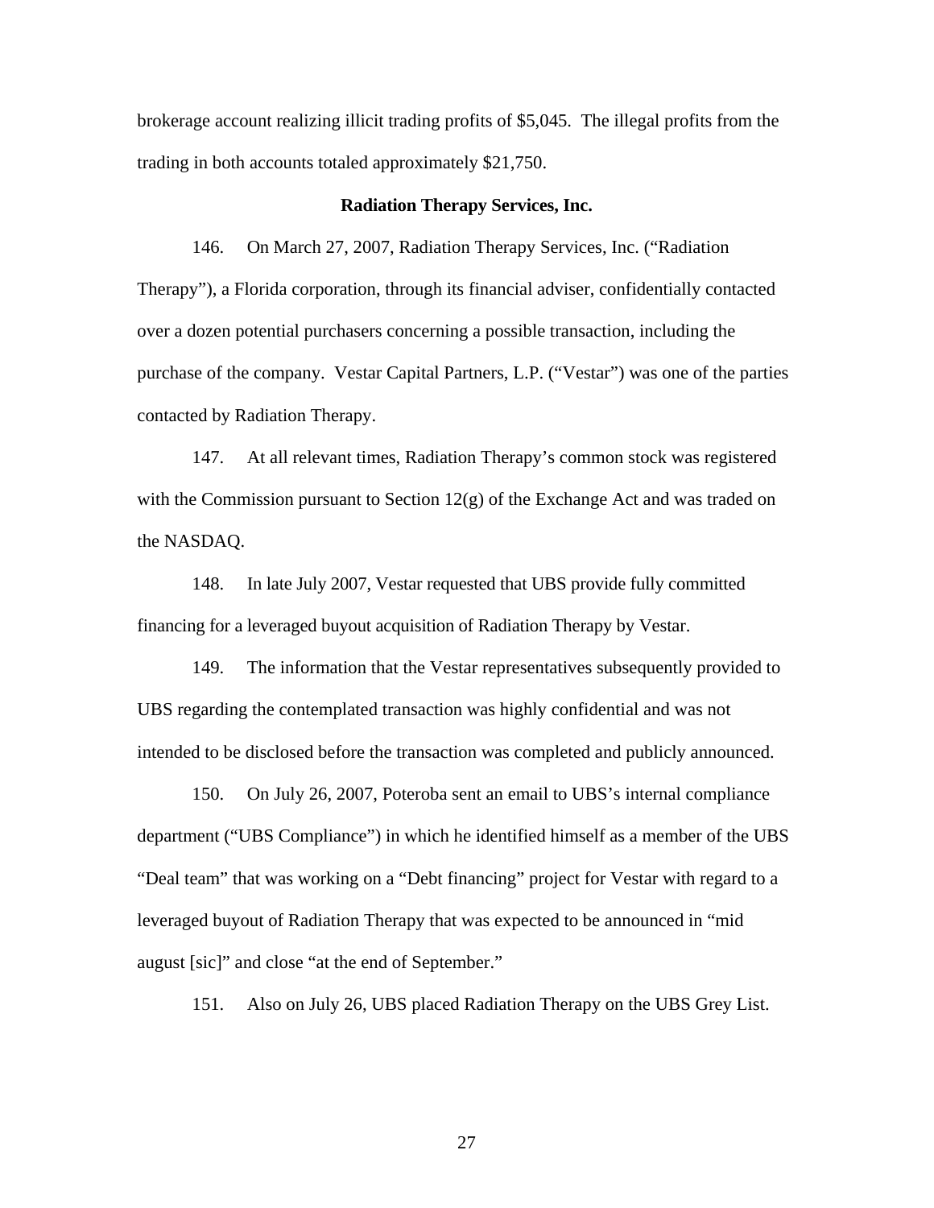brokerage account realizing illicit trading profits of $5,045. The illegal profits from the trading in both accounts totaled approximately $21,750.

**Radiation Therapy Services, Inc.**

146. On March 27, 2007, Radiation Therapy Services, Inc. ("Radiation Therapy"), a Florida corporation, through its financial adviser, confidentially contacted over a dozen potential purchasers concerning a possible transaction, including the purchase of the company. Vestar Capital Partners, L.P. ("Vestar") was one of the parties contacted by Radiation Therapy.

147. At all relevant times, Radiation Therapy's common stock was registered with the Commission pursuant to Section 12(g) of the Exchange Act and was traded on the NASDAQ.

148. In late July 2007, Vestar requested that UBS provide fully committed financing for a leveraged buyout acquisition of Radiation Therapy by Vestar.

149. The information that the Vestar representatives subsequently provided to UBS regarding the contemplated transaction was highly confidential and was not intended to be disclosed before the transaction was completed and publicly announced.

150. On July 26, 2007, Poteroba sent an email to UBS's internal compliance department ("UBS Compliance") in which he identified himself as a member of the UBS "Deal team" that was working on a "Debt financing" project for Vestar with regard to a leveraged buyout of Radiation Therapy that was expected to be announced in "mid august [sic]" and close "at the end of September."

151. Also on July 26, UBS placed Radiation Therapy on the UBS Grey List.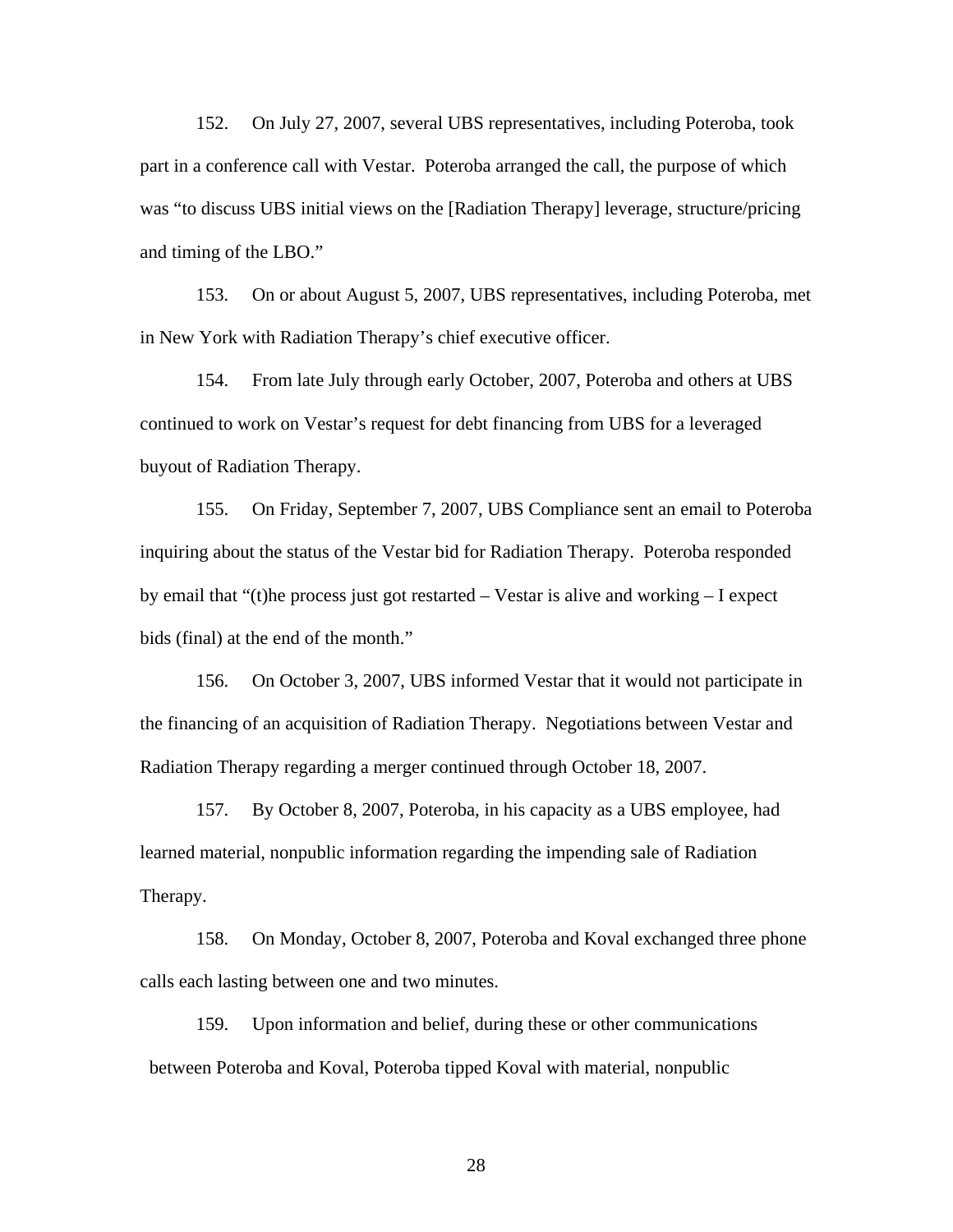152. On July 27, 2007, several UBS representatives, including Poteroba, took part in a conference call with Vestar. Poteroba arranged the call, the purpose of which was "to discuss UBS initial views on the [Radiation Therapy] leverage, structure/pricing and timing of the LBO."

153. On or about August 5, 2007, UBS representatives, including Poteroba, met in New York with Radiation Therapy's chief executive officer.

154. From late July through early October, 2007, Poteroba and others at UBS continued to work on Vestar's request for debt financing from UBS for a leveraged buyout of Radiation Therapy.

155. On Friday, September 7, 2007, UBS Compliance sent an email to Poteroba inquiring about the status of the Vestar bid for Radiation Therapy. Poteroba responded by email that "(t)he process just got restarted – Vestar is alive and working – I expect bids (final) at the end of the month."

156. On October 3, 2007, UBS informed Vestar that it would not participate in the financing of an acquisition of Radiation Therapy. Negotiations between Vestar and Radiation Therapy regarding a merger continued through October 18, 2007.

157. By October 8, 2007, Poteroba, in his capacity as a UBS employee, had learned material, nonpublic information regarding the impending sale of Radiation Therapy.

158. On Monday, October 8, 2007, Poteroba and Koval exchanged three phone calls each lasting between one and two minutes.

159. Upon information and belief, during these or other communications between Poteroba and Koval, Poteroba tipped Koval with material, nonpublic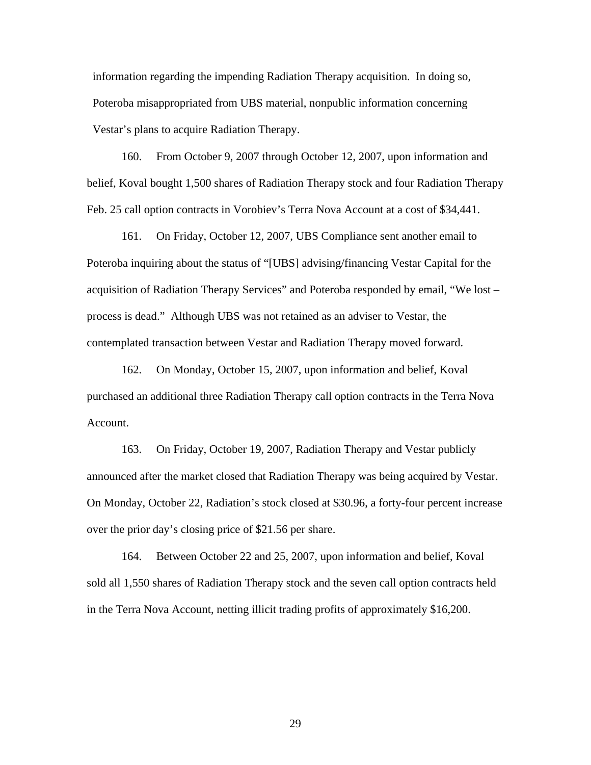information regarding the impending Radiation Therapy acquisition. In doing so, Poteroba misappropriated from UBS material, nonpublic information concerning Vestar's plans to acquire Radiation Therapy.

160. From October 9, 2007 through October 12, 2007, upon information and belief, Koval bought 1,500 shares of Radiation Therapy stock and four Radiation Therapy Feb. 25 call option contracts in Vorobiev's Terra Nova Account at a cost of $34,441.

161. On Friday, October 12, 2007, UBS Compliance sent another email to Poteroba inquiring about the status of "[UBS] advising/financing Vestar Capital for the acquisition of Radiation Therapy Services" and Poteroba responded by email, "We lost – process is dead." Although UBS was not retained as an adviser to Vestar, the contemplated transaction between Vestar and Radiation Therapy moved forward.

162. On Monday, October 15, 2007, upon information and belief, Koval purchased an additional three Radiation Therapy call option contracts in the Terra Nova Account.

163. On Friday, October 19, 2007, Radiation Therapy and Vestar publicly announced after the market closed that Radiation Therapy was being acquired by Vestar. On Monday, October 22, Radiation's stock closed at $30.96, a forty-four percent increase over the prior day's closing price of $21.56 per share.

164. Between October 22 and 25, 2007, upon information and belief, Koval sold all 1,550 shares of Radiation Therapy stock and the seven call option contracts held in the Terra Nova Account, netting illicit trading profits of approximately $16,200.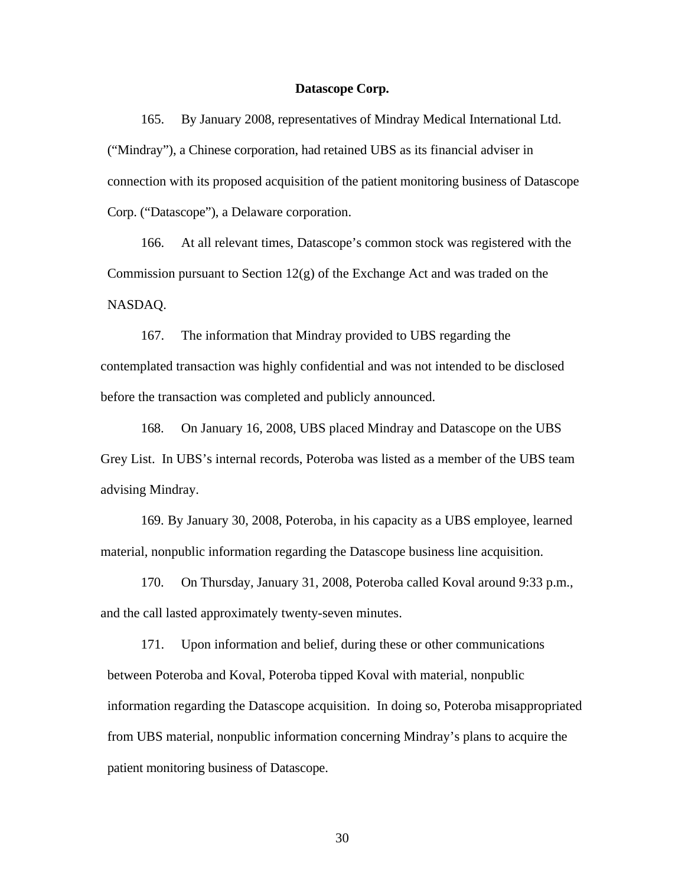**Datascope Corp.**

165. By January 2008, representatives of Mindray Medical International Ltd. ("Mindray"), a Chinese corporation, had retained UBS as its financial adviser in connection with its proposed acquisition of the patient monitoring business of Datascope Corp. ("Datascope"), a Delaware corporation.

166. At all relevant times, Datascope's common stock was registered with the Commission pursuant to Section 12(g) of the Exchange Act and was traded on the NASDAQ.

167. The information that Mindray provided to UBS regarding the contemplated transaction was highly confidential and was not intended to be disclosed before the transaction was completed and publicly announced.

168. On January 16, 2008, UBS placed Mindray and Datascope on the UBS Grey List. In UBS's internal records, Poteroba was listed as a member of the UBS team advising Mindray.

169. By January 30, 2008, Poteroba, in his capacity as a UBS employee, learned material, nonpublic information regarding the Datascope business line acquisition.

170. On Thursday, January 31, 2008, Poteroba called Koval around 9:33 p.m., and the call lasted approximately twenty-seven minutes.

171. Upon information and belief, during these or other communications between Poteroba and Koval, Poteroba tipped Koval with material, nonpublic information regarding the Datascope acquisition. In doing so, Poteroba misappropriated from UBS material, nonpublic information concerning Mindray's plans to acquire the patient monitoring business of Datascope.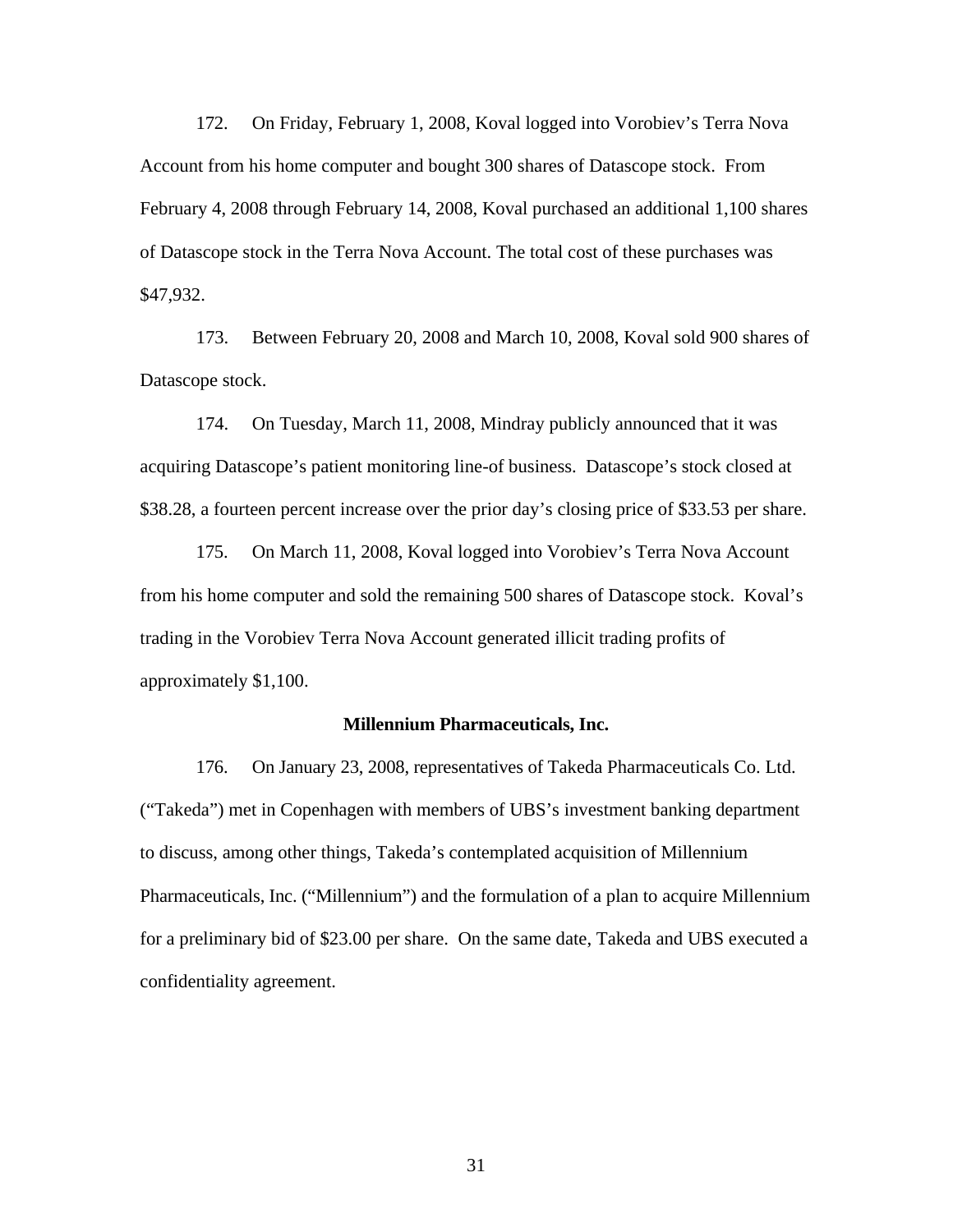172. On Friday, February 1, 2008, Koval logged into Vorobiev's Terra Nova Account from his home computer and bought 300 shares of Datascope stock. From February 4, 2008 through February 14, 2008, Koval purchased an additional 1,100 shares of Datascope stock in the Terra Nova Account. The total cost of these purchases was $47,932.

173. Between February 20, 2008 and March 10, 2008, Koval sold 900 shares of Datascope stock.

174. On Tuesday, March 11, 2008, Mindray publicly announced that it was acquiring Datascope's patient monitoring line-of business. Datascope's stock closed at $38.28, a fourteen percent increase over the prior day's closing price of $33.53 per share.

175. On March 11, 2008, Koval logged into Vorobiev's Terra Nova Account from his home computer and sold the remaining 500 shares of Datascope stock. Koval's trading in the Vorobiev Terra Nova Account generated illicit trading profits of approximately $1,100.

**Millennium Pharmaceuticals, Inc.**

176. On January 23, 2008, representatives of Takeda Pharmaceuticals Co. Ltd. ("Takeda") met in Copenhagen with members of UBS's investment banking department to discuss, among other things, Takeda's contemplated acquisition of Millennium Pharmaceuticals, Inc. ("Millennium") and the formulation of a plan to acquire Millennium for a preliminary bid of $23.00 per share. On the same date, Takeda and UBS executed a confidentiality agreement.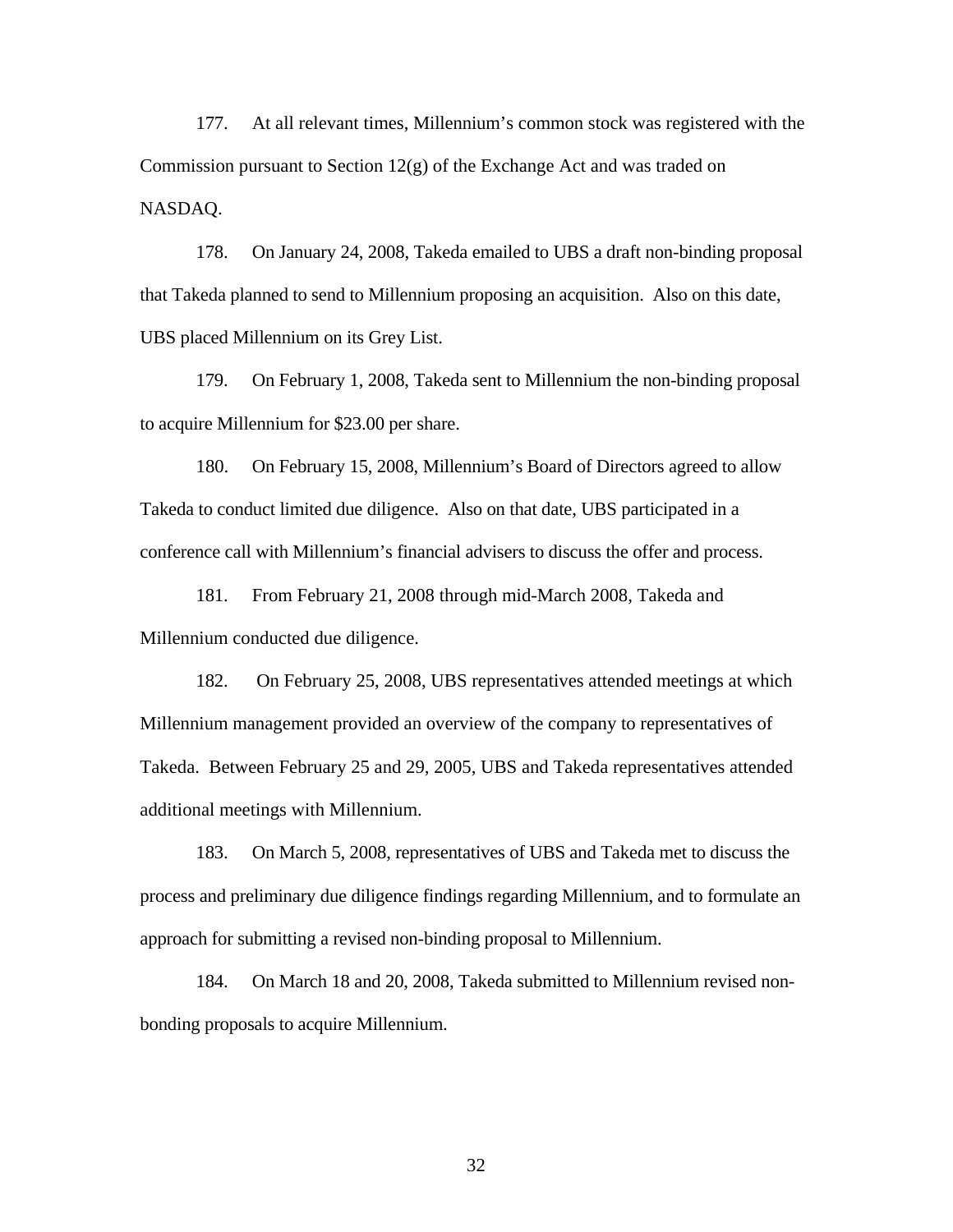177. At all relevant times, Millennium's common stock was registered with the Commission pursuant to Section 12(g) of the Exchange Act and was traded on NASDAQ.

178. On January 24, 2008, Takeda emailed to UBS a draft non-binding proposal that Takeda planned to send to Millennium proposing an acquisition. Also on this date, UBS placed Millennium on its Grey List.

179. On February 1, 2008, Takeda sent to Millennium the non-binding proposal to acquire Millennium for $23.00 per share.

180. On February 15, 2008, Millennium's Board of Directors agreed to allow Takeda to conduct limited due diligence. Also on that date, UBS participated in a conference call with Millennium's financial advisers to discuss the offer and process.

181. From February 21, 2008 through mid-March 2008, Takeda and Millennium conducted due diligence.

182. On February 25, 2008, UBS representatives attended meetings at which Millennium management provided an overview of the company to representatives of Takeda. Between February 25 and 29, 2005, UBS and Takeda representatives attended additional meetings with Millennium.

183. On March 5, 2008, representatives of UBS and Takeda met to discuss the process and preliminary due diligence findings regarding Millennium, and to formulate an approach for submitting a revised non-binding proposal to Millennium.

184. On March 18 and 20, 2008, Takeda submitted to Millennium revised non-bonding proposals to acquire Millennium.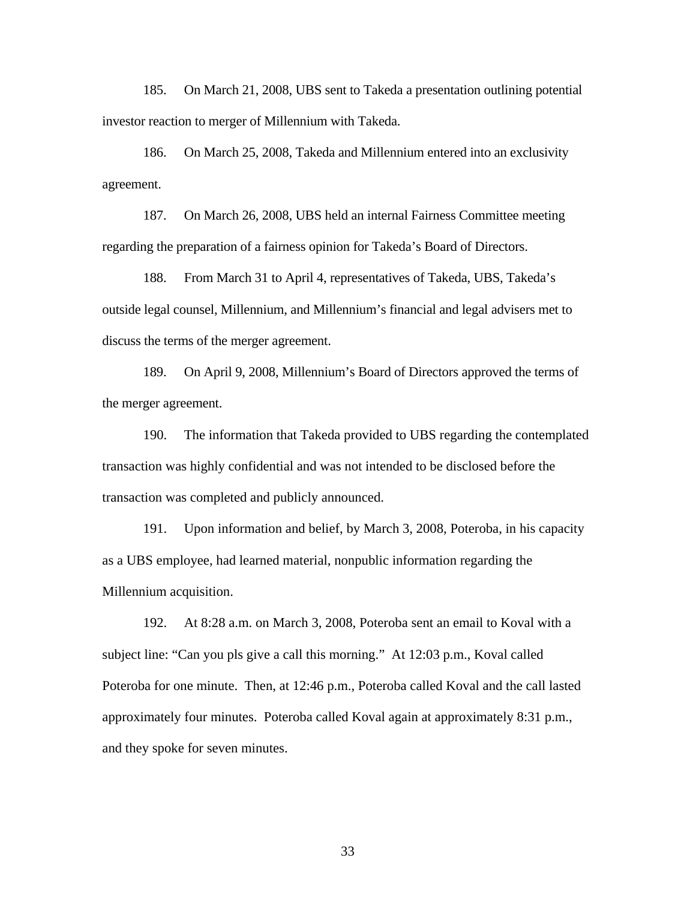185. On March 21, 2008, UBS sent to Takeda a presentation outlining potential investor reaction to merger of Millennium with Takeda.

186. On March 25, 2008, Takeda and Millennium entered into an exclusivity agreement.

187. On March 26, 2008, UBS held an internal Fairness Committee meeting regarding the preparation of a fairness opinion for Takeda's Board of Directors.

188. From March 31 to April 4, representatives of Takeda, UBS, Takeda's outside legal counsel, Millennium, and Millennium's financial and legal advisers met to discuss the terms of the merger agreement.

189. On April 9, 2008, Millennium's Board of Directors approved the terms of the merger agreement.

190. The information that Takeda provided to UBS regarding the contemplated transaction was highly confidential and was not intended to be disclosed before the transaction was completed and publicly announced.

191. Upon information and belief, by March 3, 2008, Poteroba, in his capacity as a UBS employee, had learned material, nonpublic information regarding the Millennium acquisition.

192. At 8:28 a.m. on March 3, 2008, Poteroba sent an email to Koval with a subject line: "Can you pls give a call this morning." At 12:03 p.m., Koval called Poteroba for one minute. Then, at 12:46 p.m., Poteroba called Koval and the call lasted approximately four minutes. Poteroba called Koval again at approximately 8:31 p.m., and they spoke for seven minutes.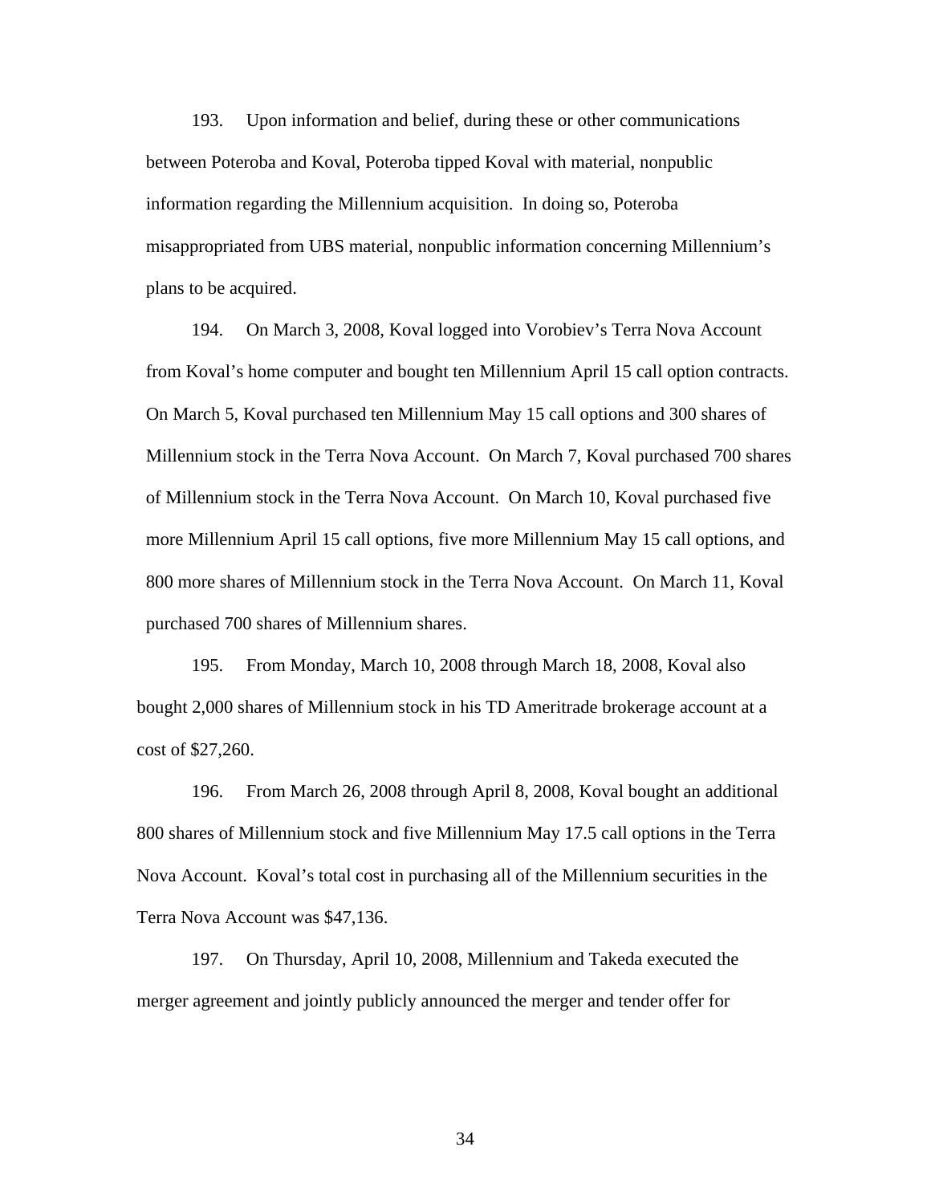193. Upon information and belief, during these or other communications between Poteroba and Koval, Poteroba tipped Koval with material, nonpublic information regarding the Millennium acquisition. In doing so, Poteroba misappropriated from UBS material, nonpublic information concerning Millennium's plans to be acquired.

194. On March 3, 2008, Koval logged into Vorobiev's Terra Nova Account from Koval's home computer and bought ten Millennium April 15 call option contracts. On March 5, Koval purchased ten Millennium May 15 call options and 300 shares of Millennium stock in the Terra Nova Account. On March 7, Koval purchased 700 shares of Millennium stock in the Terra Nova Account. On March 10, Koval purchased five more Millennium April 15 call options, five more Millennium May 15 call options, and 800 more shares of Millennium stock in the Terra Nova Account. On March 11, Koval purchased 700 shares of Millennium shares.

195. From Monday, March 10, 2008 through March 18, 2008, Koval also bought 2,000 shares of Millennium stock in his TD Ameritrade brokerage account at a cost of $27,260.

196. From March 26, 2008 through April 8, 2008, Koval bought an additional 800 shares of Millennium stock and five Millennium May 17.5 call options in the Terra Nova Account. Koval's total cost in purchasing all of the Millennium securities in the Terra Nova Account was $47,136.

197. On Thursday, April 10, 2008, Millennium and Takeda executed the merger agreement and jointly publicly announced the merger and tender offer for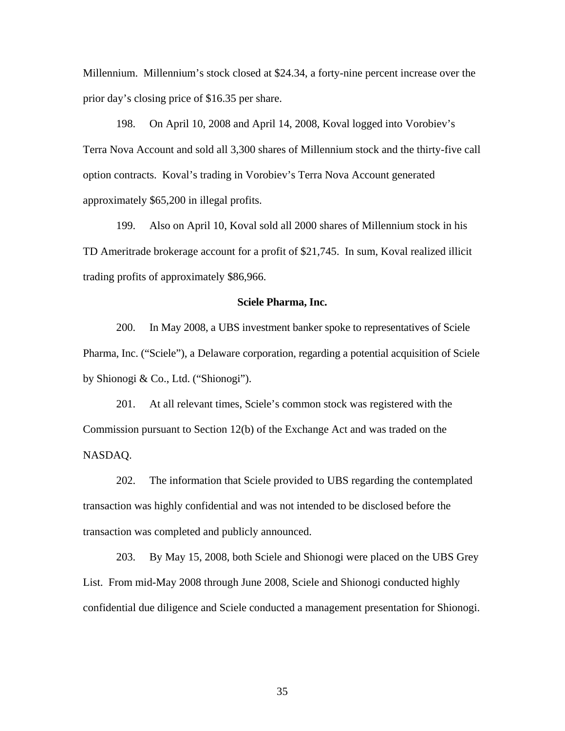Millennium. Millennium's stock closed at $24.34, a forty-nine percent increase over the prior day's closing price of $16.35 per share.

198. On April 10, 2008 and April 14, 2008, Koval logged into Vorobiev's Terra Nova Account and sold all 3,300 shares of Millennium stock and the thirty-five call option contracts. Koval's trading in Vorobiev's Terra Nova Account generated approximately $65,200 in illegal profits.

199. Also on April 10, Koval sold all 2000 shares of Millennium stock in his TD Ameritrade brokerage account for a profit of $21,745. In sum, Koval realized illicit trading profits of approximately $86,966.

**Sciele Pharma, Inc.**

200. In May 2008, a UBS investment banker spoke to representatives of Sciele Pharma, Inc. ("Sciele"), a Delaware corporation, regarding a potential acquisition of Sciele by Shionogi & Co., Ltd. ("Shionogi").

201. At all relevant times, Sciele's common stock was registered with the Commission pursuant to Section 12(b) of the Exchange Act and was traded on the NASDAQ.

202. The information that Sciele provided to UBS regarding the contemplated transaction was highly confidential and was not intended to be disclosed before the transaction was completed and publicly announced.

203. By May 15, 2008, both Sciele and Shionogi were placed on the UBS Grey List. From mid-May 2008 through June 2008, Sciele and Shionogi conducted highly confidential due diligence and Sciele conducted a management presentation for Shionogi.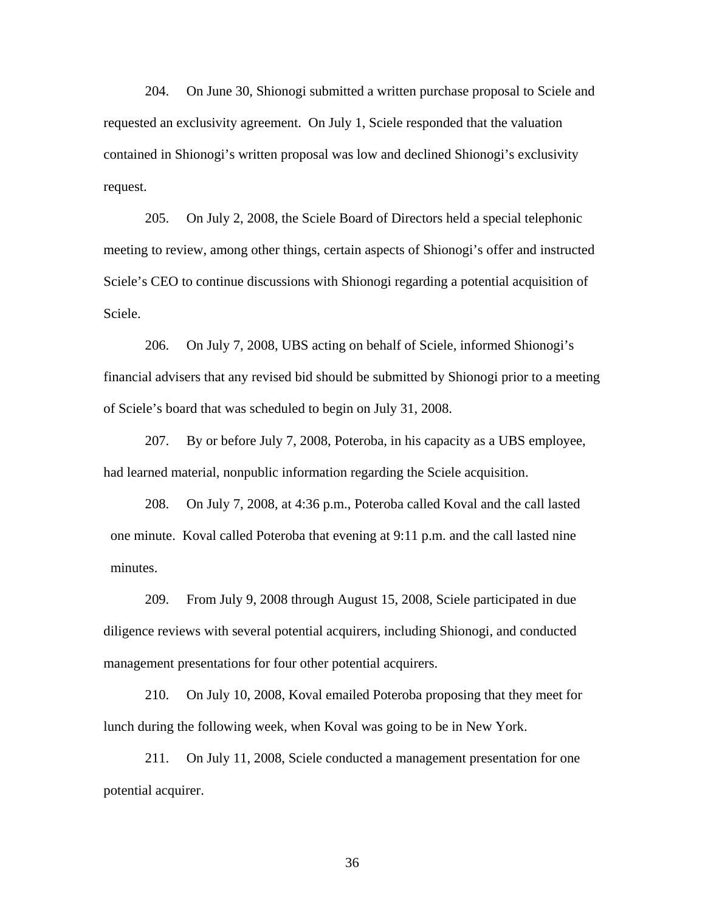204. On June 30, Shionogi submitted a written purchase proposal to Sciele and requested an exclusivity agreement. On July 1, Sciele responded that the valuation contained in Shionogi's written proposal was low and declined Shionogi's exclusivity request.

205. On July 2, 2008, the Sciele Board of Directors held a special telephonic meeting to review, among other things, certain aspects of Shionogi's offer and instructed Sciele's CEO to continue discussions with Shionogi regarding a potential acquisition of Sciele.

206. On July 7, 2008, UBS acting on behalf of Sciele, informed Shionogi's financial advisers that any revised bid should be submitted by Shionogi prior to a meeting of Sciele's board that was scheduled to begin on July 31, 2008.

207. By or before July 7, 2008, Poteroba, in his capacity as a UBS employee, had learned material, nonpublic information regarding the Sciele acquisition.

208. On July 7, 2008, at 4:36 p.m., Poteroba called Koval and the call lasted one minute. Koval called Poteroba that evening at 9:11 p.m. and the call lasted nine minutes.

209. From July 9, 2008 through August 15, 2008, Sciele participated in due diligence reviews with several potential acquirers, including Shionogi, and conducted management presentations for four other potential acquirers.

210. On July 10, 2008, Koval emailed Poteroba proposing that they meet for lunch during the following week, when Koval was going to be in New York.

211. On July 11, 2008, Sciele conducted a management presentation for one potential acquirer.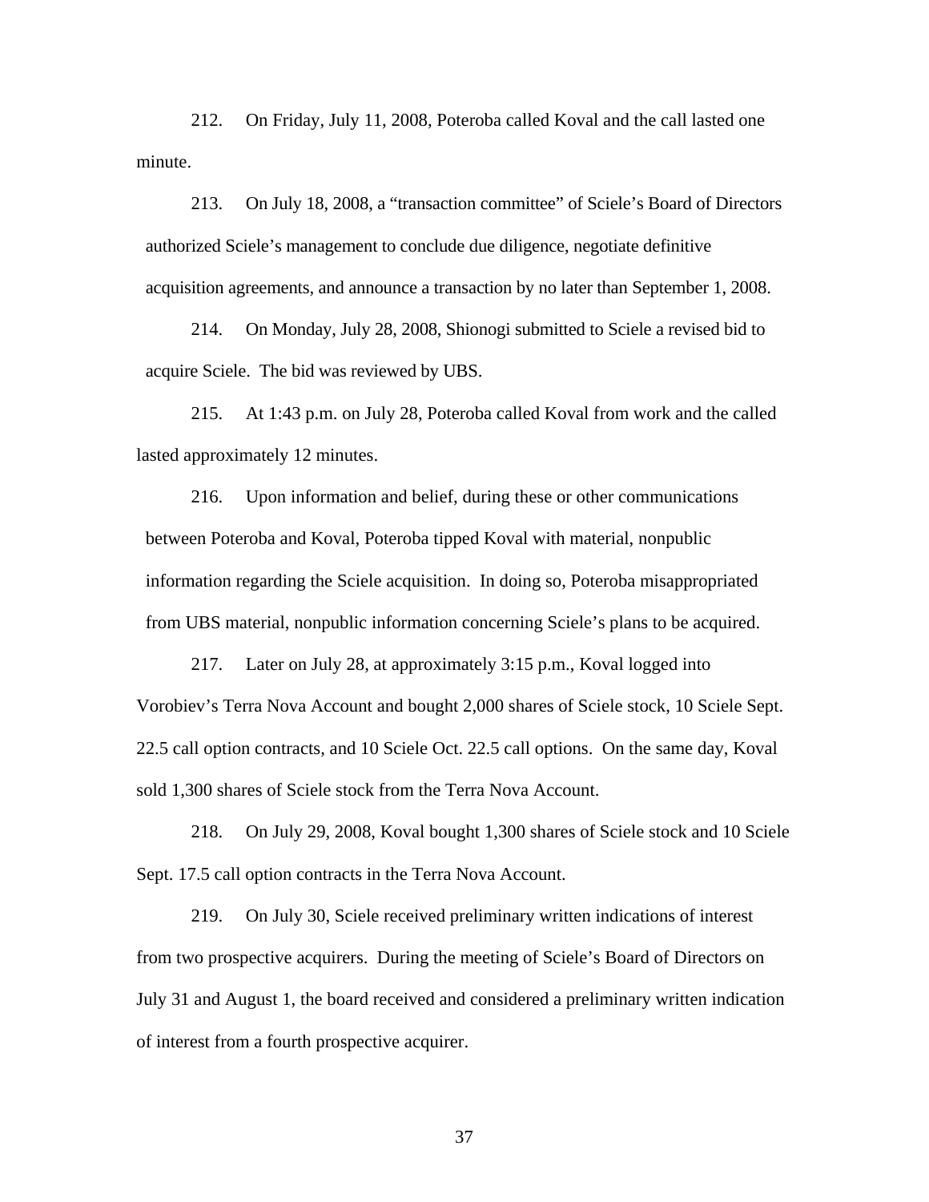212. On Friday, July 11, 2008, Poteroba called Koval and the call lasted one minute.

213. On July 18, 2008, a "transaction committee" of Sciele's Board of Directors authorized Sciele's management to conclude due diligence, negotiate definitive acquisition agreements, and announce a transaction by no later than September 1, 2008.

214. On Monday, July 28, 2008, Shionogi submitted to Sciele a revised bid to acquire Sciele. The bid was reviewed by UBS.

215. At 1:43 p.m. on July 28, Poteroba called Koval from work and the called lasted approximately 12 minutes.

216. Upon information and belief, during these or other communications between Poteroba and Koval, Poteroba tipped Koval with material, nonpublic information regarding the Sciele acquisition. In doing so, Poteroba misappropriated from UBS material, nonpublic information concerning Sciele's plans to be acquired.

217. Later on July 28, at approximately 3:15 p.m., Koval logged into Vorobiev's Terra Nova Account and bought 2,000 shares of Sciele stock, 10 Sciele Sept. 22.5 call option contracts, and 10 Sciele Oct. 22.5 call options. On the same day, Koval sold 1,300 shares of Sciele stock from the Terra Nova Account.

218. On July 29, 2008, Koval bought 1,300 shares of Sciele stock and 10 Sciele Sept. 17.5 call option contracts in the Terra Nova Account.

219. On July 30, Sciele received preliminary written indications of interest from two prospective acquirers. During the meeting of Sciele's Board of Directors on July 31 and August 1, the board received and considered a preliminary written indication of interest from a fourth prospective acquirer.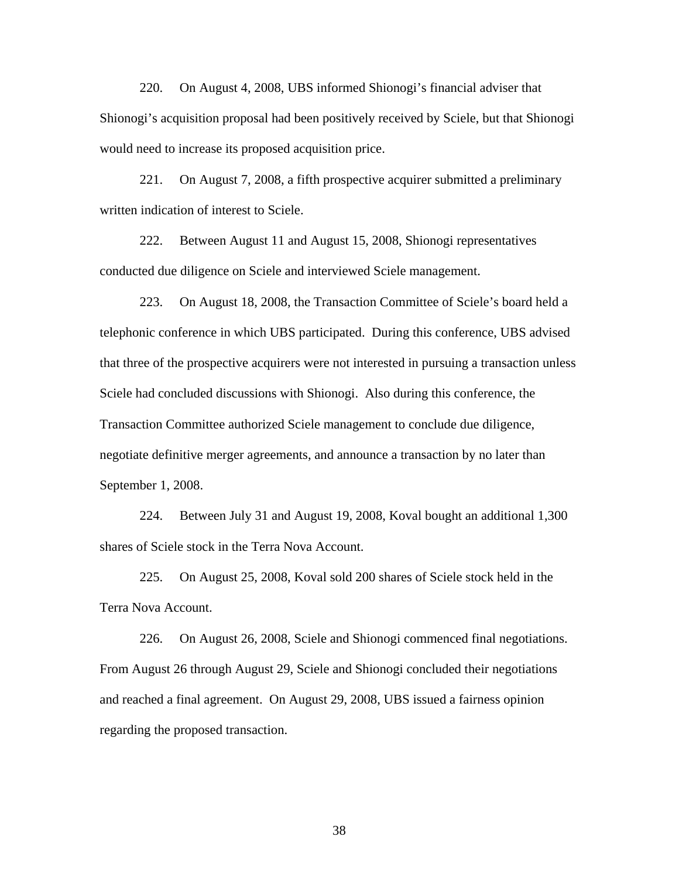220. On August 4, 2008, UBS informed Shionogi's financial adviser that Shionogi's acquisition proposal had been positively received by Sciele, but that Shionogi would need to increase its proposed acquisition price.

221. On August 7, 2008, a fifth prospective acquirer submitted a preliminary written indication of interest to Sciele.

222. Between August 11 and August 15, 2008, Shionogi representatives conducted due diligence on Sciele and interviewed Sciele management.

223. On August 18, 2008, the Transaction Committee of Sciele's board held a telephonic conference in which UBS participated. During this conference, UBS advised that three of the prospective acquirers were not interested in pursuing a transaction unless Sciele had concluded discussions with Shionogi. Also during this conference, the Transaction Committee authorized Sciele management to conclude due diligence, negotiate definitive merger agreements, and announce a transaction by no later than September 1, 2008.

224. Between July 31 and August 19, 2008, Koval bought an additional 1,300 shares of Sciele stock in the Terra Nova Account.

225. On August 25, 2008, Koval sold 200 shares of Sciele stock held in the Terra Nova Account.

226. On August 26, 2008, Sciele and Shionogi commenced final negotiations. From August 26 through August 29, Sciele and Shionogi concluded their negotiations and reached a final agreement. On August 29, 2008, UBS issued a fairness opinion regarding the proposed transaction.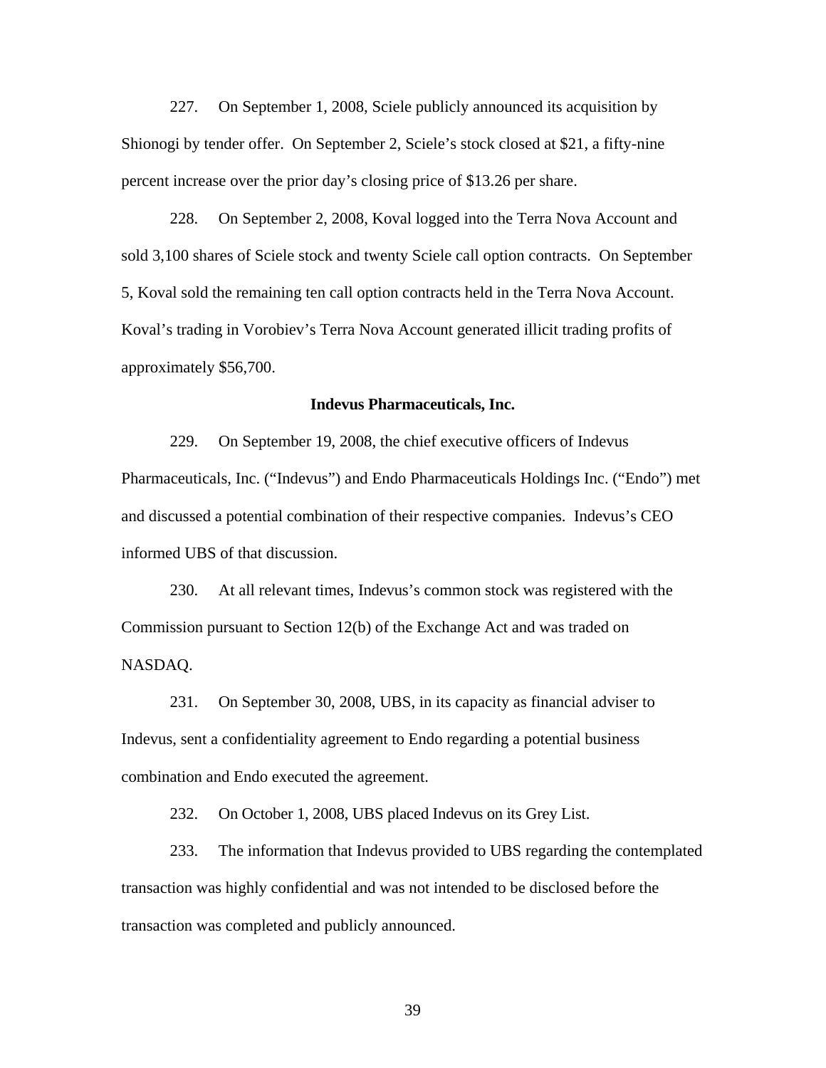227. On September 1, 2008, Sciele publicly announced its acquisition by Shionogi by tender offer. On September 2, Sciele's stock closed at $21, a fifty-nine percent increase over the prior day's closing price of $13.26 per share.

228. On September 2, 2008, Koval logged into the Terra Nova Account and sold 3,100 shares of Sciele stock and twenty Sciele call option contracts. On September 5, Koval sold the remaining ten call option contracts held in the Terra Nova Account. Koval's trading in Vorobiev's Terra Nova Account generated illicit trading profits of approximately $56,700.

**Indevus Pharmaceuticals, Inc.**

229. On September 19, 2008, the chief executive officers of Indevus Pharmaceuticals, Inc. ("Indevus") and Endo Pharmaceuticals Holdings Inc. ("Endo") met and discussed a potential combination of their respective companies. Indevus's CEO informed UBS of that discussion.

230. At all relevant times, Indevus's common stock was registered with the Commission pursuant to Section 12(b) of the Exchange Act and was traded on NASDAQ.

231. On September 30, 2008, UBS, in its capacity as financial adviser to Indevus, sent a confidentiality agreement to Endo regarding a potential business combination and Endo executed the agreement.

232. On October 1, 2008, UBS placed Indevus on its Grey List.

233. The information that Indevus provided to UBS regarding the contemplated transaction was highly confidential and was not intended to be disclosed before the transaction was completed and publicly announced.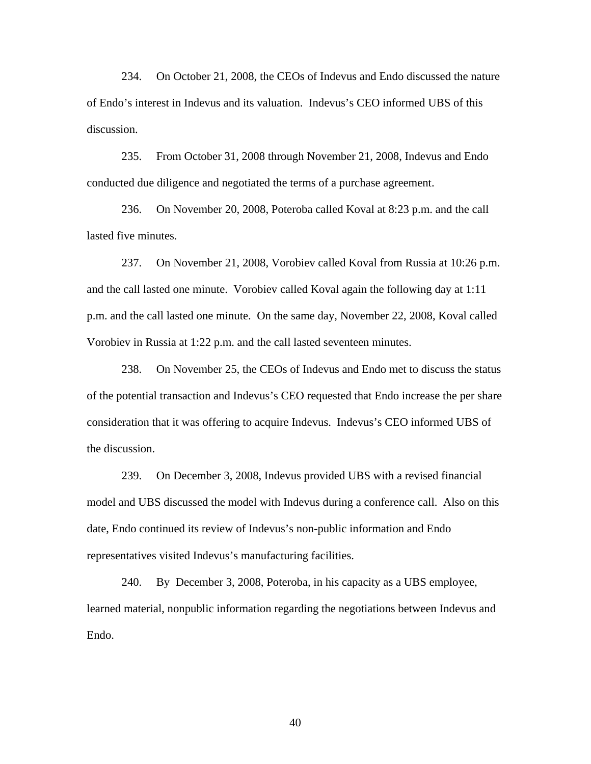234. On October 21, 2008, the CEOs of Indevus and Endo discussed the nature of Endo's interest in Indevus and its valuation. Indevus's CEO informed UBS of this discussion.

235. From October 31, 2008 through November 21, 2008, Indevus and Endo conducted due diligence and negotiated the terms of a purchase agreement.

236. On November 20, 2008, Poteroba called Koval at 8:23 p.m. and the call lasted five minutes.

237. On November 21, 2008, Vorobiev called Koval from Russia at 10:26 p.m. and the call lasted one minute. Vorobiev called Koval again the following day at 1:11 p.m. and the call lasted one minute. On the same day, November 22, 2008, Koval called Vorobiev in Russia at 1:22 p.m. and the call lasted seventeen minutes.

238. On November 25, the CEOs of Indevus and Endo met to discuss the status of the potential transaction and Indevus's CEO requested that Endo increase the per share consideration that it was offering to acquire Indevus. Indevus's CEO informed UBS of the discussion.

239. On December 3, 2008, Indevus provided UBS with a revised financial model and UBS discussed the model with Indevus during a conference call. Also on this date, Endo continued its review of Indevus's non-public information and Endo representatives visited Indevus's manufacturing facilities.

240. By December 3, 2008, Poteroba, in his capacity as a UBS employee, learned material, nonpublic information regarding the negotiations between Indevus and Endo.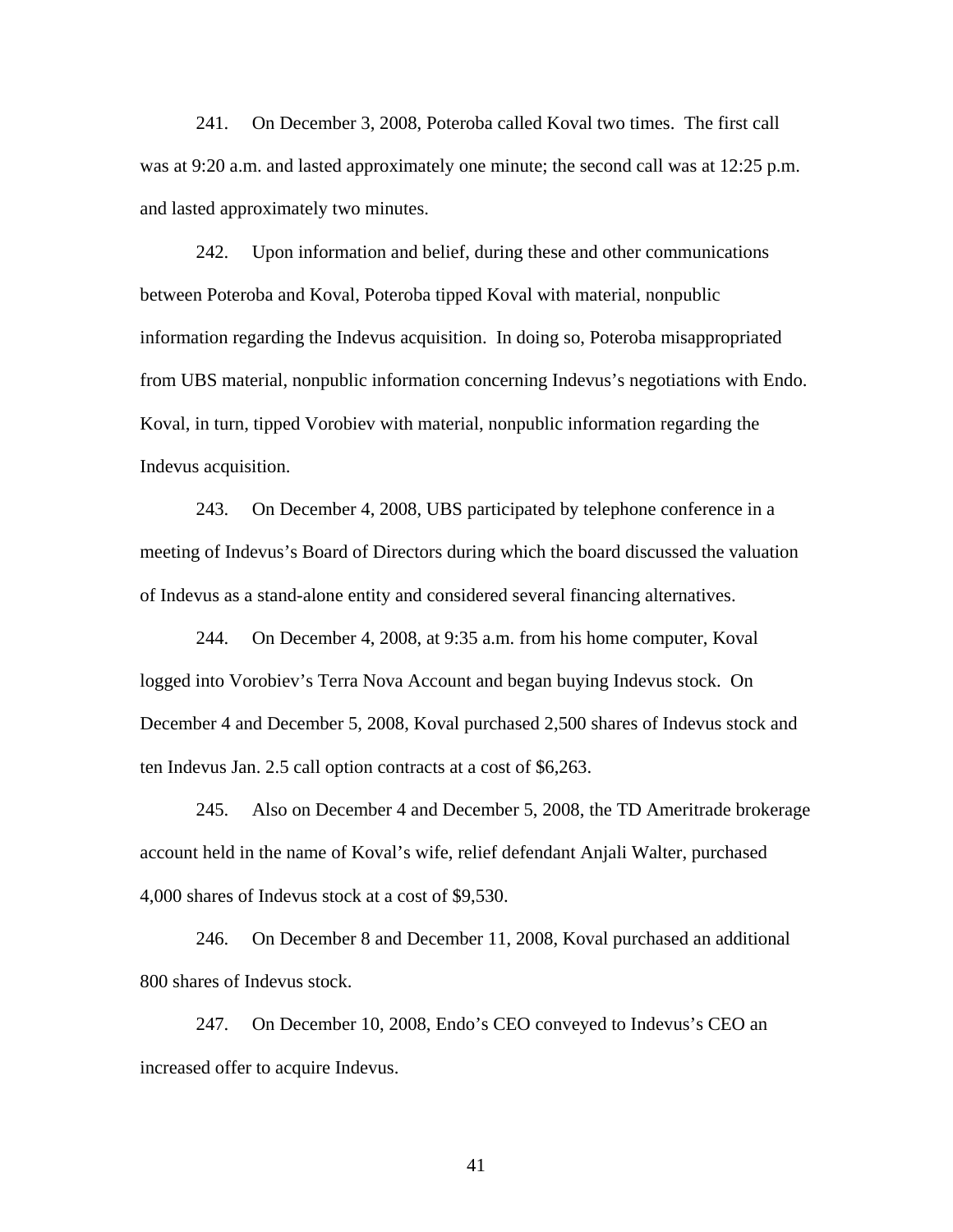241. On December 3, 2008, Poteroba called Koval two times. The first call was at 9:20 a.m. and lasted approximately one minute; the second call was at 12:25 p.m. and lasted approximately two minutes.

242. Upon information and belief, during these and other communications between Poteroba and Koval, Poteroba tipped Koval with material, nonpublic information regarding the Indevus acquisition. In doing so, Poteroba misappropriated from UBS material, nonpublic information concerning Indevus's negotiations with Endo. Koval, in turn, tipped Vorobiev with material, nonpublic information regarding the Indevus acquisition.

243. On December 4, 2008, UBS participated by telephone conference in a meeting of Indevus's Board of Directors during which the board discussed the valuation of Indevus as a stand-alone entity and considered several financing alternatives.

244. On December 4, 2008, at 9:35 a.m. from his home computer, Koval logged into Vorobiev's Terra Nova Account and began buying Indevus stock. On December 4 and December 5, 2008, Koval purchased 2,500 shares of Indevus stock and ten Indevus Jan. 2.5 call option contracts at a cost of $6,263.

245. Also on December 4 and December 5, 2008, the TD Ameritrade brokerage account held in the name of Koval's wife, relief defendant Anjali Walter, purchased 4,000 shares of Indevus stock at a cost of $9,530.

246. On December 8 and December 11, 2008, Koval purchased an additional 800 shares of Indevus stock.

247. On December 10, 2008, Endo's CEO conveyed to Indevus's CEO an increased offer to acquire Indevus.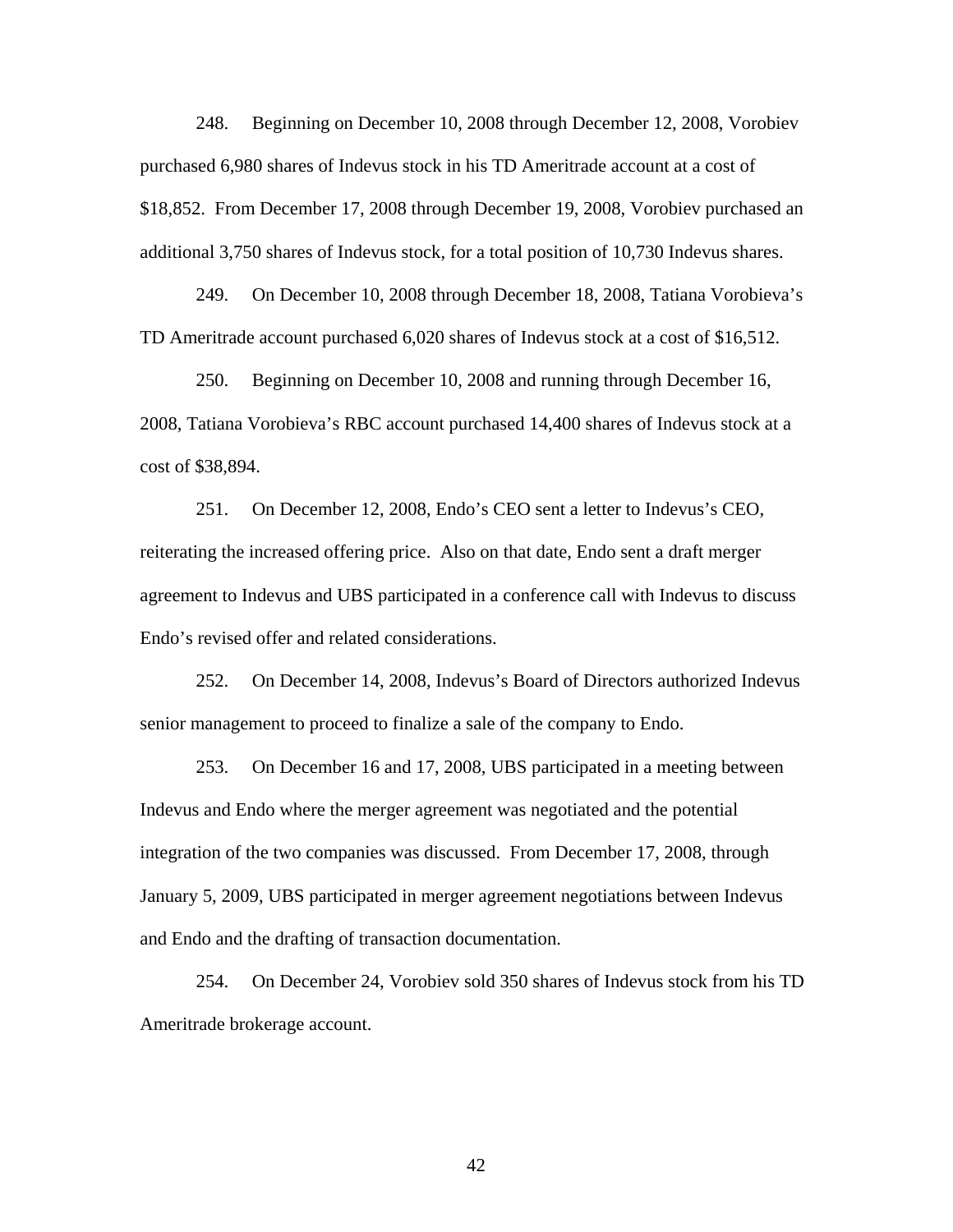248. Beginning on December 10, 2008 through December 12, 2008, Vorobiev purchased 6,980 shares of Indevus stock in his TD Ameritrade account at a cost of $18,852. From December 17, 2008 through December 19, 2008, Vorobiev purchased an additional 3,750 shares of Indevus stock, for a total position of 10,730 Indevus shares.

249. On December 10, 2008 through December 18, 2008, Tatiana Vorobieva's TD Ameritrade account purchased 6,020 shares of Indevus stock at a cost of $16,512.

250. Beginning on December 10, 2008 and running through December 16, 2008, Tatiana Vorobieva's RBC account purchased 14,400 shares of Indevus stock at a cost of $38,894.

251. On December 12, 2008, Endo's CEO sent a letter to Indevus's CEO, reiterating the increased offering price. Also on that date, Endo sent a draft merger agreement to Indevus and UBS participated in a conference call with Indevus to discuss Endo's revised offer and related considerations.

252. On December 14, 2008, Indevus's Board of Directors authorized Indevus senior management to proceed to finalize a sale of the company to Endo.

253. On December 16 and 17, 2008, UBS participated in a meeting between Indevus and Endo where the merger agreement was negotiated and the potential integration of the two companies was discussed. From December 17, 2008, through January 5, 2009, UBS participated in merger agreement negotiations between Indevus and Endo and the drafting of transaction documentation.

254. On December 24, Vorobiev sold 350 shares of Indevus stock from his TD Ameritrade brokerage account.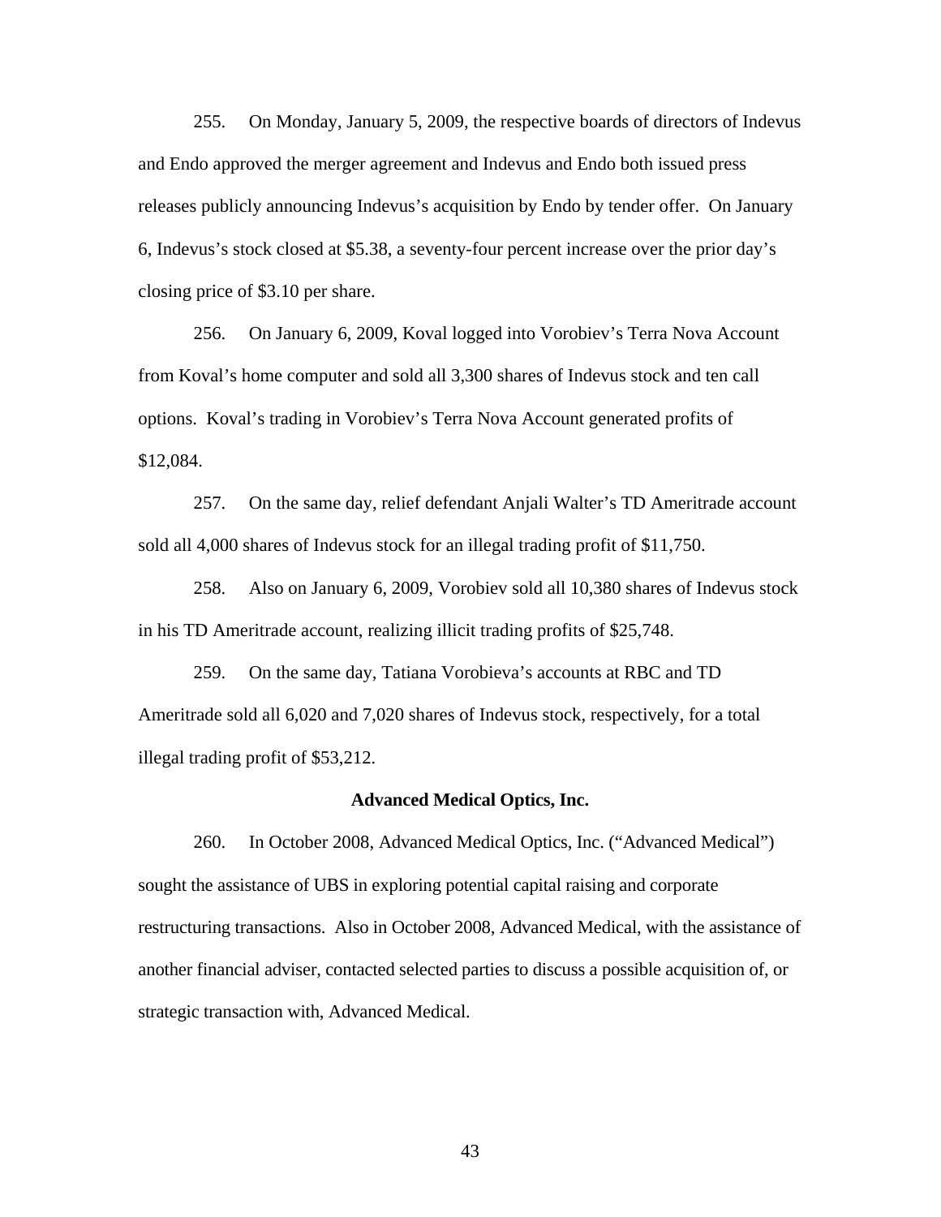255. On Monday, January 5, 2009, the respective boards of directors of Indevus and Endo approved the merger agreement and Indevus and Endo both issued press releases publicly announcing Indevus's acquisition by Endo by tender offer. On January 6, Indevus's stock closed at $5.38, a seventy-four percent increase over the prior day's closing price of $3.10 per share.

256. On January 6, 2009, Koval logged into Vorobiev's Terra Nova Account from Koval's home computer and sold all 3,300 shares of Indevus stock and ten call options. Koval's trading in Vorobiev's Terra Nova Account generated profits of $12,084.

257. On the same day, relief defendant Anjali Walter's TD Ameritrade account sold all 4,000 shares of Indevus stock for an illegal trading profit of $11,750.

258. Also on January 6, 2009, Vorobiev sold all 10,380 shares of Indevus stock in his TD Ameritrade account, realizing illicit trading profits of $25,748.

259. On the same day, Tatiana Vorobieva's accounts at RBC and TD Ameritrade sold all 6,020 and 7,020 shares of Indevus stock, respectively, for a total illegal trading profit of $53,212.

**Advanced Medical Optics, Inc.**

260. In October 2008, Advanced Medical Optics, Inc. ("Advanced Medical") sought the assistance of UBS in exploring potential capital raising and corporate restructuring transactions. Also in October 2008, Advanced Medical, with the assistance of another financial adviser, contacted selected parties to discuss a possible acquisition of, or strategic transaction with, Advanced Medical.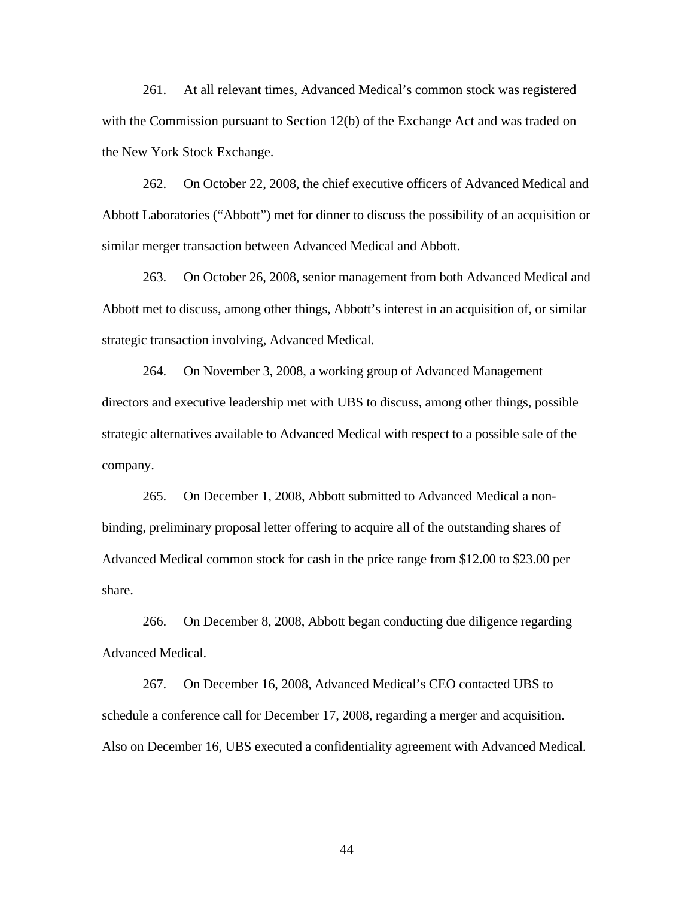261. At all relevant times, Advanced Medical's common stock was registered with the Commission pursuant to Section 12(b) of the Exchange Act and was traded on the New York Stock Exchange.

262. On October 22, 2008, the chief executive officers of Advanced Medical and Abbott Laboratories ("Abbott") met for dinner to discuss the possibility of an acquisition or similar merger transaction between Advanced Medical and Abbott.

263. On October 26, 2008, senior management from both Advanced Medical and Abbott met to discuss, among other things, Abbott's interest in an acquisition of, or similar strategic transaction involving, Advanced Medical.

264. On November 3, 2008, a working group of Advanced Management directors and executive leadership met with UBS to discuss, among other things, possible strategic alternatives available to Advanced Medical with respect to a possible sale of the company.

265. On December 1, 2008, Abbott submitted to Advanced Medical a non-binding, preliminary proposal letter offering to acquire all of the outstanding shares of Advanced Medical common stock for cash in the price range from $12.00 to $23.00 per share.

266. On December 8, 2008, Abbott began conducting due diligence regarding Advanced Medical.

267. On December 16, 2008, Advanced Medical's CEO contacted UBS to schedule a conference call for December 17, 2008, regarding a merger and acquisition. Also on December 16, UBS executed a confidentiality agreement with Advanced Medical.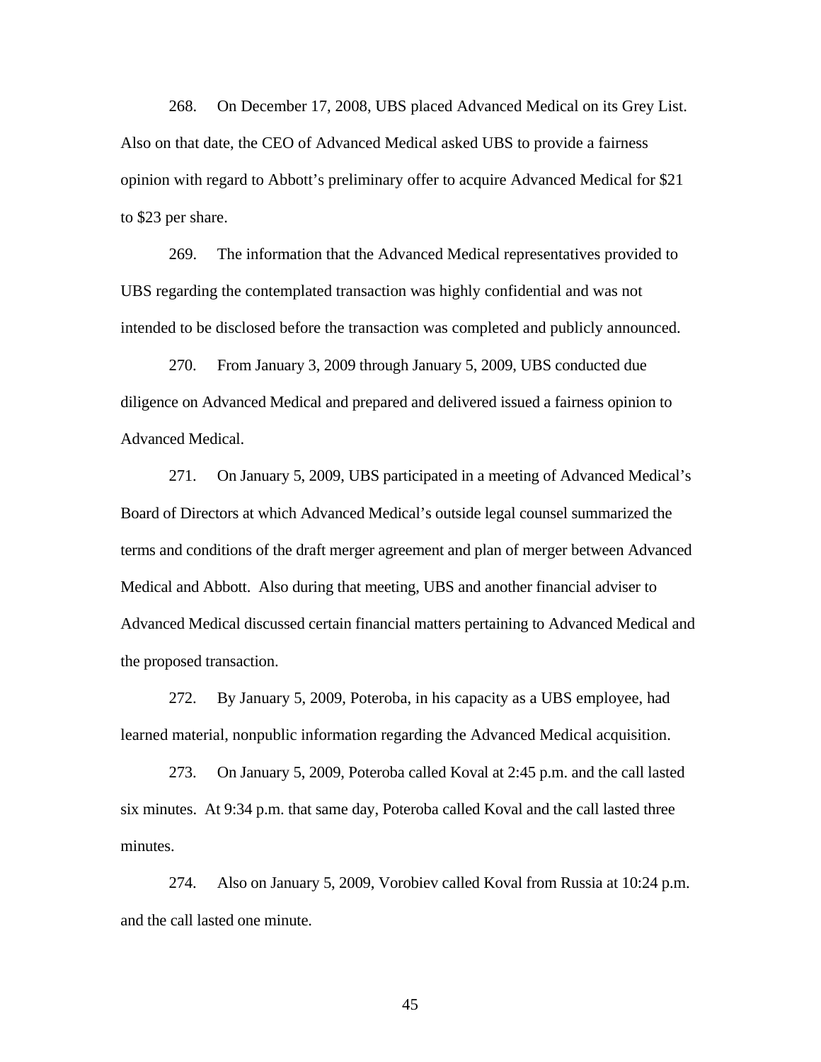268. On December 17, 2008, UBS placed Advanced Medical on its Grey List. Also on that date, the CEO of Advanced Medical asked UBS to provide a fairness opinion with regard to Abbott's preliminary offer to acquire Advanced Medical for $21 to $23 per share.

269. The information that the Advanced Medical representatives provided to UBS regarding the contemplated transaction was highly confidential and was not intended to be disclosed before the transaction was completed and publicly announced.

270. From January 3, 2009 through January 5, 2009, UBS conducted due diligence on Advanced Medical and prepared and delivered issued a fairness opinion to Advanced Medical.

271. On January 5, 2009, UBS participated in a meeting of Advanced Medical's Board of Directors at which Advanced Medical's outside legal counsel summarized the terms and conditions of the draft merger agreement and plan of merger between Advanced Medical and Abbott. Also during that meeting, UBS and another financial adviser to Advanced Medical discussed certain financial matters pertaining to Advanced Medical and the proposed transaction.

272. By January 5, 2009, Poteroba, in his capacity as a UBS employee, had learned material, nonpublic information regarding the Advanced Medical acquisition.

273. On January 5, 2009, Poteroba called Koval at 2:45 p.m. and the call lasted six minutes. At 9:34 p.m. that same day, Poteroba called Koval and the call lasted three minutes.

274. Also on January 5, 2009, Vorobiev called Koval from Russia at 10:24 p.m. and the call lasted one minute.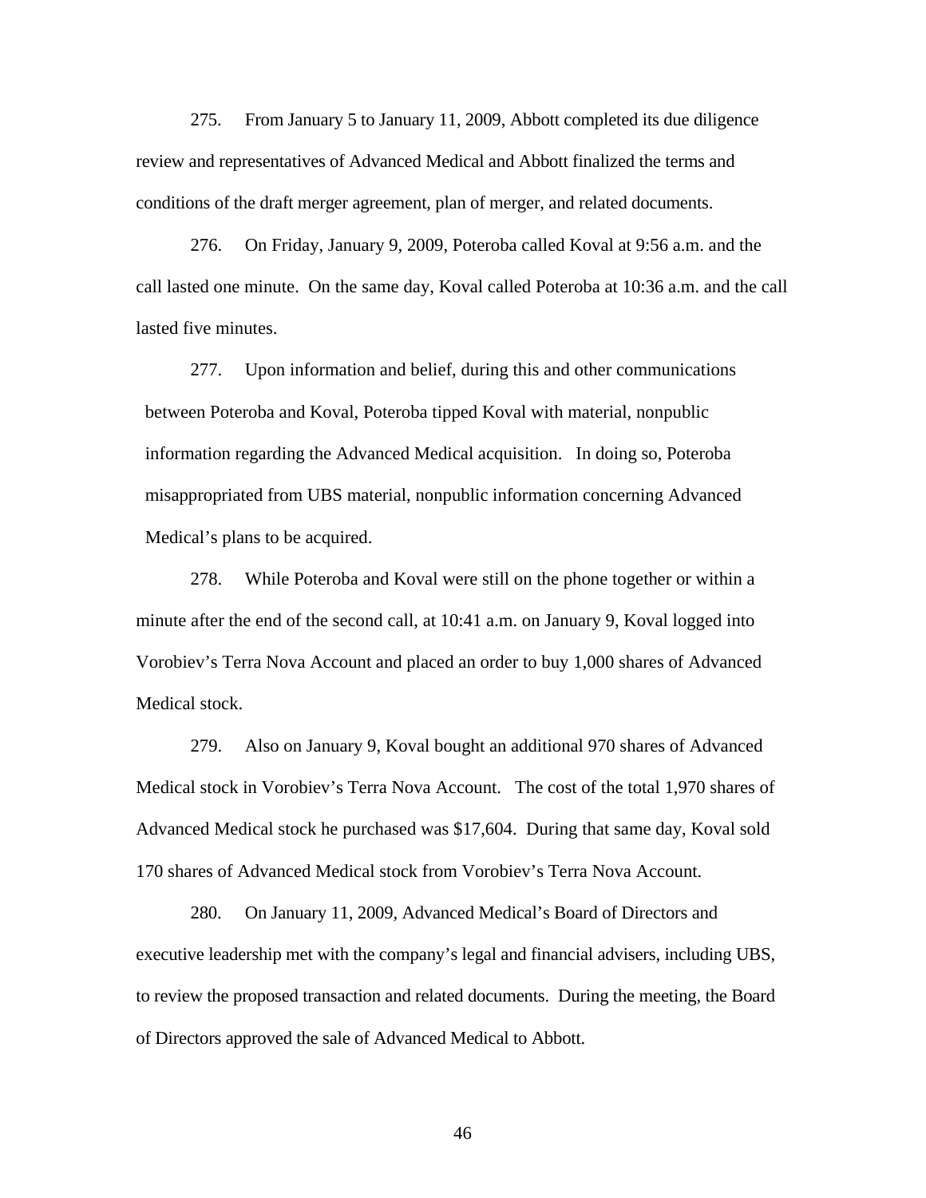275. From January 5 to January 11, 2009, Abbott completed its due diligence review and representatives of Advanced Medical and Abbott finalized the terms and conditions of the draft merger agreement, plan of merger, and related documents.

276. On Friday, January 9, 2009, Poteroba called Koval at 9:56 a.m. and the call lasted one minute. On the same day, Koval called Poteroba at 10:36 a.m. and the call lasted five minutes.

277. Upon information and belief, during this and other communications between Poteroba and Koval, Poteroba tipped Koval with material, nonpublic information regarding the Advanced Medical acquisition. In doing so, Poteroba misappropriated from UBS material, nonpublic information concerning Advanced Medical's plans to be acquired.

278. While Poteroba and Koval were still on the phone together or within a minute after the end of the second call, at 10:41 a.m. on January 9, Koval logged into Vorobiev's Terra Nova Account and placed an order to buy 1,000 shares of Advanced Medical stock.

279. Also on January 9, Koval bought an additional 970 shares of Advanced Medical stock in Vorobiev's Terra Nova Account. The cost of the total 1,970 shares of Advanced Medical stock he purchased was $17,604. During that same day, Koval sold 170 shares of Advanced Medical stock from Vorobiev's Terra Nova Account.

280. On January 11, 2009, Advanced Medical's Board of Directors and executive leadership met with the company's legal and financial advisers, including UBS, to review the proposed transaction and related documents. During the meeting, the Board of Directors approved the sale of Advanced Medical to Abbott.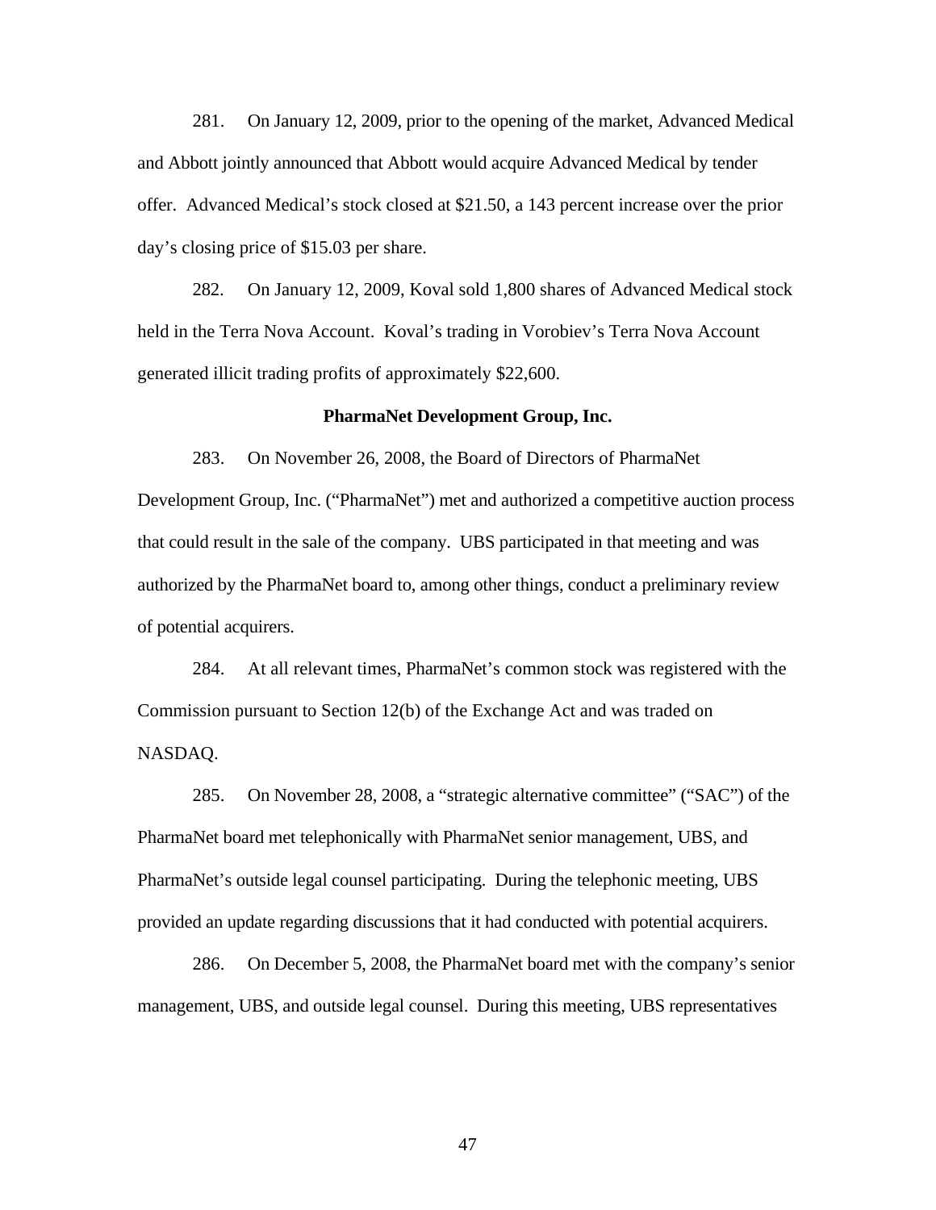281. On January 12, 2009, prior to the opening of the market, Advanced Medical and Abbott jointly announced that Abbott would acquire Advanced Medical by tender offer. Advanced Medical's stock closed at $21.50, a 143 percent increase over the prior day's closing price of $15.03 per share.

282. On January 12, 2009, Koval sold 1,800 shares of Advanced Medical stock held in the Terra Nova Account. Koval's trading in Vorobiev's Terra Nova Account generated illicit trading profits of approximately $22,600.

**PharmaNet Development Group, Inc.**

283. On November 26, 2008, the Board of Directors of PharmaNet Development Group, Inc. ("PharmaNet") met and authorized a competitive auction process that could result in the sale of the company. UBS participated in that meeting and was authorized by the PharmaNet board to, among other things, conduct a preliminary review of potential acquirers.

284. At all relevant times, PharmaNet's common stock was registered with the Commission pursuant to Section 12(b) of the Exchange Act and was traded on NASDAQ.

285. On November 28, 2008, a "strategic alternative committee" ("SAC") of the PharmaNet board met telephonically with PharmaNet senior management, UBS, and PharmaNet's outside legal counsel participating. During the telephonic meeting, UBS provided an update regarding discussions that it had conducted with potential acquirers.

286. On December 5, 2008, the PharmaNet board met with the company's senior management, UBS, and outside legal counsel. During this meeting, UBS representatives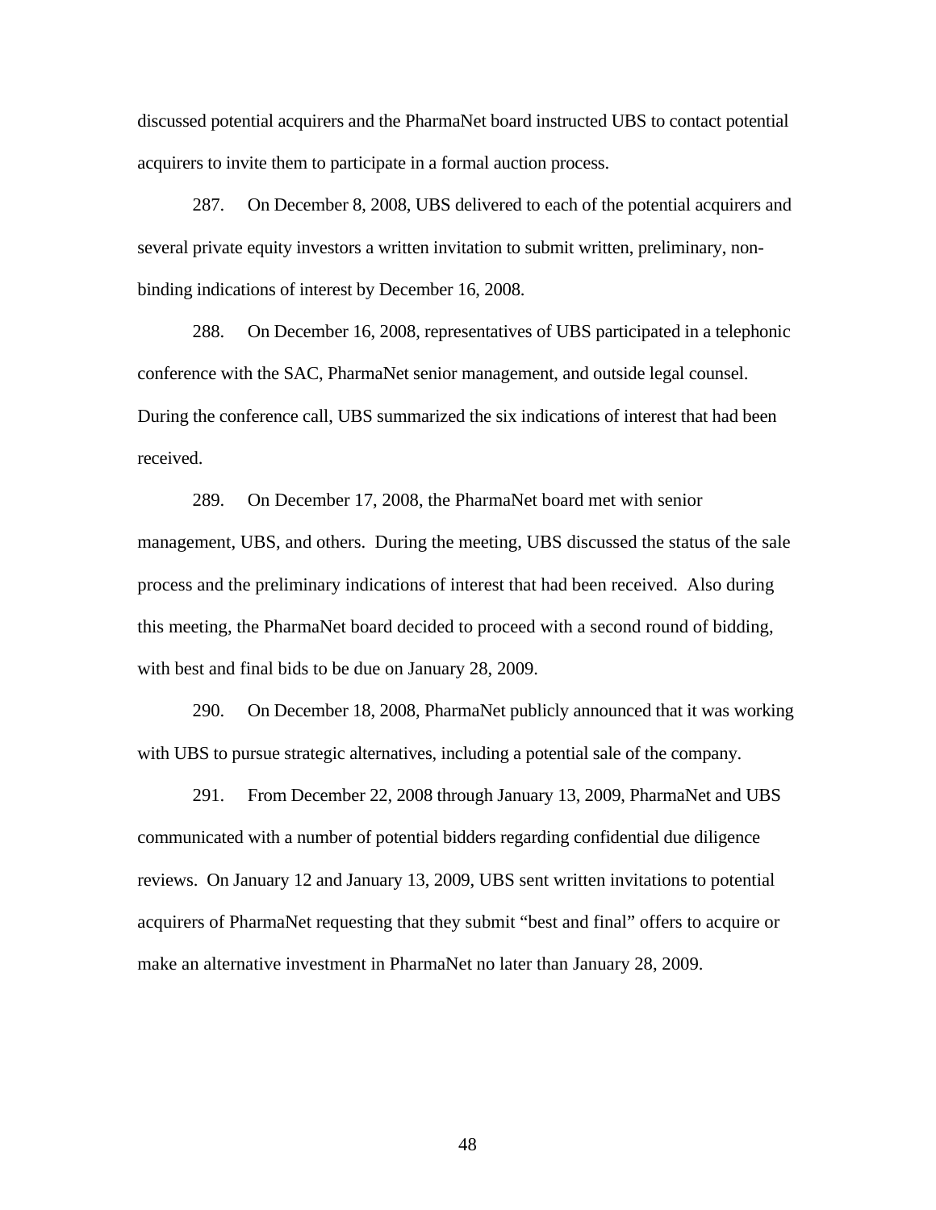discussed potential acquirers and the PharmaNet board instructed UBS to contact potential acquirers to invite them to participate in a formal auction process.

287. On December 8, 2008, UBS delivered to each of the potential acquirers and several private equity investors a written invitation to submit written, preliminary, non-binding indications of interest by December 16, 2008.

288. On December 16, 2008, representatives of UBS participated in a telephonic conference with the SAC, PharmaNet senior management, and outside legal counsel. During the conference call, UBS summarized the six indications of interest that had been received.

289. On December 17, 2008, the PharmaNet board met with senior management, UBS, and others. During the meeting, UBS discussed the status of the sale process and the preliminary indications of interest that had been received. Also during this meeting, the PharmaNet board decided to proceed with a second round of bidding, with best and final bids to be due on January 28, 2009.

290. On December 18, 2008, PharmaNet publicly announced that it was working with UBS to pursue strategic alternatives, including a potential sale of the company.

291. From December 22, 2008 through January 13, 2009, PharmaNet and UBS communicated with a number of potential bidders regarding confidential due diligence reviews. On January 12 and January 13, 2009, UBS sent written invitations to potential acquirers of PharmaNet requesting that they submit "best and final" offers to acquire or make an alternative investment in PharmaNet no later than January 28, 2009.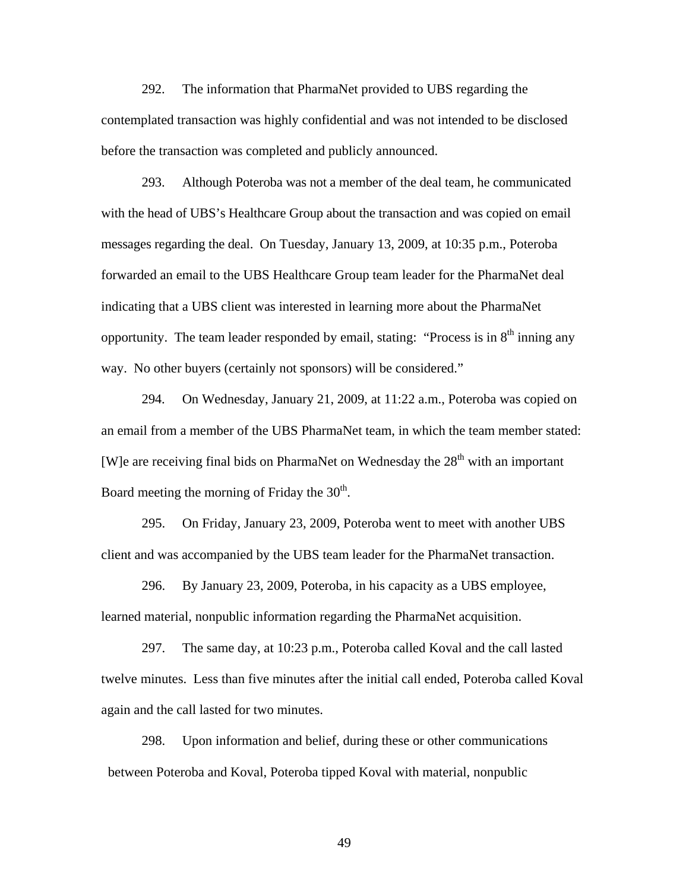292. The information that PharmaNet provided to UBS regarding the contemplated transaction was highly confidential and was not intended to be disclosed before the transaction was completed and publicly announced.

293. Although Poteroba was not a member of the deal team, he communicated with the head of UBS's Healthcare Group about the transaction and was copied on email messages regarding the deal. On Tuesday, January 13, 2009, at 10:35 p.m., Poteroba forwarded an email to the UBS Healthcare Group team leader for the PharmaNet deal indicating that a UBS client was interested in learning more about the PharmaNet opportunity. The team leader responded by email, stating: "Process is in 8th inning any way. No other buyers (certainly not sponsors) will be considered."

294. On Wednesday, January 21, 2009, at 11:22 a.m., Poteroba was copied on an email from a member of the UBS PharmaNet team, in which the team member stated: [W]e are receiving final bids on PharmaNet on Wednesday the 28th with an important Board meeting the morning of Friday the 30th.

295. On Friday, January 23, 2009, Poteroba went to meet with another UBS client and was accompanied by the UBS team leader for the PharmaNet transaction.

296. By January 23, 2009, Poteroba, in his capacity as a UBS employee, learned material, nonpublic information regarding the PharmaNet acquisition.

297. The same day, at 10:23 p.m., Poteroba called Koval and the call lasted twelve minutes. Less than five minutes after the initial call ended, Poteroba called Koval again and the call lasted for two minutes.

298. Upon information and belief, during these or other communications between Poteroba and Koval, Poteroba tipped Koval with material, nonpublic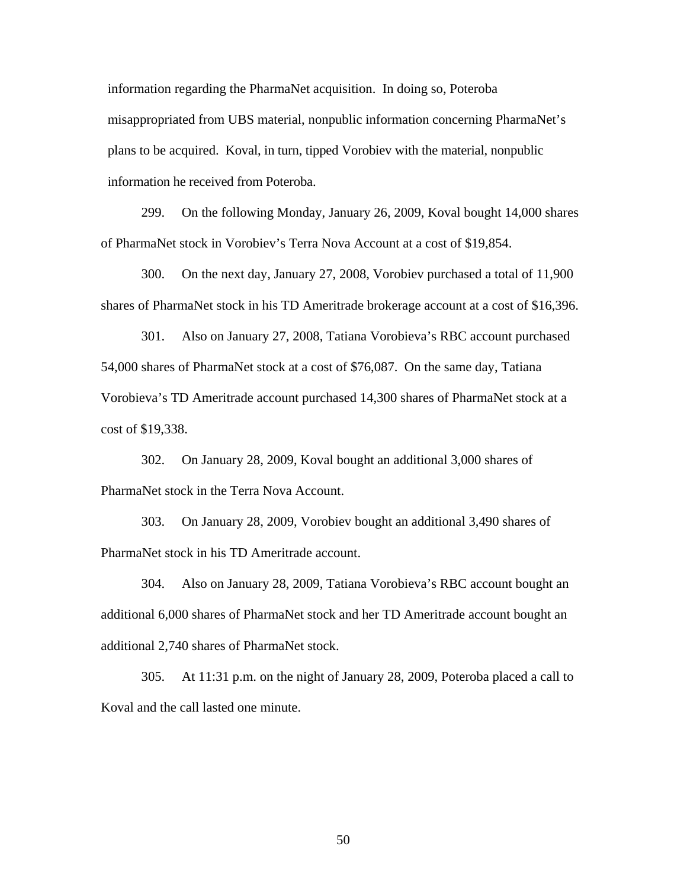information regarding the PharmaNet acquisition. In doing so, Poteroba misappropriated from UBS material, nonpublic information concerning PharmaNet's plans to be acquired. Koval, in turn, tipped Vorobiev with the material, nonpublic information he received from Poteroba.

299. On the following Monday, January 26, 2009, Koval bought 14,000 shares of PharmaNet stock in Vorobiev's Terra Nova Account at a cost of $19,854.

300. On the next day, January 27, 2008, Vorobiev purchased a total of 11,900 shares of PharmaNet stock in his TD Ameritrade brokerage account at a cost of $16,396.

301. Also on January 27, 2008, Tatiana Vorobieva's RBC account purchased 54,000 shares of PharmaNet stock at a cost of $76,087. On the same day, Tatiana Vorobieva's TD Ameritrade account purchased 14,300 shares of PharmaNet stock at a cost of $19,338.

302. On January 28, 2009, Koval bought an additional 3,000 shares of PharmaNet stock in the Terra Nova Account.

303. On January 28, 2009, Vorobiev bought an additional 3,490 shares of PharmaNet stock in his TD Ameritrade account.

304. Also on January 28, 2009, Tatiana Vorobieva's RBC account bought an additional 6,000 shares of PharmaNet stock and her TD Ameritrade account bought an additional 2,740 shares of PharmaNet stock.

305. At 11:31 p.m. on the night of January 28, 2009, Poteroba placed a call to Koval and the call lasted one minute.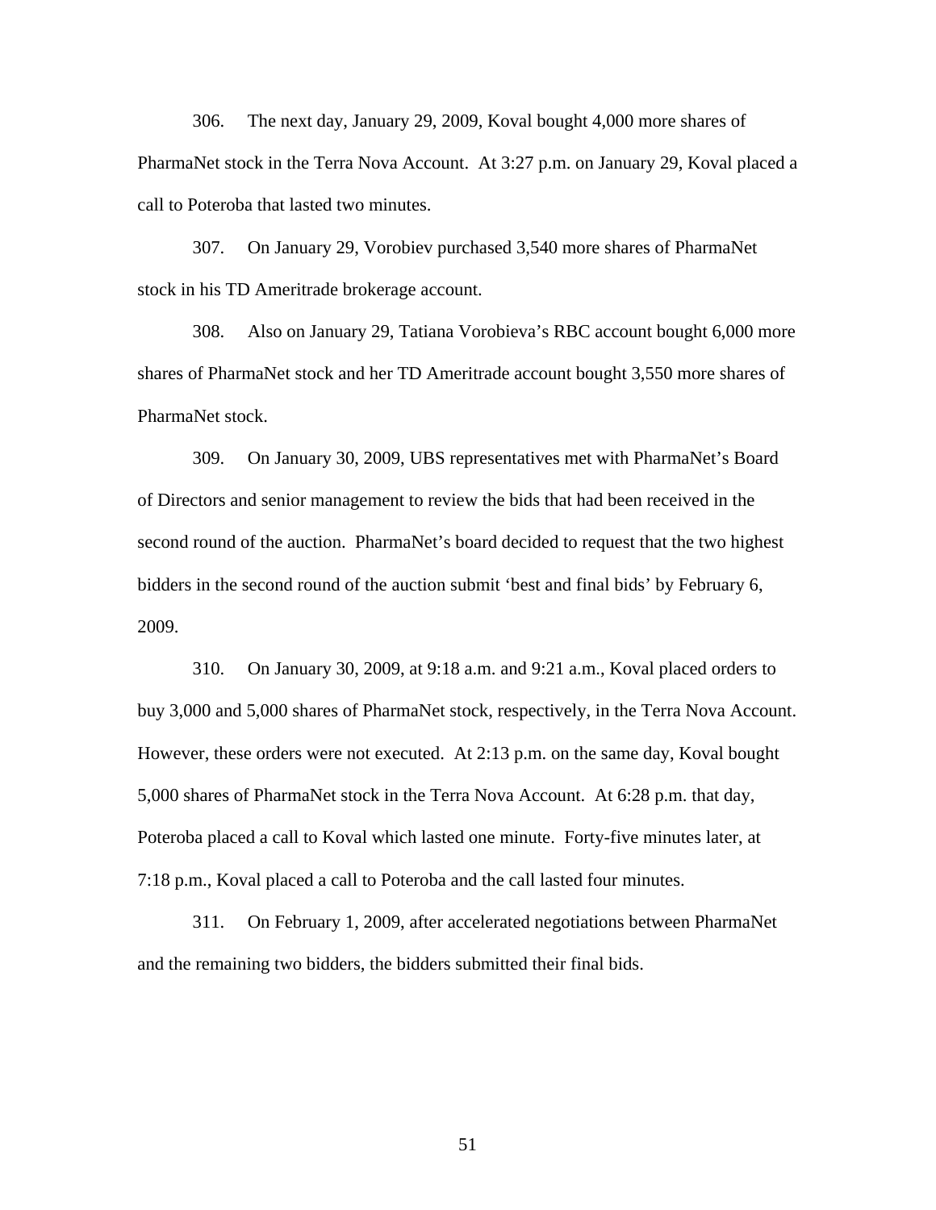306. The next day, January 29, 2009, Koval bought 4,000 more shares of PharmaNet stock in the Terra Nova Account. At 3:27 p.m. on January 29, Koval placed a call to Poteroba that lasted two minutes.

307. On January 29, Vorobiev purchased 3,540 more shares of PharmaNet stock in his TD Ameritrade brokerage account.

308. Also on January 29, Tatiana Vorobieva's RBC account bought 6,000 more shares of PharmaNet stock and her TD Ameritrade account bought 3,550 more shares of PharmaNet stock.

309. On January 30, 2009, UBS representatives met with PharmaNet's Board of Directors and senior management to review the bids that had been received in the second round of the auction. PharmaNet's board decided to request that the two highest bidders in the second round of the auction submit 'best and final bids' by February 6, 2009.

310. On January 30, 2009, at 9:18 a.m. and 9:21 a.m., Koval placed orders to buy 3,000 and 5,000 shares of PharmaNet stock, respectively, in the Terra Nova Account. However, these orders were not executed. At 2:13 p.m. on the same day, Koval bought 5,000 shares of PharmaNet stock in the Terra Nova Account. At 6:28 p.m. that day, Poteroba placed a call to Koval which lasted one minute. Forty-five minutes later, at 7:18 p.m., Koval placed a call to Poteroba and the call lasted four minutes.

311. On February 1, 2009, after accelerated negotiations between PharmaNet and the remaining two bidders, the bidders submitted their final bids.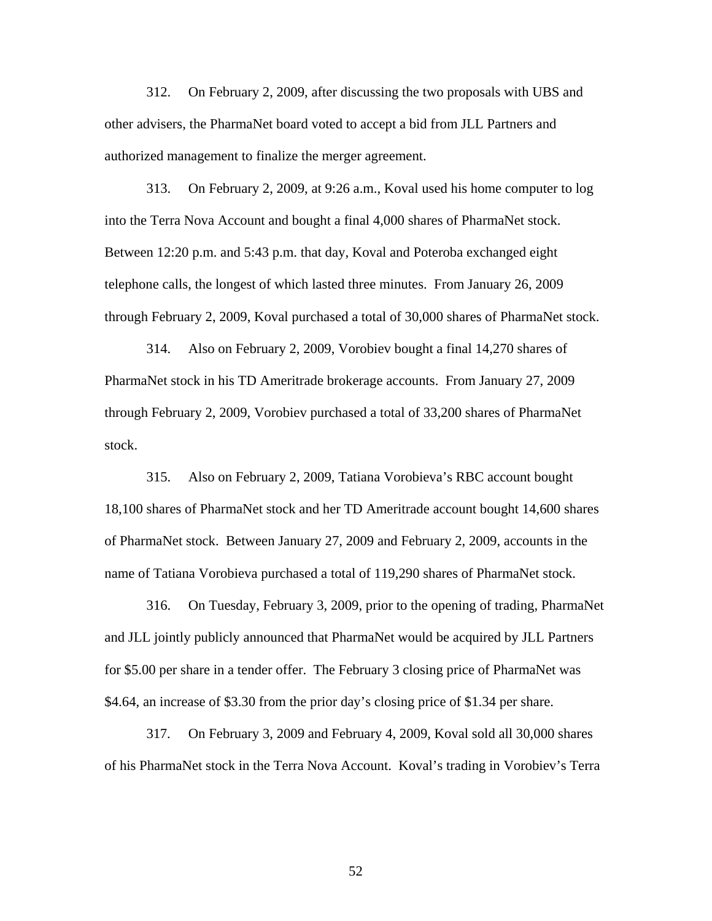312. On February 2, 2009, after discussing the two proposals with UBS and other advisers, the PharmaNet board voted to accept a bid from JLL Partners and authorized management to finalize the merger agreement.

313. On February 2, 2009, at 9:26 a.m., Koval used his home computer to log into the Terra Nova Account and bought a final 4,000 shares of PharmaNet stock. Between 12:20 p.m. and 5:43 p.m. that day, Koval and Poteroba exchanged eight telephone calls, the longest of which lasted three minutes. From January 26, 2009 through February 2, 2009, Koval purchased a total of 30,000 shares of PharmaNet stock.

314. Also on February 2, 2009, Vorobiev bought a final 14,270 shares of PharmaNet stock in his TD Ameritrade brokerage accounts. From January 27, 2009 through February 2, 2009, Vorobiev purchased a total of 33,200 shares of PharmaNet stock.

315. Also on February 2, 2009, Tatiana Vorobieva's RBC account bought 18,100 shares of PharmaNet stock and her TD Ameritrade account bought 14,600 shares of PharmaNet stock. Between January 27, 2009 and February 2, 2009, accounts in the name of Tatiana Vorobieva purchased a total of 119,290 shares of PharmaNet stock.

316. On Tuesday, February 3, 2009, prior to the opening of trading, PharmaNet and JLL jointly publicly announced that PharmaNet would be acquired by JLL Partners for $5.00 per share in a tender offer. The February 3 closing price of PharmaNet was $4.64, an increase of $3.30 from the prior day's closing price of $1.34 per share.

317. On February 3, 2009 and February 4, 2009, Koval sold all 30,000 shares of his PharmaNet stock in the Terra Nova Account. Koval's trading in Vorobiev's Terra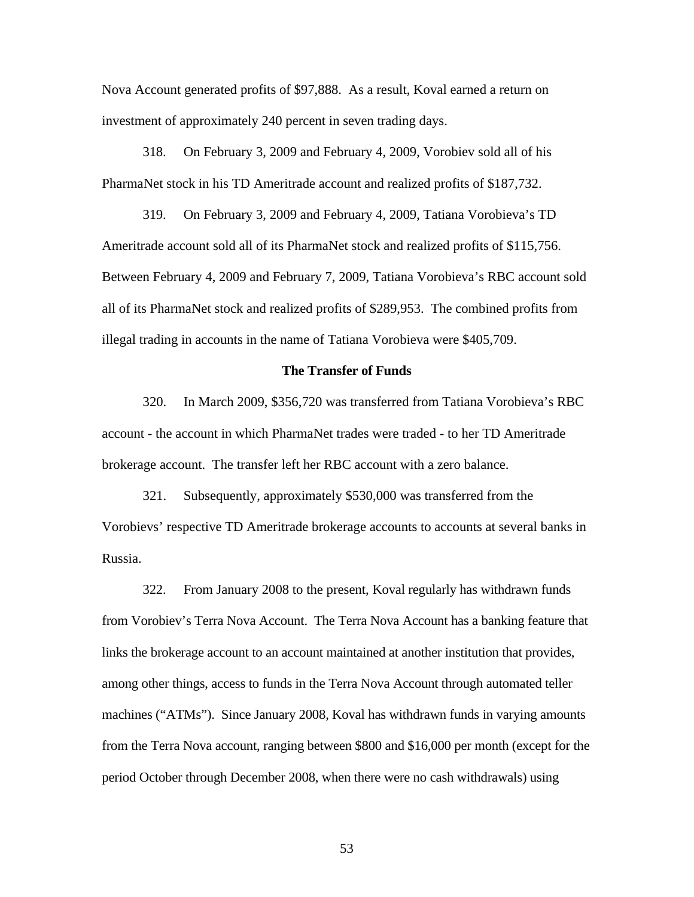Nova Account generated profits of $97,888. As a result, Koval earned a return on investment of approximately 240 percent in seven trading days.

318. On February 3, 2009 and February 4, 2009, Vorobiev sold all of his PharmaNet stock in his TD Ameritrade account and realized profits of $187,732.

319. On February 3, 2009 and February 4, 2009, Tatiana Vorobieva's TD Ameritrade account sold all of its PharmaNet stock and realized profits of $115,756. Between February 4, 2009 and February 7, 2009, Tatiana Vorobieva's RBC account sold all of its PharmaNet stock and realized profits of $289,953. The combined profits from illegal trading in accounts in the name of Tatiana Vorobieva were $405,709.

**The Transfer of Funds**

320. In March 2009, $356,720 was transferred from Tatiana Vorobieva's RBC account - the account in which PharmaNet trades were traded - to her TD Ameritrade brokerage account. The transfer left her RBC account with a zero balance.

321. Subsequently, approximately $530,000 was transferred from the Vorobievs' respective TD Ameritrade brokerage accounts to accounts at several banks in Russia.

322. From January 2008 to the present, Koval regularly has withdrawn funds from Vorobiev's Terra Nova Account. The Terra Nova Account has a banking feature that links the brokerage account to an account maintained at another institution that provides, among other things, access to funds in the Terra Nova Account through automated teller machines ("ATMs"). Since January 2008, Koval has withdrawn funds in varying amounts from the Terra Nova account, ranging between $800 and $16,000 per month (except for the period October through December 2008, when there were no cash withdrawals) using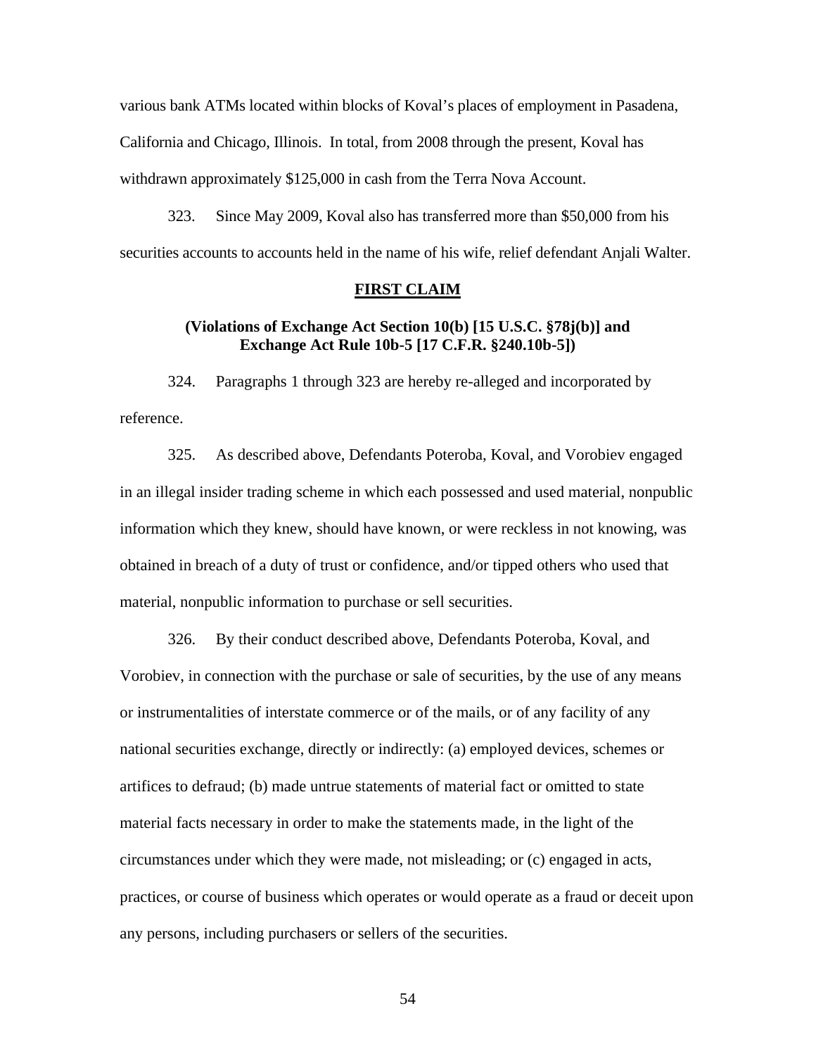various bank ATMs located within blocks of Koval's places of employment in Pasadena, California and Chicago, Illinois. In total, from 2008 through the present, Koval has withdrawn approximately $125,000 in cash from the Terra Nova Account.

323. Since May 2009, Koval also has transferred more than $50,000 from his securities accounts to accounts held in the name of his wife, relief defendant Anjali Walter.

**FIRST CLAIM**

**(Violations of Exchange Act Section 10(b) [15 U.S.C. §78j(b)] and Exchange Act Rule 10b-5 [17 C.F.R. §240.10b-5])**

324. Paragraphs 1 through 323 are hereby re-alleged and incorporated by reference.

325. As described above, Defendants Poteroba, Koval, and Vorobiev engaged in an illegal insider trading scheme in which each possessed and used material, nonpublic information which they knew, should have known, or were reckless in not knowing, was obtained in breach of a duty of trust or confidence, and/or tipped others who used that material, nonpublic information to purchase or sell securities.

326. By their conduct described above, Defendants Poteroba, Koval, and Vorobiev, in connection with the purchase or sale of securities, by the use of any means or instrumentalities of interstate commerce or of the mails, or of any facility of any national securities exchange, directly or indirectly: (a) employed devices, schemes or artifices to defraud; (b) made untrue statements of material fact or omitted to state material facts necessary in order to make the statements made, in the light of the circumstances under which they were made, not misleading; or (c) engaged in acts, practices, or course of business which operates or would operate as a fraud or deceit upon any persons, including purchasers or sellers of the securities.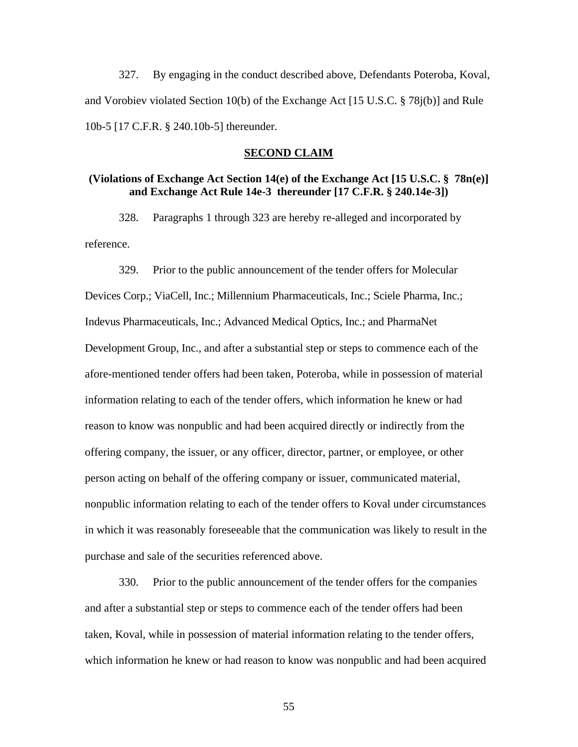327. By engaging in the conduct described above, Defendants Poteroba, Koval, and Vorobiev violated Section 10(b) of the Exchange Act [15 U.S.C. § 78j(b)] and Rule 10b-5 [17 C.F.R. § 240.10b-5] thereunder.

## SECOND CLAIM

### (Violations of Exchange Act Section 14(e) of the Exchange Act [15 U.S.C. § 78n(e)] and Exchange Act Rule 14e-3 thereunder [17 C.F.R. § 240.14e-3])

328. Paragraphs 1 through 323 are hereby re-alleged and incorporated by reference.

329. Prior to the public announcement of the tender offers for Molecular Devices Corp.; ViaCell, Inc.; Millennium Pharmaceuticals, Inc.; Sciele Pharma, Inc.; Indevus Pharmaceuticals, Inc.; Advanced Medical Optics, Inc.; and PharmaNet Development Group, Inc., and after a substantial step or steps to commence each of the afore-mentioned tender offers had been taken, Poteroba, while in possession of material information relating to each of the tender offers, which information he knew or had reason to know was nonpublic and had been acquired directly or indirectly from the offering company, the issuer, or any officer, director, partner, or employee, or other person acting on behalf of the offering company or issuer, communicated material, nonpublic information relating to each of the tender offers to Koval under circumstances in which it was reasonably foreseeable that the communication was likely to result in the purchase and sale of the securities referenced above.

330. Prior to the public announcement of the tender offers for the companies and after a substantial step or steps to commence each of the tender offers had been taken, Koval, while in possession of material information relating to the tender offers, which information he knew or had reason to know was nonpublic and had been acquired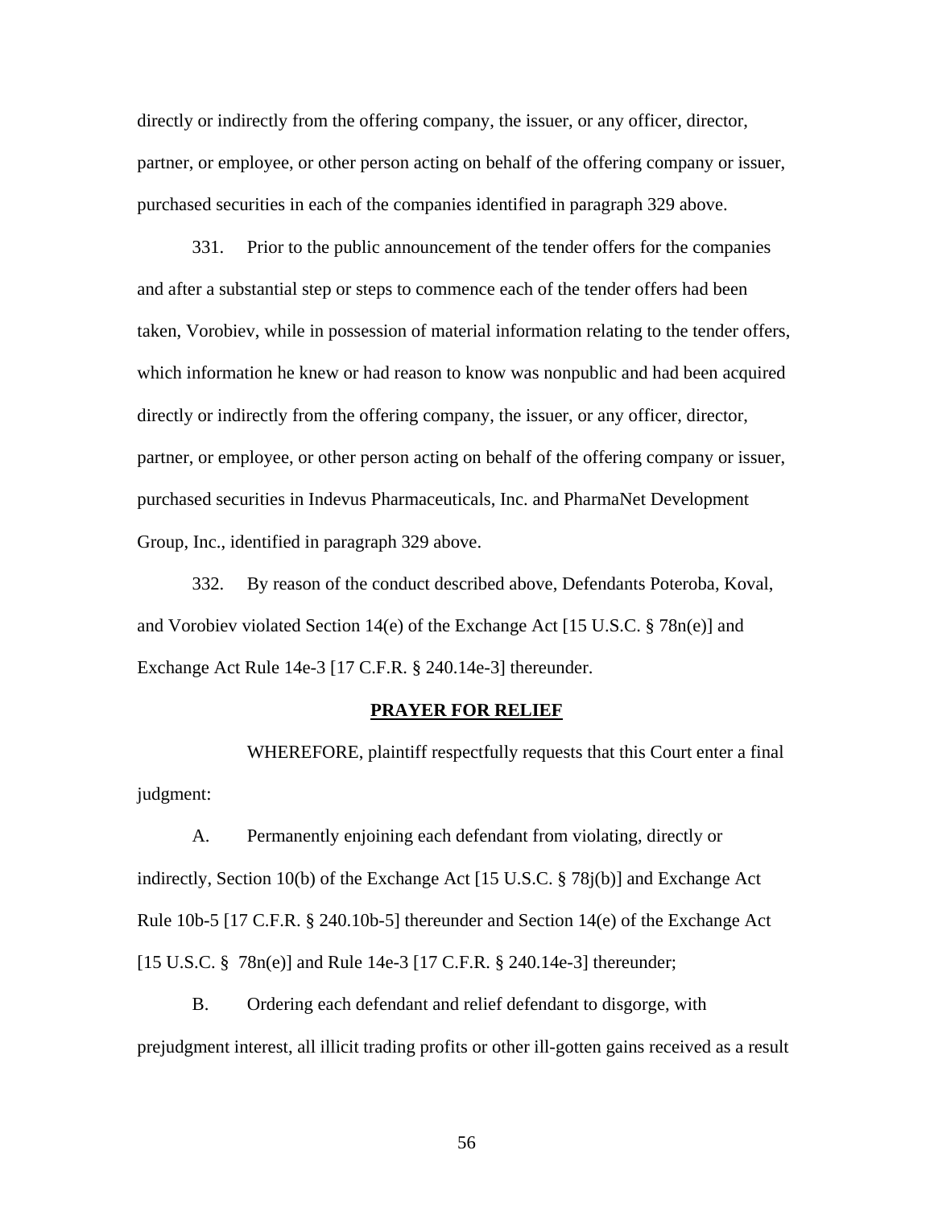directly or indirectly from the offering company, the issuer, or any officer, director, partner, or employee, or other person acting on behalf of the offering company or issuer, purchased securities in each of the companies identified in paragraph 329 above.

331. Prior to the public announcement of the tender offers for the companies and after a substantial step or steps to commence each of the tender offers had been taken, Vorobiev, while in possession of material information relating to the tender offers, which information he knew or had reason to know was nonpublic and had been acquired directly or indirectly from the offering company, the issuer, or any officer, director, partner, or employee, or other person acting on behalf of the offering company or issuer, purchased securities in Indevus Pharmaceuticals, Inc. and PharmaNet Development Group, Inc., identified in paragraph 329 above.

332. By reason of the conduct described above, Defendants Poteroba, Koval, and Vorobiev violated Section 14(e) of the Exchange Act [15 U.S.C. § 78n(e)] and Exchange Act Rule 14e-3 [17 C.F.R. § 240.14e-3] thereunder.

## PRAYER FOR RELIEF

WHEREFORE, plaintiff respectfully requests that this Court enter a final judgment:

A. Permanently enjoining each defendant from violating, directly or indirectly, Section 10(b) of the Exchange Act [15 U.S.C. § 78j(b)] and Exchange Act Rule 10b-5 [17 C.F.R. § 240.10b-5] thereunder and Section 14(e) of the Exchange Act [15 U.S.C. § 78n(e)] and Rule 14e-3 [17 C.F.R. § 240.14e-3] thereunder;

B. Ordering each defendant and relief defendant to disgorge, with prejudgment interest, all illicit trading profits or other ill-gotten gains received as a result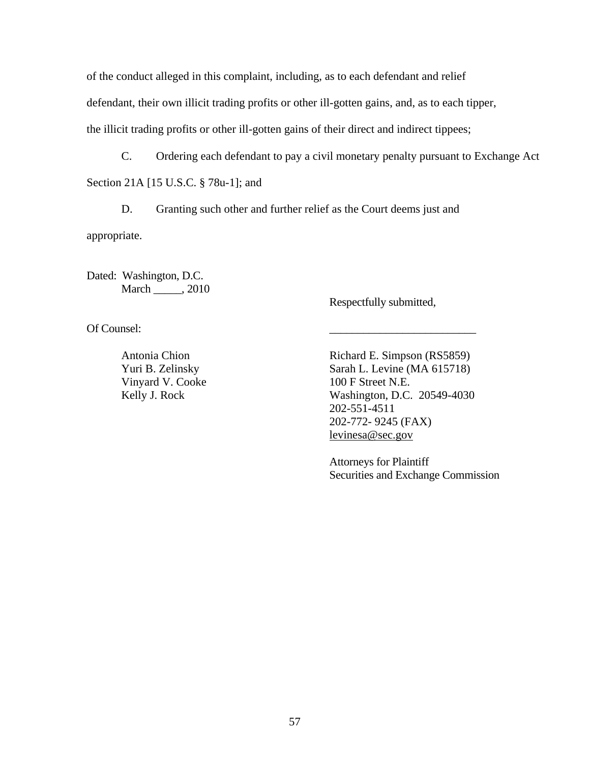of the conduct alleged in this complaint, including, as to each defendant and relief defendant, their own illicit trading profits or other ill-gotten gains, and, as to each tipper, the illicit trading profits or other ill-gotten gains of their direct and indirect tippees;

C. Ordering each defendant to pay a civil monetary penalty pursuant to Exchange Act Section 21A [15 U.S.C. § 78u-1]; and

D. Granting such other and further relief as the Court deems just and appropriate.

Dated: Washington, D.C.
March _____, 2010

Respectfully submitted,

__________________________

Richard E. Simpson (RS5859)
Sarah L. Levine (MA 615718)
100 F Street N.E.
Washington, D.C. 20549-4030
202-551-4511
202-772- 9245 (FAX)
levinesa@sec.gov

Attorneys for Plaintiff
Securities and Exchange Commission

Of Counsel:

Antonia Chion
Yuri B. Zelinsky
Vinyard V. Cooke
Kelly J. Rock